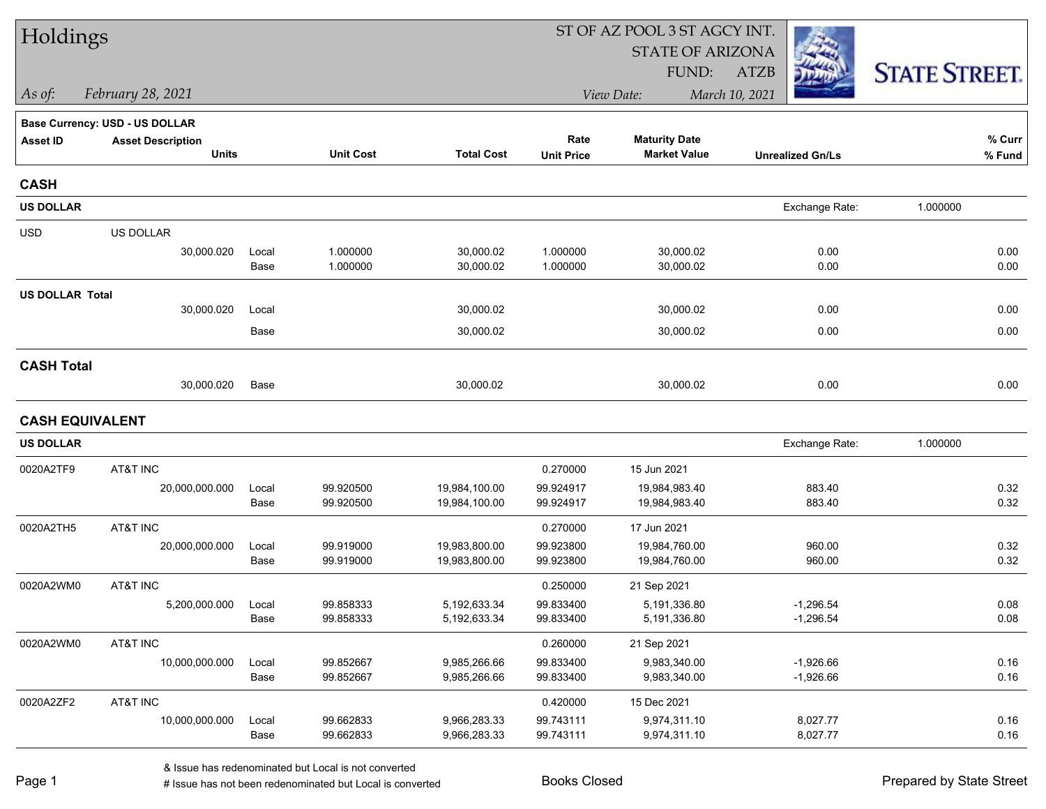# Holdings

ST OF AZ POOL 3 ST AGCY INT.
STATE OF ARIZONA
FUND: ATZB

*As of: February 28, 2021*

*View Date: March 10, 2021*

STATE STREET.

**Base Currency: USD - US DOLLAR**

| Asset ID | Asset Description / Units | | Unit Cost | Total Cost | Rate / Unit Price | Maturity Date / Market Value | Unrealized Gn/Ls | % Curr / % Fund |
|---|---|---|---|---|---|---|---|---|
| **CASH** | | | | | | | | |
| **US DOLLAR** | | | | | | | Exchange Rate: 1.000000 | |
| USD | US DOLLAR | | | | | | | |
| | 30,000.020 | Local | 1.000000 | 30,000.02 | 1.000000 | 30,000.02 | 0.00 | 0.00 |
| | | Base | 1.000000 | 30,000.02 | 1.000000 | 30,000.02 | 0.00 | 0.00 |
| **US DOLLAR Total** | | | | | | | | |
| | 30,000.020 | Local | | 30,000.02 | | 30,000.02 | 0.00 | 0.00 |
| | | Base | | 30,000.02 | | 30,000.02 | 0.00 | 0.00 |
| **CASH Total** | | | | | | | | |
| | 30,000.020 | Base | | 30,000.02 | | 30,000.02 | 0.00 | 0.00 |
| **CASH EQUIVALENT** | | | | | | | | |
| **US DOLLAR** | | | | | | | Exchange Rate: 1.000000 | |
| 0020A2TF9 | AT&T INC | | | | 0.270000 | 15 Jun 2021 | | |
| | 20,000,000.000 | Local | 99.920500 | 19,984,100.00 | 99.924917 | 19,984,983.40 | 883.40 | 0.32 |
| | | Base | 99.920500 | 19,984,100.00 | 99.924917 | 19,984,983.40 | 883.40 | 0.32 |
| 0020A2TH5 | AT&T INC | | | | 0.270000 | 17 Jun 2021 | | |
| | 20,000,000.000 | Local | 99.919000 | 19,983,800.00 | 99.923800 | 19,984,760.00 | 960.00 | 0.32 |
| | | Base | 99.919000 | 19,983,800.00 | 99.923800 | 19,984,760.00 | 960.00 | 0.32 |
| 0020A2WM0 | AT&T INC | | | | 0.250000 | 21 Sep 2021 | | |
| | 5,200,000.000 | Local | 99.858333 | 5,192,633.34 | 99.833400 | 5,191,336.80 | -1,296.54 | 0.08 |
| | | Base | 99.858333 | 5,192,633.34 | 99.833400 | 5,191,336.80 | -1,296.54 | 0.08 |
| 0020A2WM0 | AT&T INC | | | | 0.260000 | 21 Sep 2021 | | |
| | 10,000,000.000 | Local | 99.852667 | 9,985,266.66 | 99.833400 | 9,983,340.00 | -1,926.66 | 0.16 |
| | | Base | 99.852667 | 9,985,266.66 | 99.833400 | 9,983,340.00 | -1,926.66 | 0.16 |
| 0020A2ZF2 | AT&T INC | | | | 0.420000 | 15 Dec 2021 | | |
| | 10,000,000.000 | Local | 99.662833 | 9,966,283.33 | 99.743111 | 9,974,311.10 | 8,027.77 | 0.16 |
| | | Base | 99.662833 | 9,966,283.33 | 99.743111 | 9,974,311.10 | 8,027.77 | 0.16 |

& Issue has redenominated but Local is not converted

# Issue has not been redenominated but Local is converted

Books Closed

Prepared by State Street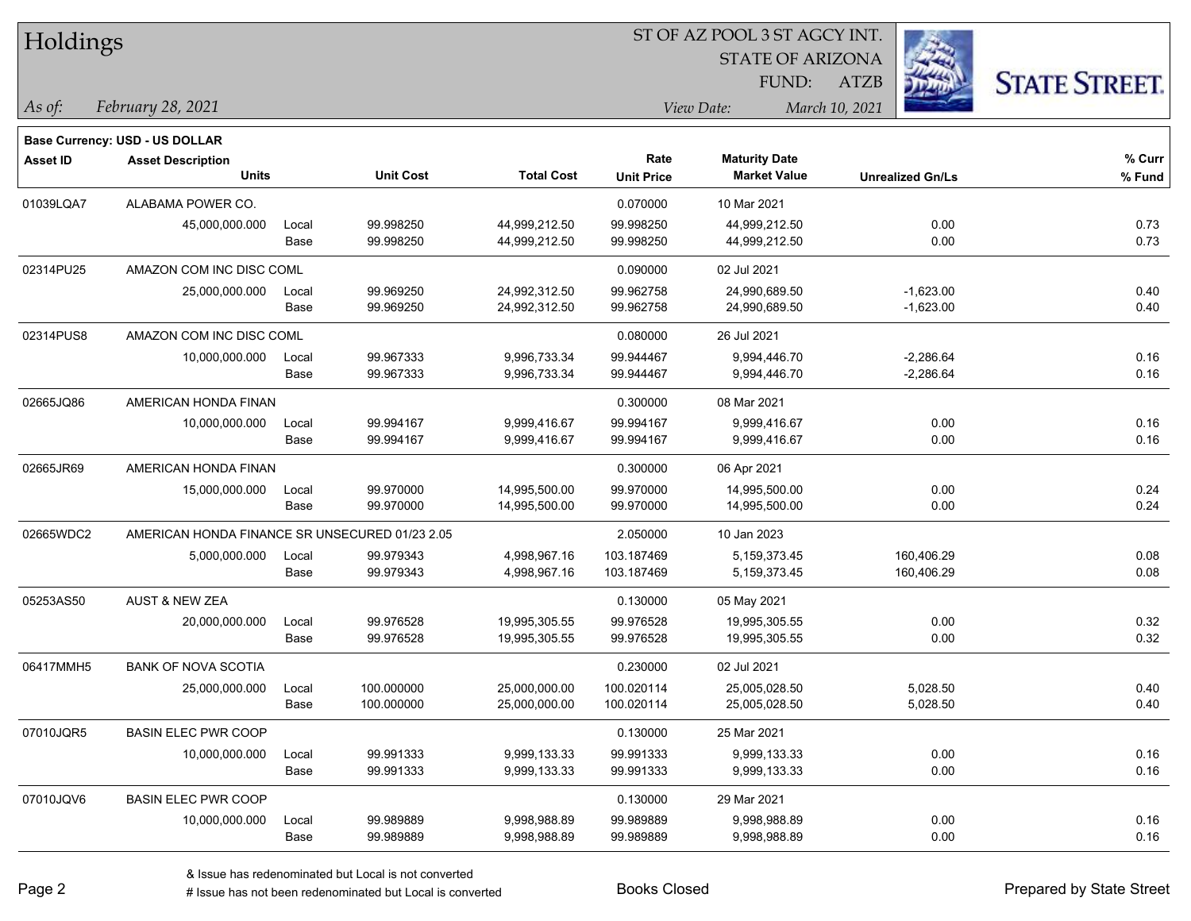# Holdings

ST OF AZ POOL 3 ST AGCY INT.
STATE OF ARIZONA
FUND: ATZB

*As of:* *February 28, 2021*

*View Date:* *March 10, 2021*

**Base Currency: USD - US DOLLAR**

| Asset ID | Asset Description / Units | | Unit Cost | Total Cost | Rate / Unit Price | Maturity Date / Market Value | Unrealized Gn/Ls | % Curr / % Fund |
|---|---|---|---|---|---|---|---|---|
| 01039LQA7 | ALABAMA POWER CO. | | | | 0.070000 | 10 Mar 2021 | | |
| | 45,000,000.000 | Local | 99.998250 | 44,999,212.50 | 99.998250 | 44,999,212.50 | 0.00 | 0.73 |
| | | Base | 99.998250 | 44,999,212.50 | 99.998250 | 44,999,212.50 | 0.00 | 0.73 |
| 02314PU25 | AMAZON COM INC DISC COML | | | | 0.090000 | 02 Jul 2021 | | |
| | 25,000,000.000 | Local | 99.969250 | 24,992,312.50 | 99.962758 | 24,990,689.50 | -1,623.00 | 0.40 |
| | | Base | 99.969250 | 24,992,312.50 | 99.962758 | 24,990,689.50 | -1,623.00 | 0.40 |
| 02314PUS8 | AMAZON COM INC DISC COML | | | | 0.080000 | 26 Jul 2021 | | |
| | 10,000,000.000 | Local | 99.967333 | 9,996,733.34 | 99.944467 | 9,994,446.70 | -2,286.64 | 0.16 |
| | | Base | 99.967333 | 9,996,733.34 | 99.944467 | 9,994,446.70 | -2,286.64 | 0.16 |
| 02665JQ86 | AMERICAN HONDA FINAN | | | | 0.300000 | 08 Mar 2021 | | |
| | 10,000,000.000 | Local | 99.994167 | 9,999,416.67 | 99.994167 | 9,999,416.67 | 0.00 | 0.16 |
| | | Base | 99.994167 | 9,999,416.67 | 99.994167 | 9,999,416.67 | 0.00 | 0.16 |
| 02665JR69 | AMERICAN HONDA FINAN | | | | 0.300000 | 06 Apr 2021 | | |
| | 15,000,000.000 | Local | 99.970000 | 14,995,500.00 | 99.970000 | 14,995,500.00 | 0.00 | 0.24 |
| | | Base | 99.970000 | 14,995,500.00 | 99.970000 | 14,995,500.00 | 0.00 | 0.24 |
| 02665WDC2 | AMERICAN HONDA FINANCE SR UNSECURED 01/23 2.05 | | | | 2.050000 | 10 Jan 2023 | | |
| | 5,000,000.000 | Local | 99.979343 | 4,998,967.16 | 103.187469 | 5,159,373.45 | 160,406.29 | 0.08 |
| | | Base | 99.979343 | 4,998,967.16 | 103.187469 | 5,159,373.45 | 160,406.29 | 0.08 |
| 05253AS50 | AUST & NEW ZEA | | | | 0.130000 | 05 May 2021 | | |
| | 20,000,000.000 | Local | 99.976528 | 19,995,305.55 | 99.976528 | 19,995,305.55 | 0.00 | 0.32 |
| | | Base | 99.976528 | 19,995,305.55 | 99.976528 | 19,995,305.55 | 0.00 | 0.32 |
| 06417MMH5 | BANK OF NOVA SCOTIA | | | | 0.230000 | 02 Jul 2021 | | |
| | 25,000,000.000 | Local | 100.000000 | 25,000,000.00 | 100.020114 | 25,005,028.50 | 5,028.50 | 0.40 |
| | | Base | 100.000000 | 25,000,000.00 | 100.020114 | 25,005,028.50 | 5,028.50 | 0.40 |
| 07010JQR5 | BASIN ELEC PWR COOP | | | | 0.130000 | 25 Mar 2021 | | |
| | 10,000,000.000 | Local | 99.991333 | 9,999,133.33 | 99.991333 | 9,999,133.33 | 0.00 | 0.16 |
| | | Base | 99.991333 | 9,999,133.33 | 99.991333 | 9,999,133.33 | 0.00 | 0.16 |
| 07010JQV6 | BASIN ELEC PWR COOP | | | | 0.130000 | 29 Mar 2021 | | |
| | 10,000,000.000 | Local | 99.989889 | 9,998,988.89 | 99.989889 | 9,998,988.89 | 0.00 | 0.16 |
| | | Base | 99.989889 | 9,998,988.89 | 99.989889 | 9,998,988.89 | 0.00 | 0.16 |

& Issue has redenominated but Local is not converted
# Issue has not been redenominated but Local is converted

Books Closed

Prepared by State Street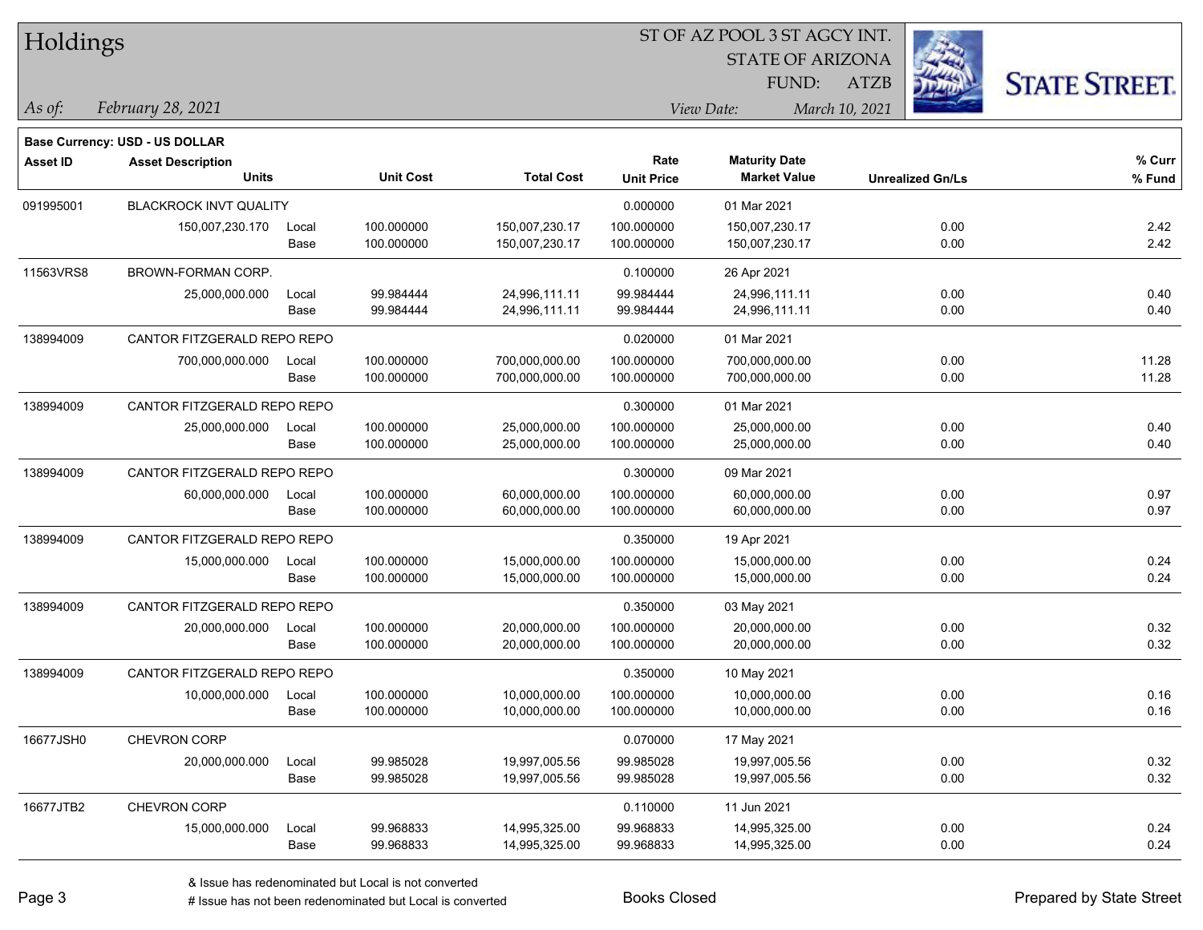# Holdings

ST OF AZ POOL 3 ST AGCY INT.
STATE OF ARIZONA
FUND: ATZB

*As of:* *February 28, 2021*

*View Date:* *March 10, 2021*

**Base Currency: USD - US DOLLAR**

| Asset ID | Asset Description / Units | | Unit Cost | Total Cost | Rate / Unit Price | Maturity Date / Market Value | Unrealized Gn/Ls | % Curr / % Fund |
|---|---|---|---|---|---|---|---|---|
| 091995001 | BLACKROCK INVT QUALITY | | | | 0.000000 | 01 Mar 2021 | | |
| | 150,007,230.170 | Local | 100.000000 | 150,007,230.17 | 100.000000 | 150,007,230.17 | 0.00 | 2.42 |
| | | Base | 100.000000 | 150,007,230.17 | 100.000000 | 150,007,230.17 | 0.00 | 2.42 |
| 11563VRS8 | BROWN-FORMAN CORP. | | | | 0.100000 | 26 Apr 2021 | | |
| | 25,000,000.000 | Local | 99.984444 | 24,996,111.11 | 99.984444 | 24,996,111.11 | 0.00 | 0.40 |
| | | Base | 99.984444 | 24,996,111.11 | 99.984444 | 24,996,111.11 | 0.00 | 0.40 |
| 138994009 | CANTOR FITZGERALD REPO REPO | | | | 0.020000 | 01 Mar 2021 | | |
| | 700,000,000.000 | Local | 100.000000 | 700,000,000.00 | 100.000000 | 700,000,000.00 | 0.00 | 11.28 |
| | | Base | 100.000000 | 700,000,000.00 | 100.000000 | 700,000,000.00 | 0.00 | 11.28 |
| 138994009 | CANTOR FITZGERALD REPO REPO | | | | 0.300000 | 01 Mar 2021 | | |
| | 25,000,000.000 | Local | 100.000000 | 25,000,000.00 | 100.000000 | 25,000,000.00 | 0.00 | 0.40 |
| | | Base | 100.000000 | 25,000,000.00 | 100.000000 | 25,000,000.00 | 0.00 | 0.40 |
| 138994009 | CANTOR FITZGERALD REPO REPO | | | | 0.300000 | 09 Mar 2021 | | |
| | 60,000,000.000 | Local | 100.000000 | 60,000,000.00 | 100.000000 | 60,000,000.00 | 0.00 | 0.97 |
| | | Base | 100.000000 | 60,000,000.00 | 100.000000 | 60,000,000.00 | 0.00 | 0.97 |
| 138994009 | CANTOR FITZGERALD REPO REPO | | | | 0.350000 | 19 Apr 2021 | | |
| | 15,000,000.000 | Local | 100.000000 | 15,000,000.00 | 100.000000 | 15,000,000.00 | 0.00 | 0.24 |
| | | Base | 100.000000 | 15,000,000.00 | 100.000000 | 15,000,000.00 | 0.00 | 0.24 |
| 138994009 | CANTOR FITZGERALD REPO REPO | | | | 0.350000 | 03 May 2021 | | |
| | 20,000,000.000 | Local | 100.000000 | 20,000,000.00 | 100.000000 | 20,000,000.00 | 0.00 | 0.32 |
| | | Base | 100.000000 | 20,000,000.00 | 100.000000 | 20,000,000.00 | 0.00 | 0.32 |
| 138994009 | CANTOR FITZGERALD REPO REPO | | | | 0.350000 | 10 May 2021 | | |
| | 10,000,000.000 | Local | 100.000000 | 10,000,000.00 | 100.000000 | 10,000,000.00 | 0.00 | 0.16 |
| | | Base | 100.000000 | 10,000,000.00 | 100.000000 | 10,000,000.00 | 0.00 | 0.16 |
| 16677JSH0 | CHEVRON CORP | | | | 0.070000 | 17 May 2021 | | |
| | 20,000,000.000 | Local | 99.985028 | 19,997,005.56 | 99.985028 | 19,997,005.56 | 0.00 | 0.32 |
| | | Base | 99.985028 | 19,997,005.56 | 99.985028 | 19,997,005.56 | 0.00 | 0.32 |
| 16677JTB2 | CHEVRON CORP | | | | 0.110000 | 11 Jun 2021 | | |
| | 15,000,000.000 | Local | 99.968833 | 14,995,325.00 | 99.968833 | 14,995,325.00 | 0.00 | 0.24 |
| | | Base | 99.968833 | 14,995,325.00 | 99.968833 | 14,995,325.00 | 0.00 | 0.24 |

& Issue has redenominated but Local is not converted
# Issue has not been redenominated but Local is converted

Books Closed

Prepared by State Street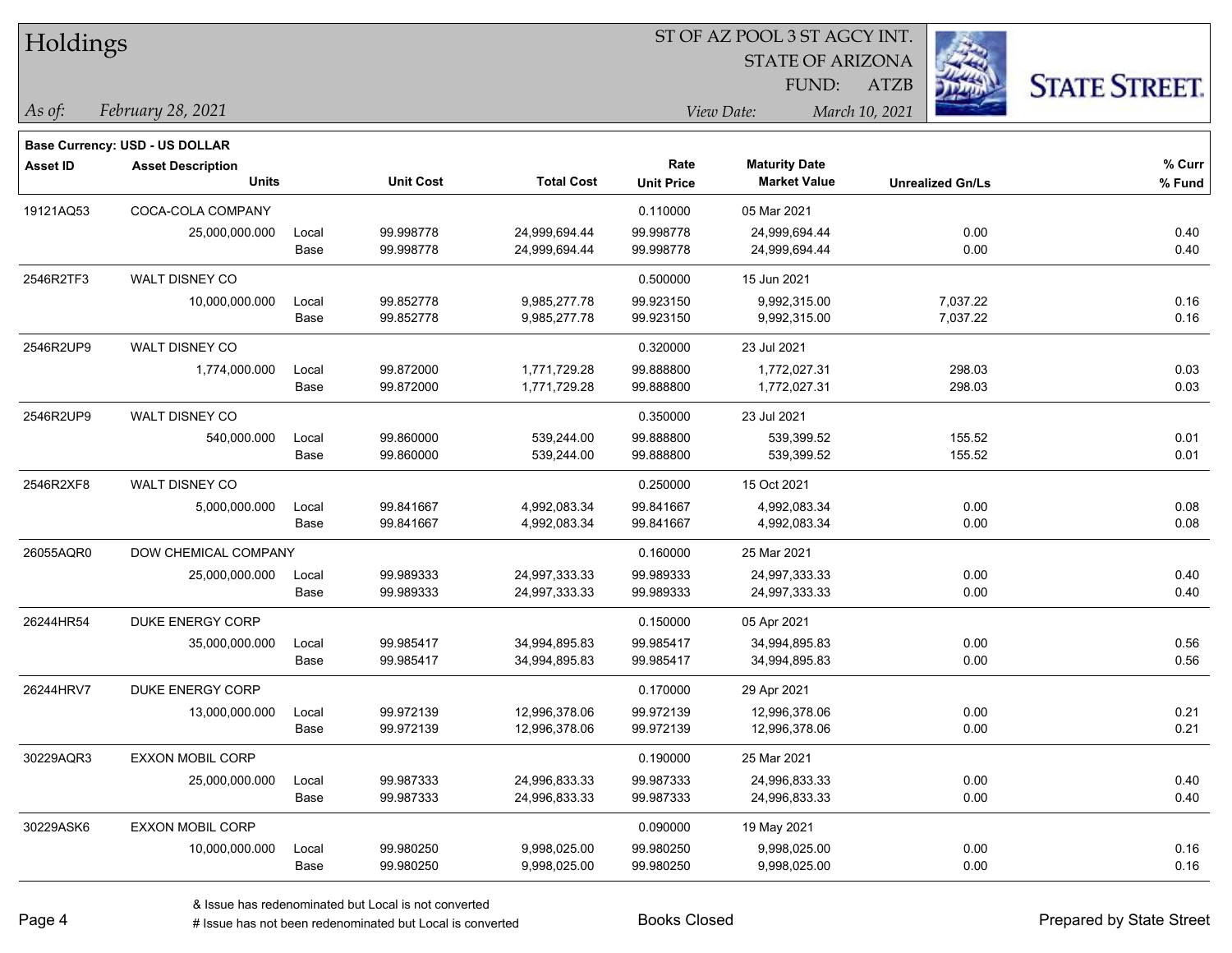# Holdings

ST OF AZ POOL 3 ST AGCY INT.
STATE OF ARIZONA
FUND: ATZB

*As of:* *February 28, 2021*

*View Date:* *March 10, 2021*

**Base Currency: USD - US DOLLAR**

| Asset ID | Asset Description / Units | | Unit Cost | Total Cost | Rate / Unit Price | Maturity Date / Market Value | Unrealized Gn/Ls | % Curr / % Fund |
|---|---|---|---|---|---|---|---|---|
| 19121AQ53 | COCA-COLA COMPANY | | | | 0.110000 | 05 Mar 2021 | | |
| | 25,000,000.000 | Local | 99.998778 | 24,999,694.44 | 99.998778 | 24,999,694.44 | 0.00 | 0.40 |
| | | Base | 99.998778 | 24,999,694.44 | 99.998778 | 24,999,694.44 | 0.00 | 0.40 |
| 2546R2TF3 | WALT DISNEY CO | | | | 0.500000 | 15 Jun 2021 | | |
| | 10,000,000.000 | Local | 99.852778 | 9,985,277.78 | 99.923150 | 9,992,315.00 | 7,037.22 | 0.16 |
| | | Base | 99.852778 | 9,985,277.78 | 99.923150 | 9,992,315.00 | 7,037.22 | 0.16 |
| 2546R2UP9 | WALT DISNEY CO | | | | 0.320000 | 23 Jul 2021 | | |
| | 1,774,000.000 | Local | 99.872000 | 1,771,729.28 | 99.888800 | 1,772,027.31 | 298.03 | 0.03 |
| | | Base | 99.872000 | 1,771,729.28 | 99.888800 | 1,772,027.31 | 298.03 | 0.03 |
| 2546R2UP9 | WALT DISNEY CO | | | | 0.350000 | 23 Jul 2021 | | |
| | 540,000.000 | Local | 99.860000 | 539,244.00 | 99.888800 | 539,399.52 | 155.52 | 0.01 |
| | | Base | 99.860000 | 539,244.00 | 99.888800 | 539,399.52 | 155.52 | 0.01 |
| 2546R2XF8 | WALT DISNEY CO | | | | 0.250000 | 15 Oct 2021 | | |
| | 5,000,000.000 | Local | 99.841667 | 4,992,083.34 | 99.841667 | 4,992,083.34 | 0.00 | 0.08 |
| | | Base | 99.841667 | 4,992,083.34 | 99.841667 | 4,992,083.34 | 0.00 | 0.08 |
| 26055AQR0 | DOW CHEMICAL COMPANY | | | | 0.160000 | 25 Mar 2021 | | |
| | 25,000,000.000 | Local | 99.989333 | 24,997,333.33 | 99.989333 | 24,997,333.33 | 0.00 | 0.40 |
| | | Base | 99.989333 | 24,997,333.33 | 99.989333 | 24,997,333.33 | 0.00 | 0.40 |
| 26244HR54 | DUKE ENERGY CORP | | | | 0.150000 | 05 Apr 2021 | | |
| | 35,000,000.000 | Local | 99.985417 | 34,994,895.83 | 99.985417 | 34,994,895.83 | 0.00 | 0.56 |
| | | Base | 99.985417 | 34,994,895.83 | 99.985417 | 34,994,895.83 | 0.00 | 0.56 |
| 26244HRV7 | DUKE ENERGY CORP | | | | 0.170000 | 29 Apr 2021 | | |
| | 13,000,000.000 | Local | 99.972139 | 12,996,378.06 | 99.972139 | 12,996,378.06 | 0.00 | 0.21 |
| | | Base | 99.972139 | 12,996,378.06 | 99.972139 | 12,996,378.06 | 0.00 | 0.21 |
| 30229AQR3 | EXXON MOBIL CORP | | | | 0.190000 | 25 Mar 2021 | | |
| | 25,000,000.000 | Local | 99.987333 | 24,996,833.33 | 99.987333 | 24,996,833.33 | 0.00 | 0.40 |
| | | Base | 99.987333 | 24,996,833.33 | 99.987333 | 24,996,833.33 | 0.00 | 0.40 |
| 30229ASK6 | EXXON MOBIL CORP | | | | 0.090000 | 19 May 2021 | | |
| | 10,000,000.000 | Local | 99.980250 | 9,998,025.00 | 99.980250 | 9,998,025.00 | 0.00 | 0.16 |
| | | Base | 99.980250 | 9,998,025.00 | 99.980250 | 9,998,025.00 | 0.00 | 0.16 |

& Issue has redenominated but Local is not converted
# Issue has not been redenominated but Local is converted

Books Closed

Prepared by State Street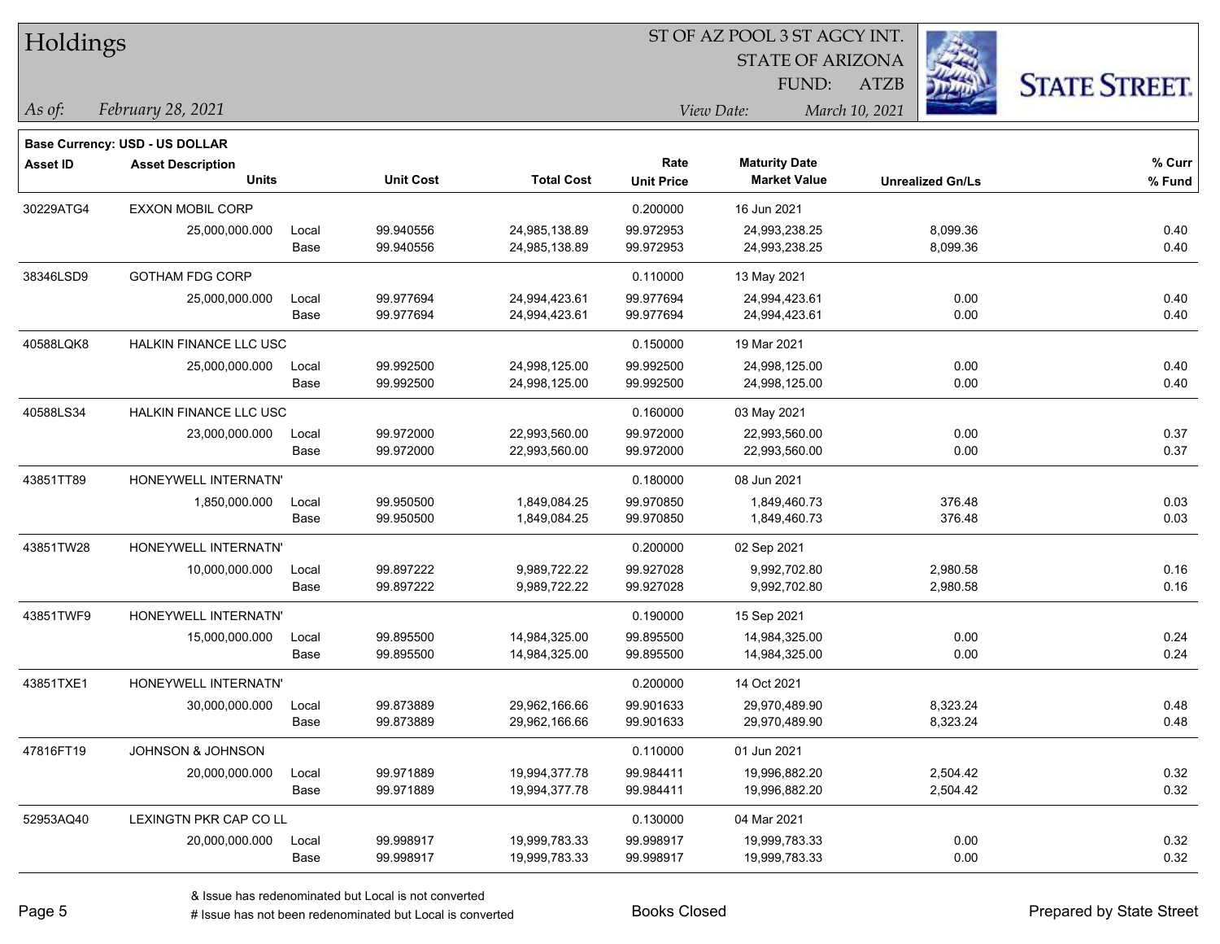# Holdings

ST OF AZ POOL 3 ST AGCY INT.
STATE OF ARIZONA
FUND: ATZB

*As of:* *February 28, 2021*

*View Date:* *March 10, 2021*

**Base Currency: USD - US DOLLAR**

| Asset ID | Asset Description / Units | | Unit Cost | Total Cost | Rate / Unit Price | Maturity Date / Market Value | Unrealized Gn/Ls | % Curr / % Fund |
|---|---|---|---|---|---|---|---|---|
| 30229ATG4 | EXXON MOBIL CORP | | | | 0.200000 | 16 Jun 2021 | | |
| | 25,000,000.000 | Local | 99.940556 | 24,985,138.89 | 99.972953 | 24,993,238.25 | 8,099.36 | 0.40 |
| | | Base | 99.940556 | 24,985,138.89 | 99.972953 | 24,993,238.25 | 8,099.36 | 0.40 |
| 38346LSD9 | GOTHAM FDG CORP | | | | 0.110000 | 13 May 2021 | | |
| | 25,000,000.000 | Local | 99.977694 | 24,994,423.61 | 99.977694 | 24,994,423.61 | 0.00 | 0.40 |
| | | Base | 99.977694 | 24,994,423.61 | 99.977694 | 24,994,423.61 | 0.00 | 0.40 |
| 40588LQK8 | HALKIN FINANCE LLC USC | | | | 0.150000 | 19 Mar 2021 | | |
| | 25,000,000.000 | Local | 99.992500 | 24,998,125.00 | 99.992500 | 24,998,125.00 | 0.00 | 0.40 |
| | | Base | 99.992500 | 24,998,125.00 | 99.992500 | 24,998,125.00 | 0.00 | 0.40 |
| 40588LS34 | HALKIN FINANCE LLC USC | | | | 0.160000 | 03 May 2021 | | |
| | 23,000,000.000 | Local | 99.972000 | 22,993,560.00 | 99.972000 | 22,993,560.00 | 0.00 | 0.37 |
| | | Base | 99.972000 | 22,993,560.00 | 99.972000 | 22,993,560.00 | 0.00 | 0.37 |
| 43851TT89 | HONEYWELL INTERNATN' | | | | 0.180000 | 08 Jun 2021 | | |
| | 1,850,000.000 | Local | 99.950500 | 1,849,084.25 | 99.970850 | 1,849,460.73 | 376.48 | 0.03 |
| | | Base | 99.950500 | 1,849,084.25 | 99.970850 | 1,849,460.73 | 376.48 | 0.03 |
| 43851TW28 | HONEYWELL INTERNATN' | | | | 0.200000 | 02 Sep 2021 | | |
| | 10,000,000.000 | Local | 99.897222 | 9,989,722.22 | 99.927028 | 9,992,702.80 | 2,980.58 | 0.16 |
| | | Base | 99.897222 | 9,989,722.22 | 99.927028 | 9,992,702.80 | 2,980.58 | 0.16 |
| 43851TWF9 | HONEYWELL INTERNATN' | | | | 0.190000 | 15 Sep 2021 | | |
| | 15,000,000.000 | Local | 99.895500 | 14,984,325.00 | 99.895500 | 14,984,325.00 | 0.00 | 0.24 |
| | | Base | 99.895500 | 14,984,325.00 | 99.895500 | 14,984,325.00 | 0.00 | 0.24 |
| 43851TXE1 | HONEYWELL INTERNATN' | | | | 0.200000 | 14 Oct 2021 | | |
| | 30,000,000.000 | Local | 99.873889 | 29,962,166.66 | 99.901633 | 29,970,489.90 | 8,323.24 | 0.48 |
| | | Base | 99.873889 | 29,962,166.66 | 99.901633 | 29,970,489.90 | 8,323.24 | 0.48 |
| 47816FT19 | JOHNSON & JOHNSON | | | | 0.110000 | 01 Jun 2021 | | |
| | 20,000,000.000 | Local | 99.971889 | 19,994,377.78 | 99.984411 | 19,996,882.20 | 2,504.42 | 0.32 |
| | | Base | 99.971889 | 19,994,377.78 | 99.984411 | 19,996,882.20 | 2,504.42 | 0.32 |
| 52953AQ40 | LEXINGTN PKR CAP CO LL | | | | 0.130000 | 04 Mar 2021 | | |
| | 20,000,000.000 | Local | 99.998917 | 19,999,783.33 | 99.998917 | 19,999,783.33 | 0.00 | 0.32 |
| | | Base | 99.998917 | 19,999,783.33 | 99.998917 | 19,999,783.33 | 0.00 | 0.32 |

& Issue has redenominated but Local is not converted
# Issue has not been redenominated but Local is converted

Books Closed

Prepared by State Street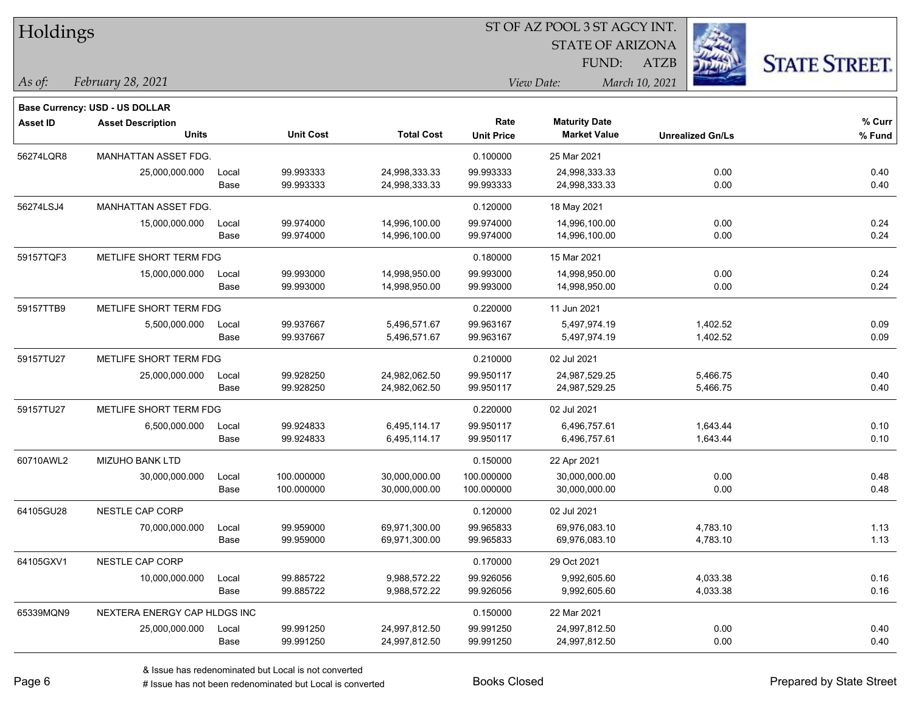# Holdings

ST OF AZ POOL 3 ST AGCY INT.
STATE OF ARIZONA
FUND: ATZB

*As of:* *February 28, 2021*

*View Date:* *March 10, 2021*

**Base Currency: USD - US DOLLAR**

| Asset ID | Asset Description / Units | | Unit Cost | Total Cost | Rate / Unit Price | Maturity Date / Market Value | Unrealized Gn/Ls | % Curr / % Fund |
|---|---|---|---|---|---|---|---|---|
| 56274LQR8 | MANHATTAN ASSET FDG. | | | | 0.100000 | 25 Mar 2021 | | |
| | 25,000,000.000 | Local | 99.993333 | 24,998,333.33 | 99.993333 | 24,998,333.33 | 0.00 | 0.40 |
| | | Base | 99.993333 | 24,998,333.33 | 99.993333 | 24,998,333.33 | 0.00 | 0.40 |
| 56274LSJ4 | MANHATTAN ASSET FDG. | | | | 0.120000 | 18 May 2021 | | |
| | 15,000,000.000 | Local | 99.974000 | 14,996,100.00 | 99.974000 | 14,996,100.00 | 0.00 | 0.24 |
| | | Base | 99.974000 | 14,996,100.00 | 99.974000 | 14,996,100.00 | 0.00 | 0.24 |
| 59157TQF3 | METLIFE SHORT TERM FDG | | | | 0.180000 | 15 Mar 2021 | | |
| | 15,000,000.000 | Local | 99.993000 | 14,998,950.00 | 99.993000 | 14,998,950.00 | 0.00 | 0.24 |
| | | Base | 99.993000 | 14,998,950.00 | 99.993000 | 14,998,950.00 | 0.00 | 0.24 |
| 59157TTB9 | METLIFE SHORT TERM FDG | | | | 0.220000 | 11 Jun 2021 | | |
| | 5,500,000.000 | Local | 99.937667 | 5,496,571.67 | 99.963167 | 5,497,974.19 | 1,402.52 | 0.09 |
| | | Base | 99.937667 | 5,496,571.67 | 99.963167 | 5,497,974.19 | 1,402.52 | 0.09 |
| 59157TU27 | METLIFE SHORT TERM FDG | | | | 0.210000 | 02 Jul 2021 | | |
| | 25,000,000.000 | Local | 99.928250 | 24,982,062.50 | 99.950117 | 24,987,529.25 | 5,466.75 | 0.40 |
| | | Base | 99.928250 | 24,982,062.50 | 99.950117 | 24,987,529.25 | 5,466.75 | 0.40 |
| 59157TU27 | METLIFE SHORT TERM FDG | | | | 0.220000 | 02 Jul 2021 | | |
| | 6,500,000.000 | Local | 99.924833 | 6,495,114.17 | 99.950117 | 6,496,757.61 | 1,643.44 | 0.10 |
| | | Base | 99.924833 | 6,495,114.17 | 99.950117 | 6,496,757.61 | 1,643.44 | 0.10 |
| 60710AWL2 | MIZUHO BANK LTD | | | | 0.150000 | 22 Apr 2021 | | |
| | 30,000,000.000 | Local | 100.000000 | 30,000,000.00 | 100.000000 | 30,000,000.00 | 0.00 | 0.48 |
| | | Base | 100.000000 | 30,000,000.00 | 100.000000 | 30,000,000.00 | 0.00 | 0.48 |
| 64105GU28 | NESTLE CAP CORP | | | | 0.120000 | 02 Jul 2021 | | |
| | 70,000,000.000 | Local | 99.959000 | 69,971,300.00 | 99.965833 | 69,976,083.10 | 4,783.10 | 1.13 |
| | | Base | 99.959000 | 69,971,300.00 | 99.965833 | 69,976,083.10 | 4,783.10 | 1.13 |
| 64105GXV1 | NESTLE CAP CORP | | | | 0.170000 | 29 Oct 2021 | | |
| | 10,000,000.000 | Local | 99.885722 | 9,988,572.22 | 99.926056 | 9,992,605.60 | 4,033.38 | 0.16 |
| | | Base | 99.885722 | 9,988,572.22 | 99.926056 | 9,992,605.60 | 4,033.38 | 0.16 |
| 65339MQN9 | NEXTERA ENERGY CAP HLDGS INC | | | | 0.150000 | 22 Mar 2021 | | |
| | 25,000,000.000 | Local | 99.991250 | 24,997,812.50 | 99.991250 | 24,997,812.50 | 0.00 | 0.40 |
| | | Base | 99.991250 | 24,997,812.50 | 99.991250 | 24,997,812.50 | 0.00 | 0.40 |

& Issue has redenominated but Local is not converted
# Issue has not been redenominated but Local is converted

Books Closed

Prepared by State Street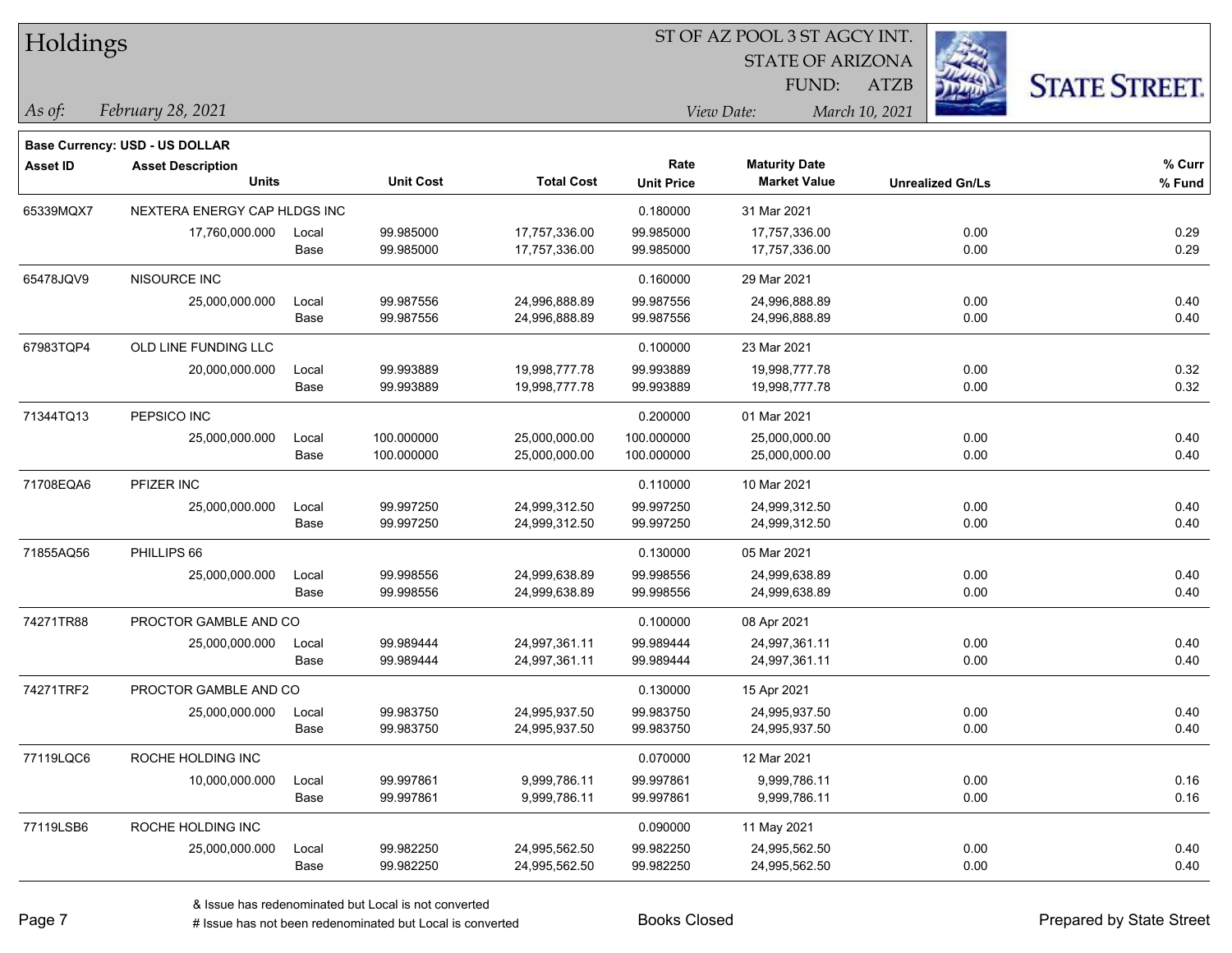# Holdings

ST OF AZ POOL 3 ST AGCY INT.
STATE OF ARIZONA
FUND: ATZB

*As of: February 28, 2021*

*View Date: March 10, 2021*

**Base Currency: USD - US DOLLAR**

| Asset ID | Asset Description / Units | | Unit Cost | Total Cost | Rate / Unit Price | Maturity Date / Market Value | Unrealized Gn/Ls | % Curr / % Fund |
|---|---|---|---|---|---|---|---|---|
| 65339MQX7 | NEXTERA ENERGY CAP HLDGS INC | | | | 0.180000 | 31 Mar 2021 | | |
| | 17,760,000.000 | Local | 99.985000 | 17,757,336.00 | 99.985000 | 17,757,336.00 | 0.00 | 0.29 |
| | | Base | 99.985000 | 17,757,336.00 | 99.985000 | 17,757,336.00 | 0.00 | 0.29 |
| 65478JQV9 | NISOURCE INC | | | | 0.160000 | 29 Mar 2021 | | |
| | 25,000,000.000 | Local | 99.987556 | 24,996,888.89 | 99.987556 | 24,996,888.89 | 0.00 | 0.40 |
| | | Base | 99.987556 | 24,996,888.89 | 99.987556 | 24,996,888.89 | 0.00 | 0.40 |
| 67983TQP4 | OLD LINE FUNDING LLC | | | | 0.100000 | 23 Mar 2021 | | |
| | 20,000,000.000 | Local | 99.993889 | 19,998,777.78 | 99.993889 | 19,998,777.78 | 0.00 | 0.32 |
| | | Base | 99.993889 | 19,998,777.78 | 99.993889 | 19,998,777.78 | 0.00 | 0.32 |
| 71344TQ13 | PEPSICO INC | | | | 0.200000 | 01 Mar 2021 | | |
| | 25,000,000.000 | Local | 100.000000 | 25,000,000.00 | 100.000000 | 25,000,000.00 | 0.00 | 0.40 |
| | | Base | 100.000000 | 25,000,000.00 | 100.000000 | 25,000,000.00 | 0.00 | 0.40 |
| 71708EQA6 | PFIZER INC | | | | 0.110000 | 10 Mar 2021 | | |
| | 25,000,000.000 | Local | 99.997250 | 24,999,312.50 | 99.997250 | 24,999,312.50 | 0.00 | 0.40 |
| | | Base | 99.997250 | 24,999,312.50 | 99.997250 | 24,999,312.50 | 0.00 | 0.40 |
| 71855AQ56 | PHILLIPS 66 | | | | 0.130000 | 05 Mar 2021 | | |
| | 25,000,000.000 | Local | 99.998556 | 24,999,638.89 | 99.998556 | 24,999,638.89 | 0.00 | 0.40 |
| | | Base | 99.998556 | 24,999,638.89 | 99.998556 | 24,999,638.89 | 0.00 | 0.40 |
| 74271TR88 | PROCTOR GAMBLE AND CO | | | | 0.100000 | 08 Apr 2021 | | |
| | 25,000,000.000 | Local | 99.989444 | 24,997,361.11 | 99.989444 | 24,997,361.11 | 0.00 | 0.40 |
| | | Base | 99.989444 | 24,997,361.11 | 99.989444 | 24,997,361.11 | 0.00 | 0.40 |
| 74271TRF2 | PROCTOR GAMBLE AND CO | | | | 0.130000 | 15 Apr 2021 | | |
| | 25,000,000.000 | Local | 99.983750 | 24,995,937.50 | 99.983750 | 24,995,937.50 | 0.00 | 0.40 |
| | | Base | 99.983750 | 24,995,937.50 | 99.983750 | 24,995,937.50 | 0.00 | 0.40 |
| 77119LQC6 | ROCHE HOLDING INC | | | | 0.070000 | 12 Mar 2021 | | |
| | 10,000,000.000 | Local | 99.997861 | 9,999,786.11 | 99.997861 | 9,999,786.11 | 0.00 | 0.16 |
| | | Base | 99.997861 | 9,999,786.11 | 99.997861 | 9,999,786.11 | 0.00 | 0.16 |
| 77119LSB6 | ROCHE HOLDING INC | | | | 0.090000 | 11 May 2021 | | |
| | 25,000,000.000 | Local | 99.982250 | 24,995,562.50 | 99.982250 | 24,995,562.50 | 0.00 | 0.40 |
| | | Base | 99.982250 | 24,995,562.50 | 99.982250 | 24,995,562.50 | 0.00 | 0.40 |

& Issue has redenominated but Local is not converted
# Issue has not been redenominated but Local is converted

Books Closed

Prepared by State Street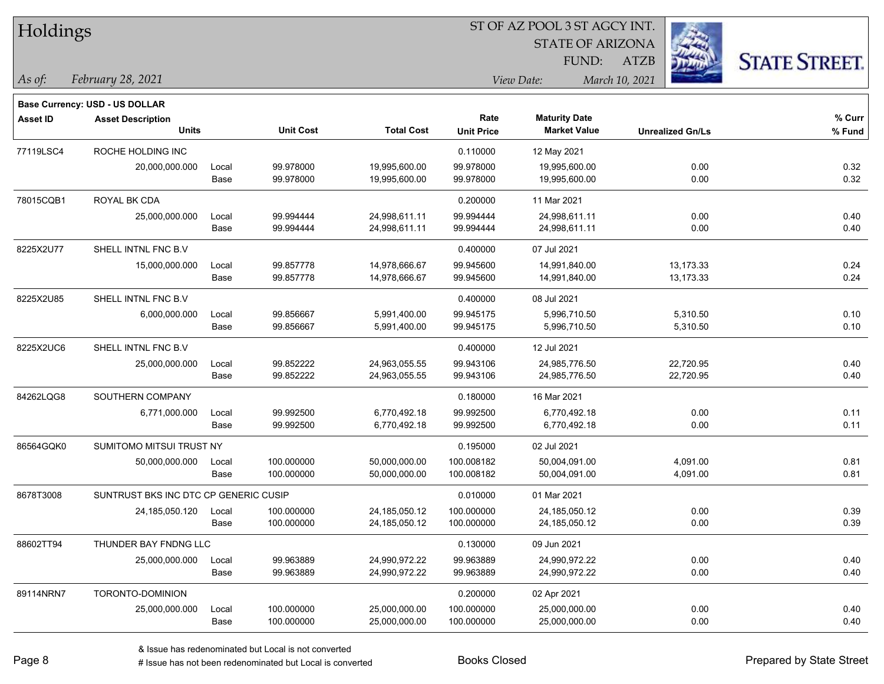# Holdings

ST OF AZ POOL 3 ST AGCY INT.
STATE OF ARIZONA
FUND: ATZB

*As of:* *February 28, 2021*

*View Date:* *March 10, 2021*

**Base Currency: USD - US DOLLAR**

| Asset ID | Asset Description / Units | | Unit Cost | Total Cost | Rate / Unit Price | Maturity Date / Market Value | Unrealized Gn/Ls | % Curr / % Fund |
|---|---|---|---|---|---|---|---|---|
| 77119LSC4 | ROCHE HOLDING INC | | | | 0.110000 | 12 May 2021 | | |
| | 20,000,000.000 | Local | 99.978000 | 19,995,600.00 | 99.978000 | 19,995,600.00 | 0.00 | 0.32 |
| | | Base | 99.978000 | 19,995,600.00 | 99.978000 | 19,995,600.00 | 0.00 | 0.32 |
| 78015CQB1 | ROYAL BK CDA | | | | 0.200000 | 11 Mar 2021 | | |
| | 25,000,000.000 | Local | 99.994444 | 24,998,611.11 | 99.994444 | 24,998,611.11 | 0.00 | 0.40 |
| | | Base | 99.994444 | 24,998,611.11 | 99.994444 | 24,998,611.11 | 0.00 | 0.40 |
| 8225X2U77 | SHELL INTNL FNC B.V | | | | 0.400000 | 07 Jul 2021 | | |
| | 15,000,000.000 | Local | 99.857778 | 14,978,666.67 | 99.945600 | 14,991,840.00 | 13,173.33 | 0.24 |
| | | Base | 99.857778 | 14,978,666.67 | 99.945600 | 14,991,840.00 | 13,173.33 | 0.24 |
| 8225X2U85 | SHELL INTNL FNC B.V | | | | 0.400000 | 08 Jul 2021 | | |
| | 6,000,000.000 | Local | 99.856667 | 5,991,400.00 | 99.945175 | 5,996,710.50 | 5,310.50 | 0.10 |
| | | Base | 99.856667 | 5,991,400.00 | 99.945175 | 5,996,710.50 | 5,310.50 | 0.10 |
| 8225X2UC6 | SHELL INTNL FNC B.V | | | | 0.400000 | 12 Jul 2021 | | |
| | 25,000,000.000 | Local | 99.852222 | 24,963,055.55 | 99.943106 | 24,985,776.50 | 22,720.95 | 0.40 |
| | | Base | 99.852222 | 24,963,055.55 | 99.943106 | 24,985,776.50 | 22,720.95 | 0.40 |
| 84262LQG8 | SOUTHERN COMPANY | | | | 0.180000 | 16 Mar 2021 | | |
| | 6,771,000.000 | Local | 99.992500 | 6,770,492.18 | 99.992500 | 6,770,492.18 | 0.00 | 0.11 |
| | | Base | 99.992500 | 6,770,492.18 | 99.992500 | 6,770,492.18 | 0.00 | 0.11 |
| 86564GQK0 | SUMITOMO MITSUI TRUST NY | | | | 0.195000 | 02 Jul 2021 | | |
| | 50,000,000.000 | Local | 100.000000 | 50,000,000.00 | 100.008182 | 50,004,091.00 | 4,091.00 | 0.81 |
| | | Base | 100.000000 | 50,000,000.00 | 100.008182 | 50,004,091.00 | 4,091.00 | 0.81 |
| 8678T3008 | SUNTRUST BKS INC DTC CP GENERIC CUSIP | | | | 0.010000 | 01 Mar 2021 | | |
| | 24,185,050.120 | Local | 100.000000 | 24,185,050.12 | 100.000000 | 24,185,050.12 | 0.00 | 0.39 |
| | | Base | 100.000000 | 24,185,050.12 | 100.000000 | 24,185,050.12 | 0.00 | 0.39 |
| 88602TT94 | THUNDER BAY FNDNG LLC | | | | 0.130000 | 09 Jun 2021 | | |
| | 25,000,000.000 | Local | 99.963889 | 24,990,972.22 | 99.963889 | 24,990,972.22 | 0.00 | 0.40 |
| | | Base | 99.963889 | 24,990,972.22 | 99.963889 | 24,990,972.22 | 0.00 | 0.40 |
| 89114NRN7 | TORONTO-DOMINION | | | | 0.200000 | 02 Apr 2021 | | |
| | 25,000,000.000 | Local | 100.000000 | 25,000,000.00 | 100.000000 | 25,000,000.00 | 0.00 | 0.40 |
| | | Base | 100.000000 | 25,000,000.00 | 100.000000 | 25,000,000.00 | 0.00 | 0.40 |

& Issue has redenominated but Local is not converted
# Issue has not been redenominated but Local is converted

Books Closed

Prepared by State Street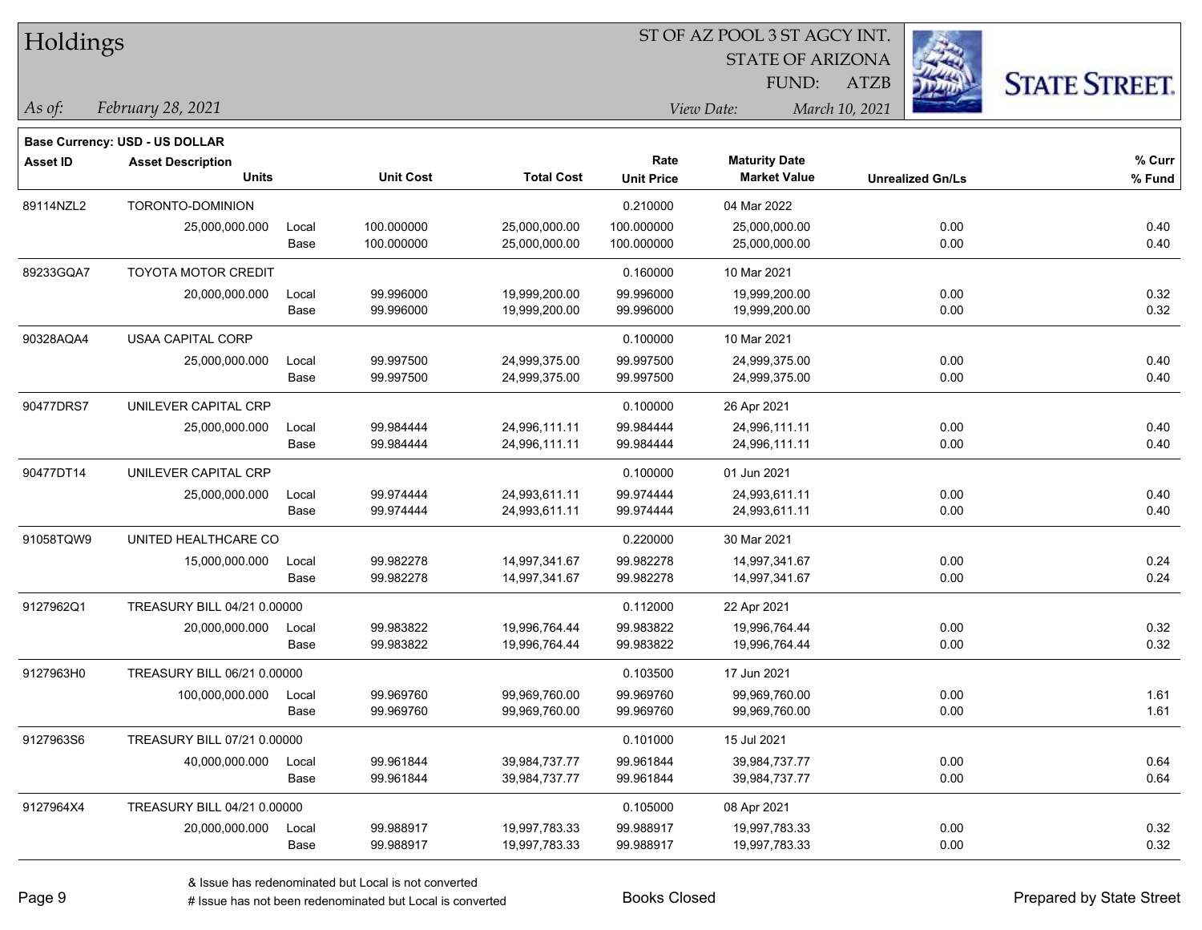# Holdings

ST OF AZ POOL 3 ST AGCY INT.
STATE OF ARIZONA
FUND: ATZB

*As of:* *February 28, 2021*

*View Date:* *March 10, 2021*

**Base Currency: USD - US DOLLAR**

| Asset ID | Asset Description / Units | | Unit Cost | Total Cost | Rate / Unit Price | Maturity Date / Market Value | Unrealized Gn/Ls | % Curr / % Fund |
|---|---|---|---|---|---|---|---|---|
| 89114NZL2 | TORONTO-DOMINION | | | | 0.210000 | 04 Mar 2022 | | |
| | 25,000,000.000 | Local | 100.000000 | 25,000,000.00 | 100.000000 | 25,000,000.00 | 0.00 | 0.40 |
| | | Base | 100.000000 | 25,000,000.00 | 100.000000 | 25,000,000.00 | 0.00 | 0.40 |
| 89233GQA7 | TOYOTA MOTOR CREDIT | | | | 0.160000 | 10 Mar 2021 | | |
| | 20,000,000.000 | Local | 99.996000 | 19,999,200.00 | 99.996000 | 19,999,200.00 | 0.00 | 0.32 |
| | | Base | 99.996000 | 19,999,200.00 | 99.996000 | 19,999,200.00 | 0.00 | 0.32 |
| 90328AQA4 | USAA CAPITAL CORP | | | | 0.100000 | 10 Mar 2021 | | |
| | 25,000,000.000 | Local | 99.997500 | 24,999,375.00 | 99.997500 | 24,999,375.00 | 0.00 | 0.40 |
| | | Base | 99.997500 | 24,999,375.00 | 99.997500 | 24,999,375.00 | 0.00 | 0.40 |
| 90477DRS7 | UNILEVER CAPITAL CRP | | | | 0.100000 | 26 Apr 2021 | | |
| | 25,000,000.000 | Local | 99.984444 | 24,996,111.11 | 99.984444 | 24,996,111.11 | 0.00 | 0.40 |
| | | Base | 99.984444 | 24,996,111.11 | 99.984444 | 24,996,111.11 | 0.00 | 0.40 |
| 90477DT14 | UNILEVER CAPITAL CRP | | | | 0.100000 | 01 Jun 2021 | | |
| | 25,000,000.000 | Local | 99.974444 | 24,993,611.11 | 99.974444 | 24,993,611.11 | 0.00 | 0.40 |
| | | Base | 99.974444 | 24,993,611.11 | 99.974444 | 24,993,611.11 | 0.00 | 0.40 |
| 91058TQW9 | UNITED HEALTHCARE CO | | | | 0.220000 | 30 Mar 2021 | | |
| | 15,000,000.000 | Local | 99.982278 | 14,997,341.67 | 99.982278 | 14,997,341.67 | 0.00 | 0.24 |
| | | Base | 99.982278 | 14,997,341.67 | 99.982278 | 14,997,341.67 | 0.00 | 0.24 |
| 9127962Q1 | TREASURY BILL 04/21 0.00000 | | | | 0.112000 | 22 Apr 2021 | | |
| | 20,000,000.000 | Local | 99.983822 | 19,996,764.44 | 99.983822 | 19,996,764.44 | 0.00 | 0.32 |
| | | Base | 99.983822 | 19,996,764.44 | 99.983822 | 19,996,764.44 | 0.00 | 0.32 |
| 9127963H0 | TREASURY BILL 06/21 0.00000 | | | | 0.103500 | 17 Jun 2021 | | |
| | 100,000,000.000 | Local | 99.969760 | 99,969,760.00 | 99.969760 | 99,969,760.00 | 0.00 | 1.61 |
| | | Base | 99.969760 | 99,969,760.00 | 99.969760 | 99,969,760.00 | 0.00 | 1.61 |
| 9127963S6 | TREASURY BILL 07/21 0.00000 | | | | 0.101000 | 15 Jul 2021 | | |
| | 40,000,000.000 | Local | 99.961844 | 39,984,737.77 | 99.961844 | 39,984,737.77 | 0.00 | 0.64 |
| | | Base | 99.961844 | 39,984,737.77 | 99.961844 | 39,984,737.77 | 0.00 | 0.64 |
| 9127964X4 | TREASURY BILL 04/21 0.00000 | | | | 0.105000 | 08 Apr 2021 | | |
| | 20,000,000.000 | Local | 99.988917 | 19,997,783.33 | 99.988917 | 19,997,783.33 | 0.00 | 0.32 |
| | | Base | 99.988917 | 19,997,783.33 | 99.988917 | 19,997,783.33 | 0.00 | 0.32 |

& Issue has redenominated but Local is not converted
# Issue has not been redenominated but Local is converted

Books Closed

Prepared by State Street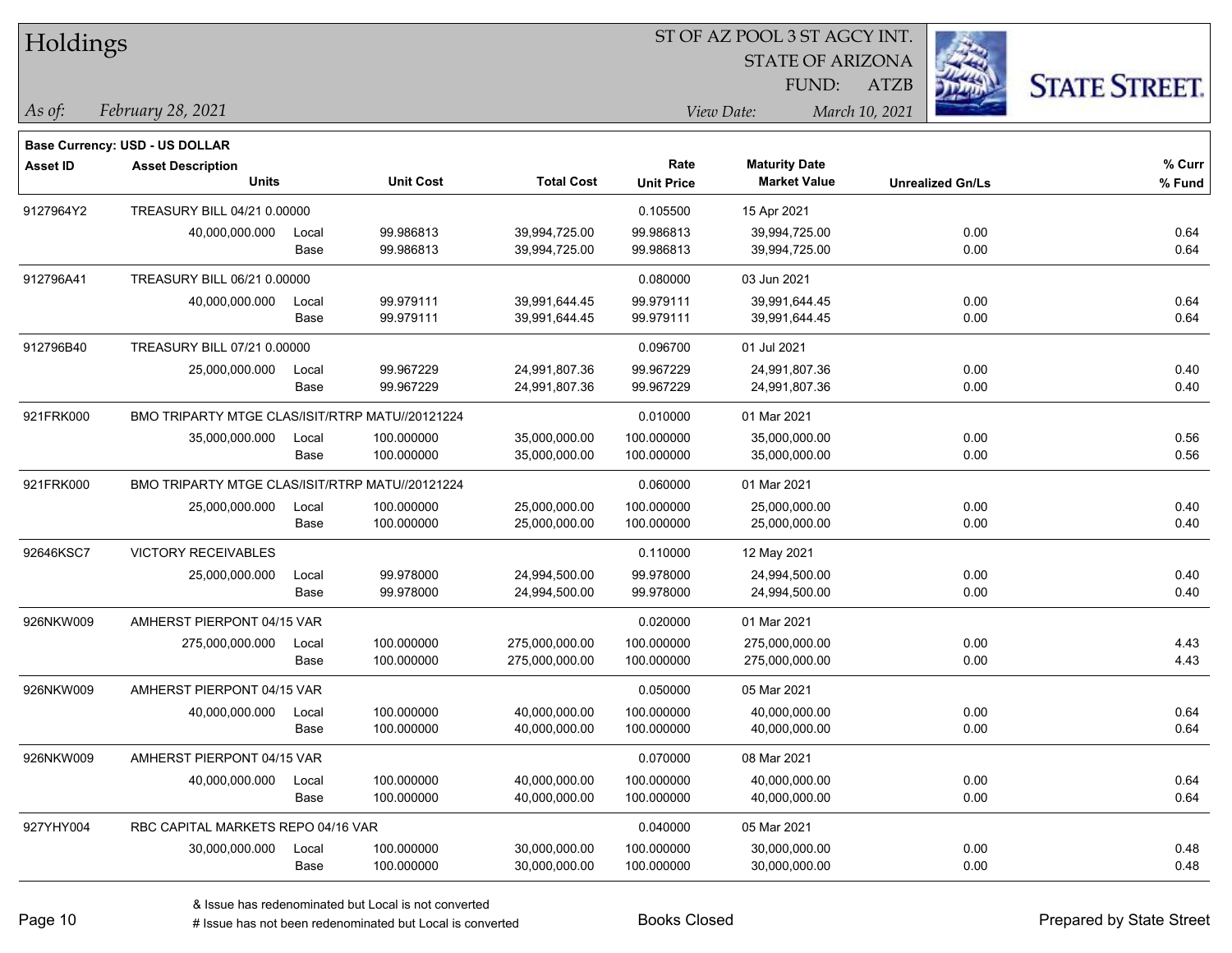# Holdings

ST OF AZ POOL 3 ST AGCY INT.
STATE OF ARIZONA
FUND: ATZB

*As of:* *February 28, 2021*

*View Date:* *March 10, 2021*

**Base Currency: USD - US DOLLAR**

| Asset ID | Asset Description / Units | | Unit Cost | Total Cost | Rate / Unit Price | Maturity Date / Market Value | Unrealized Gn/Ls | % Curr / % Fund |
|---|---|---|---|---|---|---|---|---|
| 9127964Y2 | TREASURY BILL 04/21 0.00000 | | | | 0.105500 | 15 Apr 2021 | | |
| | 40,000,000.000 | Local | 99.986813 | 39,994,725.00 | 99.986813 | 39,994,725.00 | 0.00 | 0.64 |
| | | Base | 99.986813 | 39,994,725.00 | 99.986813 | 39,994,725.00 | 0.00 | 0.64 |
| 912796A41 | TREASURY BILL 06/21 0.00000 | | | | 0.080000 | 03 Jun 2021 | | |
| | 40,000,000.000 | Local | 99.979111 | 39,991,644.45 | 99.979111 | 39,991,644.45 | 0.00 | 0.64 |
| | | Base | 99.979111 | 39,991,644.45 | 99.979111 | 39,991,644.45 | 0.00 | 0.64 |
| 912796B40 | TREASURY BILL 07/21 0.00000 | | | | 0.096700 | 01 Jul 2021 | | |
| | 25,000,000.000 | Local | 99.967229 | 24,991,807.36 | 99.967229 | 24,991,807.36 | 0.00 | 0.40 |
| | | Base | 99.967229 | 24,991,807.36 | 99.967229 | 24,991,807.36 | 0.00 | 0.40 |
| 921FRK000 | BMO TRIPARTY MTGE CLAS/ISIT/RTRP MATU//20121224 | | | | 0.010000 | 01 Mar 2021 | | |
| | 35,000,000.000 | Local | 100.000000 | 35,000,000.00 | 100.000000 | 35,000,000.00 | 0.00 | 0.56 |
| | | Base | 100.000000 | 35,000,000.00 | 100.000000 | 35,000,000.00 | 0.00 | 0.56 |
| 921FRK000 | BMO TRIPARTY MTGE CLAS/ISIT/RTRP MATU//20121224 | | | | 0.060000 | 01 Mar 2021 | | |
| | 25,000,000.000 | Local | 100.000000 | 25,000,000.00 | 100.000000 | 25,000,000.00 | 0.00 | 0.40 |
| | | Base | 100.000000 | 25,000,000.00 | 100.000000 | 25,000,000.00 | 0.00 | 0.40 |
| 92646KSC7 | VICTORY RECEIVABLES | | | | 0.110000 | 12 May 2021 | | |
| | 25,000,000.000 | Local | 99.978000 | 24,994,500.00 | 99.978000 | 24,994,500.00 | 0.00 | 0.40 |
| | | Base | 99.978000 | 24,994,500.00 | 99.978000 | 24,994,500.00 | 0.00 | 0.40 |
| 926NKW009 | AMHERST PIERPONT 04/15 VAR | | | | 0.020000 | 01 Mar 2021 | | |
| | 275,000,000.000 | Local | 100.000000 | 275,000,000.00 | 100.000000 | 275,000,000.00 | 0.00 | 4.43 |
| | | Base | 100.000000 | 275,000,000.00 | 100.000000 | 275,000,000.00 | 0.00 | 4.43 |
| 926NKW009 | AMHERST PIERPONT 04/15 VAR | | | | 0.050000 | 05 Mar 2021 | | |
| | 40,000,000.000 | Local | 100.000000 | 40,000,000.00 | 100.000000 | 40,000,000.00 | 0.00 | 0.64 |
| | | Base | 100.000000 | 40,000,000.00 | 100.000000 | 40,000,000.00 | 0.00 | 0.64 |
| 926NKW009 | AMHERST PIERPONT 04/15 VAR | | | | 0.070000 | 08 Mar 2021 | | |
| | 40,000,000.000 | Local | 100.000000 | 40,000,000.00 | 100.000000 | 40,000,000.00 | 0.00 | 0.64 |
| | | Base | 100.000000 | 40,000,000.00 | 100.000000 | 40,000,000.00 | 0.00 | 0.64 |
| 927YHY004 | RBC CAPITAL MARKETS REPO 04/16 VAR | | | | 0.040000 | 05 Mar 2021 | | |
| | 30,000,000.000 | Local | 100.000000 | 30,000,000.00 | 100.000000 | 30,000,000.00 | 0.00 | 0.48 |
| | | Base | 100.000000 | 30,000,000.00 | 100.000000 | 30,000,000.00 | 0.00 | 0.48 |

& Issue has redenominated but Local is not converted
# Issue has not been redenominated but Local is converted

Books Closed

Prepared by State Street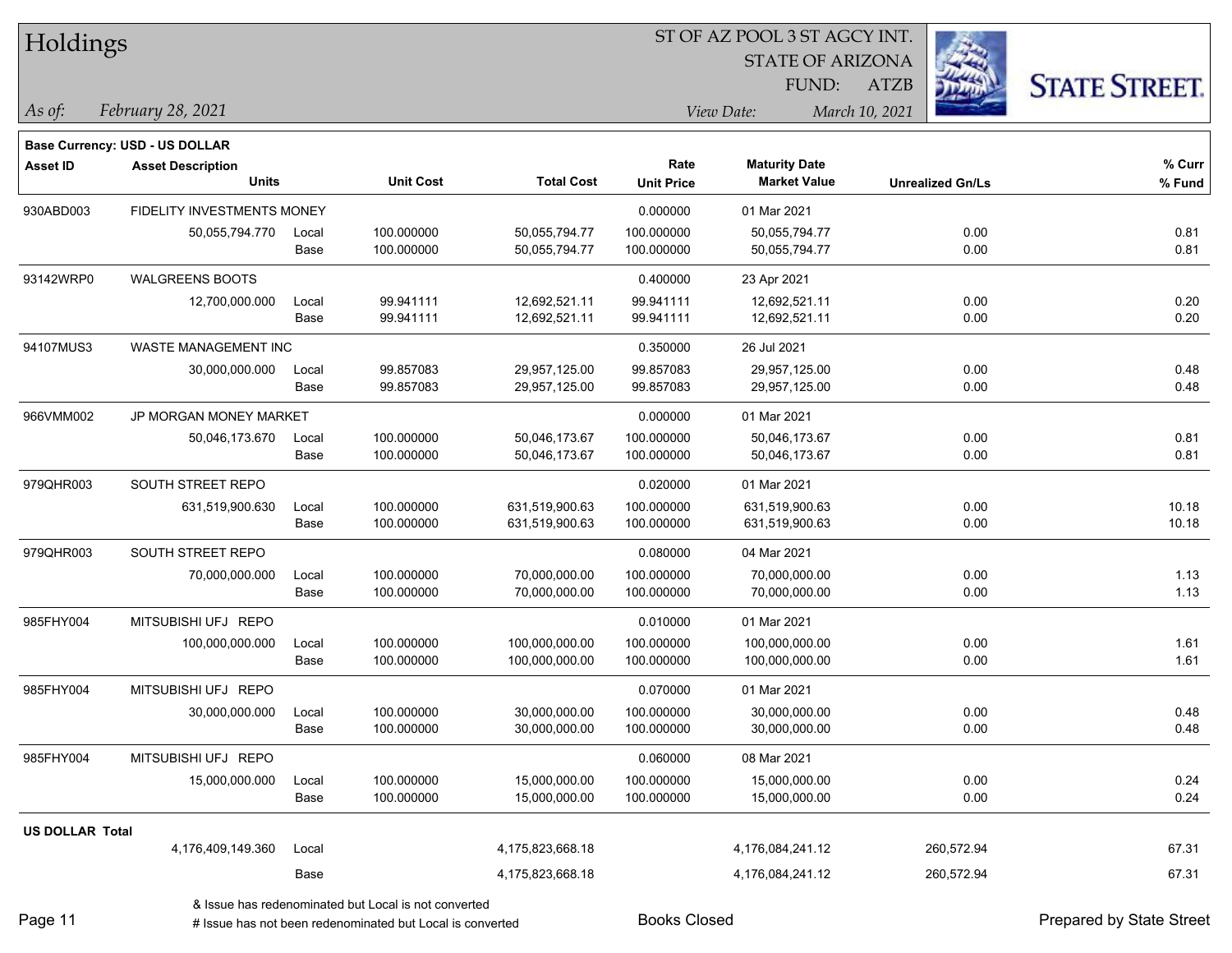# Holdings

ST OF AZ POOL 3 ST AGCY INT.
STATE OF ARIZONA
FUND: ATZB

*As of:* *February 28, 2021*
*View Date:* *March 10, 2021*

**Base Currency: USD - US DOLLAR**

| Asset ID | Asset Description / Units | | Unit Cost | Total Cost | Rate / Unit Price | Maturity Date / Market Value | Unrealized Gn/Ls | % Curr / % Fund |
|---|---|---|---|---|---|---|---|---|
| 930ABD003 | FIDELITY INVESTMENTS MONEY | | | | 0.000000 | 01 Mar 2021 | | |
| | 50,055,794.770 | Local | 100.000000 | 50,055,794.77 | 100.000000 | 50,055,794.77 | 0.00 | 0.81 |
| | | Base | 100.000000 | 50,055,794.77 | 100.000000 | 50,055,794.77 | 0.00 | 0.81 |
| 93142WRP0 | WALGREENS BOOTS | | | | 0.400000 | 23 Apr 2021 | | |
| | 12,700,000.000 | Local | 99.941111 | 12,692,521.11 | 99.941111 | 12,692,521.11 | 0.00 | 0.20 |
| | | Base | 99.941111 | 12,692,521.11 | 99.941111 | 12,692,521.11 | 0.00 | 0.20 |
| 94107MUS3 | WASTE MANAGEMENT INC | | | | 0.350000 | 26 Jul 2021 | | |
| | 30,000,000.000 | Local | 99.857083 | 29,957,125.00 | 99.857083 | 29,957,125.00 | 0.00 | 0.48 |
| | | Base | 99.857083 | 29,957,125.00 | 99.857083 | 29,957,125.00 | 0.00 | 0.48 |
| 966VMM002 | JP MORGAN MONEY MARKET | | | | 0.000000 | 01 Mar 2021 | | |
| | 50,046,173.670 | Local | 100.000000 | 50,046,173.67 | 100.000000 | 50,046,173.67 | 0.00 | 0.81 |
| | | Base | 100.000000 | 50,046,173.67 | 100.000000 | 50,046,173.67 | 0.00 | 0.81 |
| 979QHR003 | SOUTH STREET REPO | | | | 0.020000 | 01 Mar 2021 | | |
| | 631,519,900.630 | Local | 100.000000 | 631,519,900.63 | 100.000000 | 631,519,900.63 | 0.00 | 10.18 |
| | | Base | 100.000000 | 631,519,900.63 | 100.000000 | 631,519,900.63 | 0.00 | 10.18 |
| 979QHR003 | SOUTH STREET REPO | | | | 0.080000 | 04 Mar 2021 | | |
| | 70,000,000.000 | Local | 100.000000 | 70,000,000.00 | 100.000000 | 70,000,000.00 | 0.00 | 1.13 |
| | | Base | 100.000000 | 70,000,000.00 | 100.000000 | 70,000,000.00 | 0.00 | 1.13 |
| 985FHY004 | MITSUBISHI UFJ REPO | | | | 0.010000 | 01 Mar 2021 | | |
| | 100,000,000.000 | Local | 100.000000 | 100,000,000.00 | 100.000000 | 100,000,000.00 | 0.00 | 1.61 |
| | | Base | 100.000000 | 100,000,000.00 | 100.000000 | 100,000,000.00 | 0.00 | 1.61 |
| 985FHY004 | MITSUBISHI UFJ REPO | | | | 0.070000 | 01 Mar 2021 | | |
| | 30,000,000.000 | Local | 100.000000 | 30,000,000.00 | 100.000000 | 30,000,000.00 | 0.00 | 0.48 |
| | | Base | 100.000000 | 30,000,000.00 | 100.000000 | 30,000,000.00 | 0.00 | 0.48 |
| 985FHY004 | MITSUBISHI UFJ REPO | | | | 0.060000 | 08 Mar 2021 | | |
| | 15,000,000.000 | Local | 100.000000 | 15,000,000.00 | 100.000000 | 15,000,000.00 | 0.00 | 0.24 |
| | | Base | 100.000000 | 15,000,000.00 | 100.000000 | 15,000,000.00 | 0.00 | 0.24 |
| **US DOLLAR Total** | | | | | | | | |
| | 4,176,409,149.360 | Local | | 4,175,823,668.18 | | 4,176,084,241.12 | 260,572.94 | 67.31 |
| | | Base | | 4,175,823,668.18 | | 4,176,084,241.12 | 260,572.94 | 67.31 |

& Issue has redenominated but Local is not converted
# Issue has not been redenominated but Local is converted

Books Closed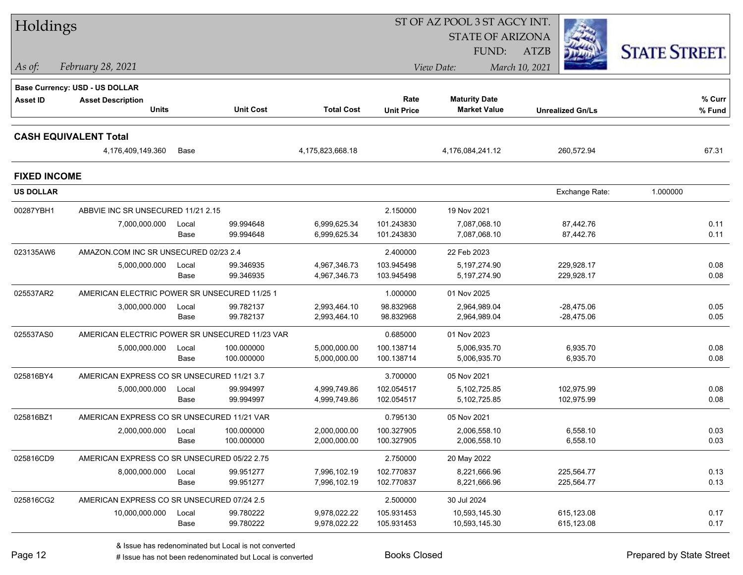# Holdings

ST OF AZ POOL 3 ST AGCY INT.
STATE OF ARIZONA
FUND: ATZB

*As of: February 28, 2021*

*View Date: March 10, 2021*

**Base Currency: USD - US DOLLAR**

| Asset ID | Asset Description / Units | | Unit Cost | Total Cost | Rate / Unit Price | Maturity Date / Market Value | Unrealized Gn/Ls | % Curr / % Fund |
|---|---|---|---|---|---|---|---|---|
| **CASH EQUIVALENT Total** | | | | | | | | |
| | 4,176,409,149.360 | Base | | 4,175,823,668.18 | | 4,176,084,241.12 | 260,572.94 | 67.31 |
| **FIXED INCOME** | | | | | | | | |
| **US DOLLAR** | | | | | | | Exchange Rate: 1.000000 | |
| 00287YBH1 | ABBVIE INC SR UNSECURED 11/21 2.15 | | | | 2.150000 | 19 Nov 2021 | | |
| | 7,000,000.000 | Local | 99.994648 | 6,999,625.34 | 101.243830 | 7,087,068.10 | 87,442.76 | 0.11 |
| | | Base | 99.994648 | 6,999,625.34 | 101.243830 | 7,087,068.10 | 87,442.76 | 0.11 |
| 023135AW6 | AMAZON.COM INC SR UNSECURED 02/23 2.4 | | | | 2.400000 | 22 Feb 2023 | | |
| | 5,000,000.000 | Local | 99.346935 | 4,967,346.73 | 103.945498 | 5,197,274.90 | 229,928.17 | 0.08 |
| | | Base | 99.346935 | 4,967,346.73 | 103.945498 | 5,197,274.90 | 229,928.17 | 0.08 |
| 025537AR2 | AMERICAN ELECTRIC POWER SR UNSECURED 11/25 1 | | | | 1.000000 | 01 Nov 2025 | | |
| | 3,000,000.000 | Local | 99.782137 | 2,993,464.10 | 98.832968 | 2,964,989.04 | -28,475.06 | 0.05 |
| | | Base | 99.782137 | 2,993,464.10 | 98.832968 | 2,964,989.04 | -28,475.06 | 0.05 |
| 025537AS0 | AMERICAN ELECTRIC POWER SR UNSECURED 11/23 VAR | | | | 0.685000 | 01 Nov 2023 | | |
| | 5,000,000.000 | Local | 100.000000 | 5,000,000.00 | 100.138714 | 5,006,935.70 | 6,935.70 | 0.08 |
| | | Base | 100.000000 | 5,000,000.00 | 100.138714 | 5,006,935.70 | 6,935.70 | 0.08 |
| 025816BY4 | AMERICAN EXPRESS CO SR UNSECURED 11/21 3.7 | | | | 3.700000 | 05 Nov 2021 | | |
| | 5,000,000.000 | Local | 99.994997 | 4,999,749.86 | 102.054517 | 5,102,725.85 | 102,975.99 | 0.08 |
| | | Base | 99.994997 | 4,999,749.86 | 102.054517 | 5,102,725.85 | 102,975.99 | 0.08 |
| 025816BZ1 | AMERICAN EXPRESS CO SR UNSECURED 11/21 VAR | | | | 0.795130 | 05 Nov 2021 | | |
| | 2,000,000.000 | Local | 100.000000 | 2,000,000.00 | 100.327905 | 2,006,558.10 | 6,558.10 | 0.03 |
| | | Base | 100.000000 | 2,000,000.00 | 100.327905 | 2,006,558.10 | 6,558.10 | 0.03 |
| 025816CD9 | AMERICAN EXPRESS CO SR UNSECURED 05/22 2.75 | | | | 2.750000 | 20 May 2022 | | |
| | 8,000,000.000 | Local | 99.951277 | 7,996,102.19 | 102.770837 | 8,221,666.96 | 225,564.77 | 0.13 |
| | | Base | 99.951277 | 7,996,102.19 | 102.770837 | 8,221,666.96 | 225,564.77 | 0.13 |
| 025816CG2 | AMERICAN EXPRESS CO SR UNSECURED 07/24 2.5 | | | | 2.500000 | 30 Jul 2024 | | |
| | 10,000,000.000 | Local | 99.780222 | 9,978,022.22 | 105.931453 | 10,593,145.30 | 615,123.08 | 0.17 |
| | | Base | 99.780222 | 9,978,022.22 | 105.931453 | 10,593,145.30 | 615,123.08 | 0.17 |

& Issue has redenominated but Local is not converted

# Issue has not been redenominated but Local is converted

Books Closed

Prepared by State Street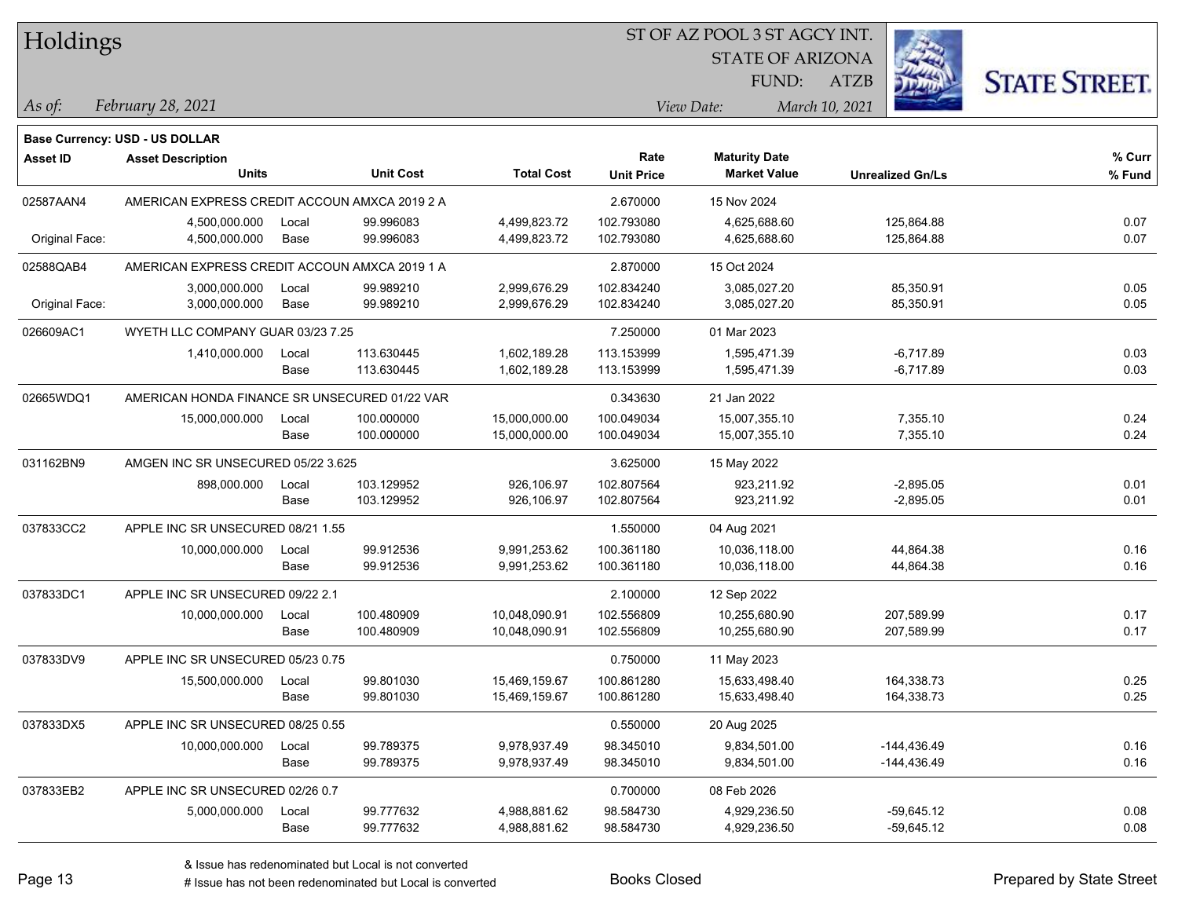# Holdings

ST OF AZ POOL 3 ST AGCY INT.
STATE OF ARIZONA
FUND: ATZB

*As of:* *February 28, 2021*
*View Date:* *March 10, 2021*

**Base Currency: USD - US DOLLAR**

| Asset ID | Asset Description / Units | | Unit Cost | Total Cost | Rate / Unit Price | Maturity Date / Market Value | Unrealized Gn/Ls | % Curr / % Fund |
|---|---|---|---|---|---|---|---|---|
| 02587AAN4 | AMERICAN EXPRESS CREDIT ACCOUN AMXCA 2019 2 A | | | | 2.670000 | 15 Nov 2024 | | |
| | 4,500,000.000 | Local | 99.996083 | 4,499,823.72 | 102.793080 | 4,625,688.60 | 125,864.88 | 0.07 |
| Original Face: | 4,500,000.000 | Base | 99.996083 | 4,499,823.72 | 102.793080 | 4,625,688.60 | 125,864.88 | 0.07 |
| 02588QAB4 | AMERICAN EXPRESS CREDIT ACCOUN AMXCA 2019 1 A | | | | 2.870000 | 15 Oct 2024 | | |
| | 3,000,000.000 | Local | 99.989210 | 2,999,676.29 | 102.834240 | 3,085,027.20 | 85,350.91 | 0.05 |
| Original Face: | 3,000,000.000 | Base | 99.989210 | 2,999,676.29 | 102.834240 | 3,085,027.20 | 85,350.91 | 0.05 |
| 026609AC1 | WYETH LLC COMPANY GUAR 03/23 7.25 | | | | 7.250000 | 01 Mar 2023 | | |
| | 1,410,000.000 | Local | 113.630445 | 1,602,189.28 | 113.153999 | 1,595,471.39 | -6,717.89 | 0.03 |
| | | Base | 113.630445 | 1,602,189.28 | 113.153999 | 1,595,471.39 | -6,717.89 | 0.03 |
| 02665WDQ1 | AMERICAN HONDA FINANCE SR UNSECURED 01/22 VAR | | | | 0.343630 | 21 Jan 2022 | | |
| | 15,000,000.000 | Local | 100.000000 | 15,000,000.00 | 100.049034 | 15,007,355.10 | 7,355.10 | 0.24 |
| | | Base | 100.000000 | 15,000,000.00 | 100.049034 | 15,007,355.10 | 7,355.10 | 0.24 |
| 031162BN9 | AMGEN INC SR UNSECURED 05/22 3.625 | | | | 3.625000 | 15 May 2022 | | |
| | 898,000.000 | Local | 103.129952 | 926,106.97 | 102.807564 | 923,211.92 | -2,895.05 | 0.01 |
| | | Base | 103.129952 | 926,106.97 | 102.807564 | 923,211.92 | -2,895.05 | 0.01 |
| 037833CC2 | APPLE INC SR UNSECURED 08/21 1.55 | | | | 1.550000 | 04 Aug 2021 | | |
| | 10,000,000.000 | Local | 99.912536 | 9,991,253.62 | 100.361180 | 10,036,118.00 | 44,864.38 | 0.16 |
| | | Base | 99.912536 | 9,991,253.62 | 100.361180 | 10,036,118.00 | 44,864.38 | 0.16 |
| 037833DC1 | APPLE INC SR UNSECURED 09/22 2.1 | | | | 2.100000 | 12 Sep 2022 | | |
| | 10,000,000.000 | Local | 100.480909 | 10,048,090.91 | 102.556809 | 10,255,680.90 | 207,589.99 | 0.17 |
| | | Base | 100.480909 | 10,048,090.91 | 102.556809 | 10,255,680.90 | 207,589.99 | 0.17 |
| 037833DV9 | APPLE INC SR UNSECURED 05/23 0.75 | | | | 0.750000 | 11 May 2023 | | |
| | 15,500,000.000 | Local | 99.801030 | 15,469,159.67 | 100.861280 | 15,633,498.40 | 164,338.73 | 0.25 |
| | | Base | 99.801030 | 15,469,159.67 | 100.861280 | 15,633,498.40 | 164,338.73 | 0.25 |
| 037833DX5 | APPLE INC SR UNSECURED 08/25 0.55 | | | | 0.550000 | 20 Aug 2025 | | |
| | 10,000,000.000 | Local | 99.789375 | 9,978,937.49 | 98.345010 | 9,834,501.00 | -144,436.49 | 0.16 |
| | | Base | 99.789375 | 9,978,937.49 | 98.345010 | 9,834,501.00 | -144,436.49 | 0.16 |
| 037833EB2 | APPLE INC SR UNSECURED 02/26 0.7 | | | | 0.700000 | 08 Feb 2026 | | |
| | 5,000,000.000 | Local | 99.777632 | 4,988,881.62 | 98.584730 | 4,929,236.50 | -59,645.12 | 0.08 |
| | | Base | 99.777632 | 4,988,881.62 | 98.584730 | 4,929,236.50 | -59,645.12 | 0.08 |

& Issue has redenominated but Local is not converted
# Issue has not been redenominated but Local is converted

Books Closed

Prepared by State Street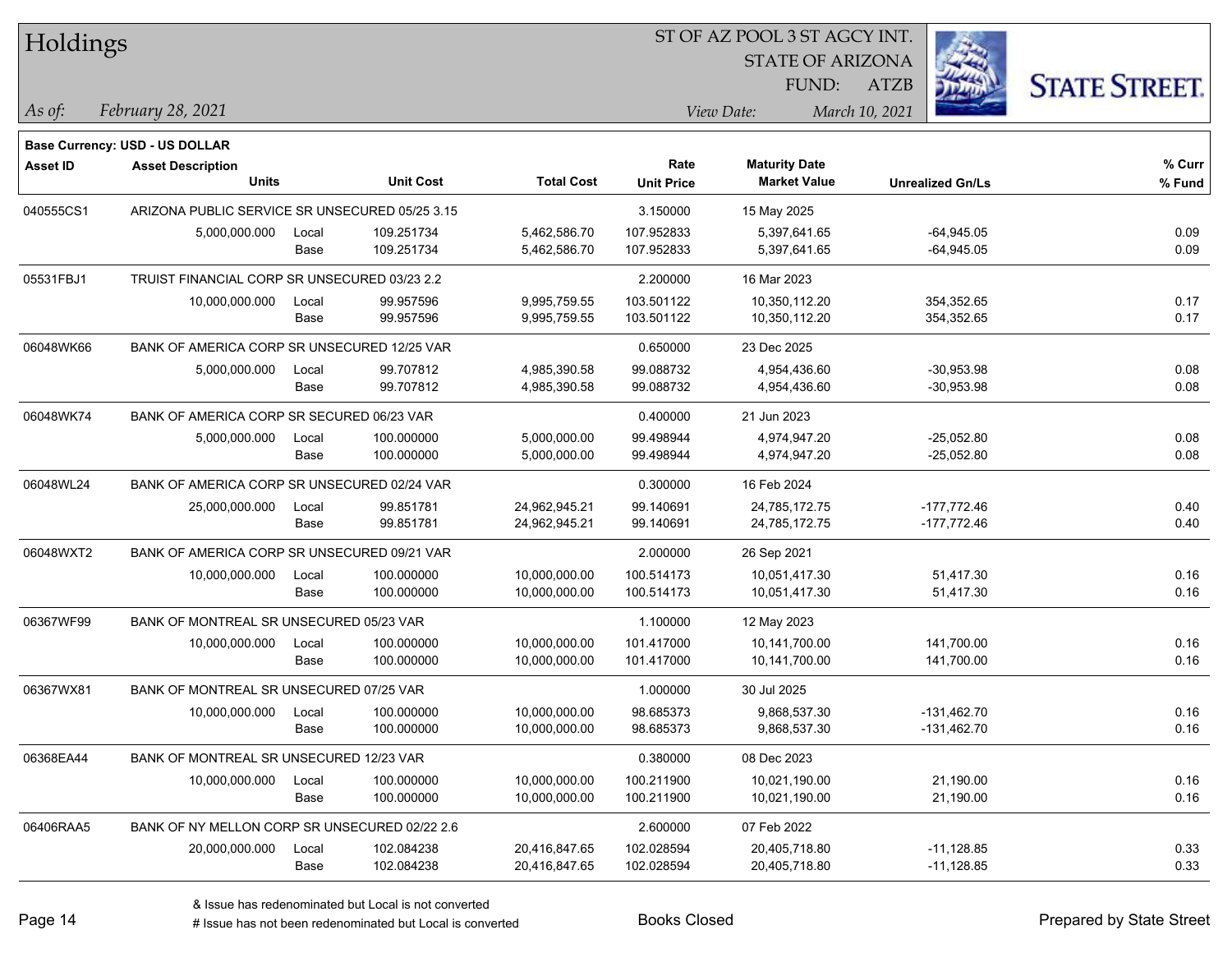# Holdings

ST OF AZ POOL 3 ST AGCY INT.
STATE OF ARIZONA
FUND: ATZB

*As of:* *February 28, 2021*
*View Date:* *March 10, 2021*

**Base Currency: USD - US DOLLAR**

| Asset ID | Asset Description / Units | | Unit Cost | Total Cost | Rate / Unit Price | Maturity Date / Market Value | Unrealized Gn/Ls | % Curr / % Fund |
|---|---|---|---|---|---|---|---|---|
| 040555CS1 | ARIZONA PUBLIC SERVICE SR UNSECURED 05/25 3.15 | | | | 3.150000 | 15 May 2025 | | |
| | 5,000,000.000 | Local | 109.251734 | 5,462,586.70 | 107.952833 | 5,397,641.65 | -64,945.05 | 0.09 |
| | | Base | 109.251734 | 5,462,586.70 | 107.952833 | 5,397,641.65 | -64,945.05 | 0.09 |
| 05531FBJ1 | TRUIST FINANCIAL CORP SR UNSECURED 03/23 2.2 | | | | 2.200000 | 16 Mar 2023 | | |
| | 10,000,000.000 | Local | 99.957596 | 9,995,759.55 | 103.501122 | 10,350,112.20 | 354,352.65 | 0.17 |
| | | Base | 99.957596 | 9,995,759.55 | 103.501122 | 10,350,112.20 | 354,352.65 | 0.17 |
| 06048WK66 | BANK OF AMERICA CORP SR UNSECURED 12/25 VAR | | | | 0.650000 | 23 Dec 2025 | | |
| | 5,000,000.000 | Local | 99.707812 | 4,985,390.58 | 99.088732 | 4,954,436.60 | -30,953.98 | 0.08 |
| | | Base | 99.707812 | 4,985,390.58 | 99.088732 | 4,954,436.60 | -30,953.98 | 0.08 |
| 06048WK74 | BANK OF AMERICA CORP SR SECURED 06/23 VAR | | | | 0.400000 | 21 Jun 2023 | | |
| | 5,000,000.000 | Local | 100.000000 | 5,000,000.00 | 99.498944 | 4,974,947.20 | -25,052.80 | 0.08 |
| | | Base | 100.000000 | 5,000,000.00 | 99.498944 | 4,974,947.20 | -25,052.80 | 0.08 |
| 06048WL24 | BANK OF AMERICA CORP SR UNSECURED 02/24 VAR | | | | 0.300000 | 16 Feb 2024 | | |
| | 25,000,000.000 | Local | 99.851781 | 24,962,945.21 | 99.140691 | 24,785,172.75 | -177,772.46 | 0.40 |
| | | Base | 99.851781 | 24,962,945.21 | 99.140691 | 24,785,172.75 | -177,772.46 | 0.40 |
| 06048WXT2 | BANK OF AMERICA CORP SR UNSECURED 09/21 VAR | | | | 2.000000 | 26 Sep 2021 | | |
| | 10,000,000.000 | Local | 100.000000 | 10,000,000.00 | 100.514173 | 10,051,417.30 | 51,417.30 | 0.16 |
| | | Base | 100.000000 | 10,000,000.00 | 100.514173 | 10,051,417.30 | 51,417.30 | 0.16 |
| 06367WF99 | BANK OF MONTREAL SR UNSECURED 05/23 VAR | | | | 1.100000 | 12 May 2023 | | |
| | 10,000,000.000 | Local | 100.000000 | 10,000,000.00 | 101.417000 | 10,141,700.00 | 141,700.00 | 0.16 |
| | | Base | 100.000000 | 10,000,000.00 | 101.417000 | 10,141,700.00 | 141,700.00 | 0.16 |
| 06367WX81 | BANK OF MONTREAL SR UNSECURED 07/25 VAR | | | | 1.000000 | 30 Jul 2025 | | |
| | 10,000,000.000 | Local | 100.000000 | 10,000,000.00 | 98.685373 | 9,868,537.30 | -131,462.70 | 0.16 |
| | | Base | 100.000000 | 10,000,000.00 | 98.685373 | 9,868,537.30 | -131,462.70 | 0.16 |
| 06368EA44 | BANK OF MONTREAL SR UNSECURED 12/23 VAR | | | | 0.380000 | 08 Dec 2023 | | |
| | 10,000,000.000 | Local | 100.000000 | 10,000,000.00 | 100.211900 | 10,021,190.00 | 21,190.00 | 0.16 |
| | | Base | 100.000000 | 10,000,000.00 | 100.211900 | 10,021,190.00 | 21,190.00 | 0.16 |
| 06406RAA5 | BANK OF NY MELLON CORP SR UNSECURED 02/22 2.6 | | | | 2.600000 | 07 Feb 2022 | | |
| | 20,000,000.000 | Local | 102.084238 | 20,416,847.65 | 102.028594 | 20,405,718.80 | -11,128.85 | 0.33 |
| | | Base | 102.084238 | 20,416,847.65 | 102.028594 | 20,405,718.80 | -11,128.85 | 0.33 |

& Issue has redenominated but Local is not converted
# Issue has not been redenominated but Local is converted

Books Closed

Prepared by State Street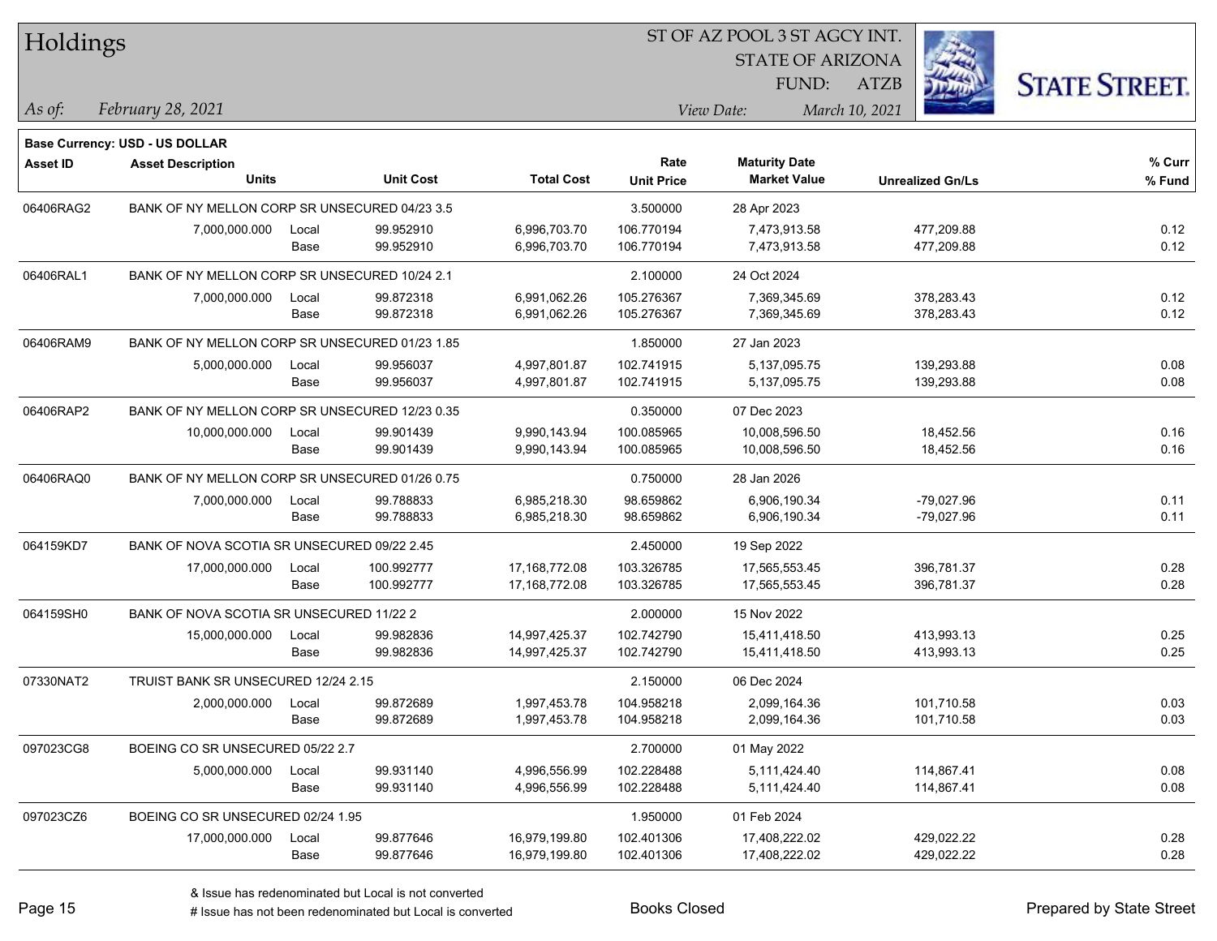# Holdings

ST OF AZ POOL 3 ST AGCY INT.
STATE OF ARIZONA
FUND: ATZB

*As of: February 28, 2021*

*View Date: March 10, 2021*

**Base Currency: USD - US DOLLAR**

| Asset ID | Asset Description / Units | | Unit Cost | Total Cost | Rate / Unit Price | Maturity Date / Market Value | Unrealized Gn/Ls | % Curr / % Fund |
|---|---|---|---|---|---|---|---|---|
| 06406RAG2 | BANK OF NY MELLON CORP SR UNSECURED 04/23 3.5 | | | | 3.500000 | 28 Apr 2023 | | |
| | 7,000,000.000 | Local | 99.952910 | 6,996,703.70 | 106.770194 | 7,473,913.58 | 477,209.88 | 0.12 |
| | | Base | 99.952910 | 6,996,703.70 | 106.770194 | 7,473,913.58 | 477,209.88 | 0.12 |
| 06406RAL1 | BANK OF NY MELLON CORP SR UNSECURED 10/24 2.1 | | | | 2.100000 | 24 Oct 2024 | | |
| | 7,000,000.000 | Local | 99.872318 | 6,991,062.26 | 105.276367 | 7,369,345.69 | 378,283.43 | 0.12 |
| | | Base | 99.872318 | 6,991,062.26 | 105.276367 | 7,369,345.69 | 378,283.43 | 0.12 |
| 06406RAM9 | BANK OF NY MELLON CORP SR UNSECURED 01/23 1.85 | | | | 1.850000 | 27 Jan 2023 | | |
| | 5,000,000.000 | Local | 99.956037 | 4,997,801.87 | 102.741915 | 5,137,095.75 | 139,293.88 | 0.08 |
| | | Base | 99.956037 | 4,997,801.87 | 102.741915 | 5,137,095.75 | 139,293.88 | 0.08 |
| 06406RAP2 | BANK OF NY MELLON CORP SR UNSECURED 12/23 0.35 | | | | 0.350000 | 07 Dec 2023 | | |
| | 10,000,000.000 | Local | 99.901439 | 9,990,143.94 | 100.085965 | 10,008,596.50 | 18,452.56 | 0.16 |
| | | Base | 99.901439 | 9,990,143.94 | 100.085965 | 10,008,596.50 | 18,452.56 | 0.16 |
| 06406RAQ0 | BANK OF NY MELLON CORP SR UNSECURED 01/26 0.75 | | | | 0.750000 | 28 Jan 2026 | | |
| | 7,000,000.000 | Local | 99.788833 | 6,985,218.30 | 98.659862 | 6,906,190.34 | -79,027.96 | 0.11 |
| | | Base | 99.788833 | 6,985,218.30 | 98.659862 | 6,906,190.34 | -79,027.96 | 0.11 |
| 064159KD7 | BANK OF NOVA SCOTIA SR UNSECURED 09/22 2.45 | | | | 2.450000 | 19 Sep 2022 | | |
| | 17,000,000.000 | Local | 100.992777 | 17,168,772.08 | 103.326785 | 17,565,553.45 | 396,781.37 | 0.28 |
| | | Base | 100.992777 | 17,168,772.08 | 103.326785 | 17,565,553.45 | 396,781.37 | 0.28 |
| 064159SH0 | BANK OF NOVA SCOTIA SR UNSECURED 11/22 2 | | | | 2.000000 | 15 Nov 2022 | | |
| | 15,000,000.000 | Local | 99.982836 | 14,997,425.37 | 102.742790 | 15,411,418.50 | 413,993.13 | 0.25 |
| | | Base | 99.982836 | 14,997,425.37 | 102.742790 | 15,411,418.50 | 413,993.13 | 0.25 |
| 07330NAT2 | TRUIST BANK SR UNSECURED 12/24 2.15 | | | | 2.150000 | 06 Dec 2024 | | |
| | 2,000,000.000 | Local | 99.872689 | 1,997,453.78 | 104.958218 | 2,099,164.36 | 101,710.58 | 0.03 |
| | | Base | 99.872689 | 1,997,453.78 | 104.958218 | 2,099,164.36 | 101,710.58 | 0.03 |
| 097023CG8 | BOEING CO SR UNSECURED 05/22 2.7 | | | | 2.700000 | 01 May 2022 | | |
| | 5,000,000.000 | Local | 99.931140 | 4,996,556.99 | 102.228488 | 5,111,424.40 | 114,867.41 | 0.08 |
| | | Base | 99.931140 | 4,996,556.99 | 102.228488 | 5,111,424.40 | 114,867.41 | 0.08 |
| 097023CZ6 | BOEING CO SR UNSECURED 02/24 1.95 | | | | 1.950000 | 01 Feb 2024 | | |
| | 17,000,000.000 | Local | 99.877646 | 16,979,199.80 | 102.401306 | 17,408,222.02 | 429,022.22 | 0.28 |
| | | Base | 99.877646 | 16,979,199.80 | 102.401306 | 17,408,222.02 | 429,022.22 | 0.28 |

& Issue has redenominated but Local is not converted
# Issue has not been redenominated but Local is converted

Books Closed

Prepared by State Street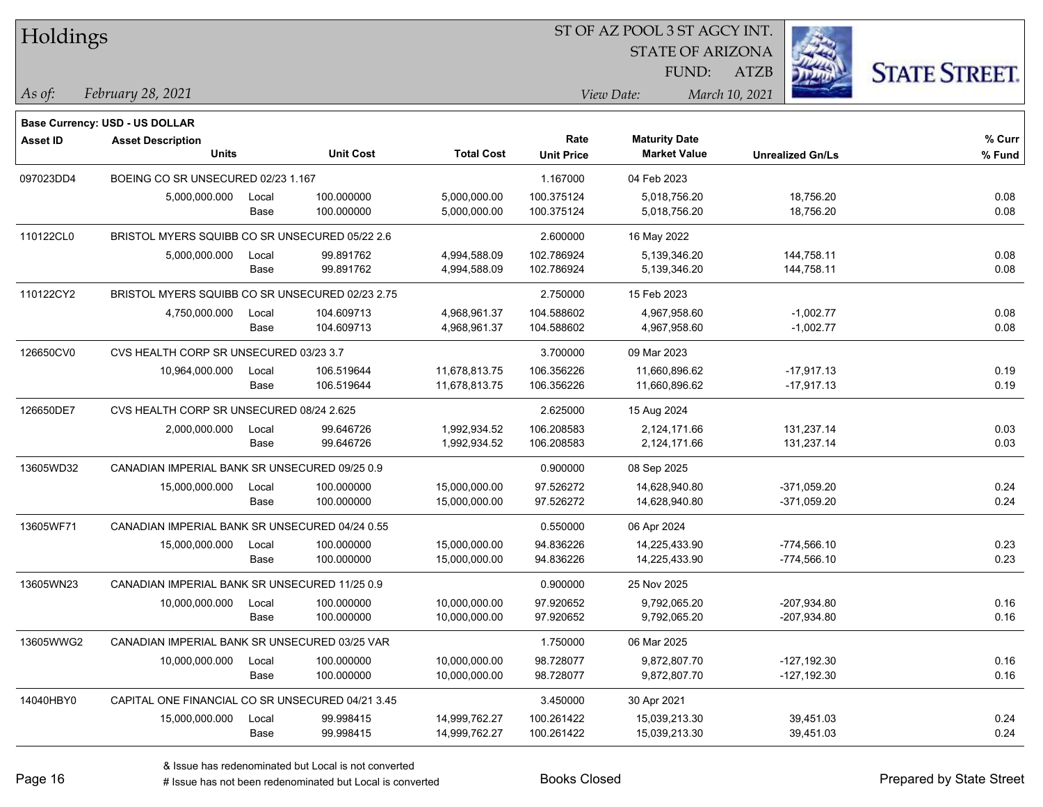# Holdings

ST OF AZ POOL 3 ST AGCY INT.
STATE OF ARIZONA
FUND: ATZB

*As of:* *February 28, 2021*
*View Date:* *March 10, 2021*

**Base Currency: USD - US DOLLAR**

| Asset ID | Asset Description / Units | | Unit Cost | Total Cost | Rate / Unit Price | Maturity Date / Market Value | Unrealized Gn/Ls | % Curr / % Fund |
|---|---|---|---|---|---|---|---|---|
| 097023DD4 | BOEING CO SR UNSECURED 02/23 1.167 | | | | 1.167000 | 04 Feb 2023 | | |
| | 5,000,000.000 | Local | 100.000000 | 5,000,000.00 | 100.375124 | 5,018,756.20 | 18,756.20 | 0.08 |
| | | Base | 100.000000 | 5,000,000.00 | 100.375124 | 5,018,756.20 | 18,756.20 | 0.08 |
| 110122CL0 | BRISTOL MYERS SQUIBB CO SR UNSECURED 05/22 2.6 | | | | 2.600000 | 16 May 2022 | | |
| | 5,000,000.000 | Local | 99.891762 | 4,994,588.09 | 102.786924 | 5,139,346.20 | 144,758.11 | 0.08 |
| | | Base | 99.891762 | 4,994,588.09 | 102.786924 | 5,139,346.20 | 144,758.11 | 0.08 |
| 110122CY2 | BRISTOL MYERS SQUIBB CO SR UNSECURED 02/23 2.75 | | | | 2.750000 | 15 Feb 2023 | | |
| | 4,750,000.000 | Local | 104.609713 | 4,968,961.37 | 104.588602 | 4,967,958.60 | -1,002.77 | 0.08 |
| | | Base | 104.609713 | 4,968,961.37 | 104.588602 | 4,967,958.60 | -1,002.77 | 0.08 |
| 126650CV0 | CVS HEALTH CORP SR UNSECURED 03/23 3.7 | | | | 3.700000 | 09 Mar 2023 | | |
| | 10,964,000.000 | Local | 106.519644 | 11,678,813.75 | 106.356226 | 11,660,896.62 | -17,917.13 | 0.19 |
| | | Base | 106.519644 | 11,678,813.75 | 106.356226 | 11,660,896.62 | -17,917.13 | 0.19 |
| 126650DE7 | CVS HEALTH CORP SR UNSECURED 08/24 2.625 | | | | 2.625000 | 15 Aug 2024 | | |
| | 2,000,000.000 | Local | 99.646726 | 1,992,934.52 | 106.208583 | 2,124,171.66 | 131,237.14 | 0.03 |
| | | Base | 99.646726 | 1,992,934.52 | 106.208583 | 2,124,171.66 | 131,237.14 | 0.03 |
| 13605WD32 | CANADIAN IMPERIAL BANK SR UNSECURED 09/25 0.9 | | | | 0.900000 | 08 Sep 2025 | | |
| | 15,000,000.000 | Local | 100.000000 | 15,000,000.00 | 97.526272 | 14,628,940.80 | -371,059.20 | 0.24 |
| | | Base | 100.000000 | 15,000,000.00 | 97.526272 | 14,628,940.80 | -371,059.20 | 0.24 |
| 13605WF71 | CANADIAN IMPERIAL BANK SR UNSECURED 04/24 0.55 | | | | 0.550000 | 06 Apr 2024 | | |
| | 15,000,000.000 | Local | 100.000000 | 15,000,000.00 | 94.836226 | 14,225,433.90 | -774,566.10 | 0.23 |
| | | Base | 100.000000 | 15,000,000.00 | 94.836226 | 14,225,433.90 | -774,566.10 | 0.23 |
| 13605WN23 | CANADIAN IMPERIAL BANK SR UNSECURED 11/25 0.9 | | | | 0.900000 | 25 Nov 2025 | | |
| | 10,000,000.000 | Local | 100.000000 | 10,000,000.00 | 97.920652 | 9,792,065.20 | -207,934.80 | 0.16 |
| | | Base | 100.000000 | 10,000,000.00 | 97.920652 | 9,792,065.20 | -207,934.80 | 0.16 |
| 13605WWG2 | CANADIAN IMPERIAL BANK SR UNSECURED 03/25 VAR | | | | 1.750000 | 06 Mar 2025 | | |
| | 10,000,000.000 | Local | 100.000000 | 10,000,000.00 | 98.728077 | 9,872,807.70 | -127,192.30 | 0.16 |
| | | Base | 100.000000 | 10,000,000.00 | 98.728077 | 9,872,807.70 | -127,192.30 | 0.16 |
| 14040HBY0 | CAPITAL ONE FINANCIAL CO SR UNSECURED 04/21 3.45 | | | | 3.450000 | 30 Apr 2021 | | |
| | 15,000,000.000 | Local | 99.998415 | 14,999,762.27 | 100.261422 | 15,039,213.30 | 39,451.03 | 0.24 |
| | | Base | 99.998415 | 14,999,762.27 | 100.261422 | 15,039,213.30 | 39,451.03 | 0.24 |

& Issue has redenominated but Local is not converted
# Issue has not been redenominated but Local is converted

Books Closed

Prepared by State Street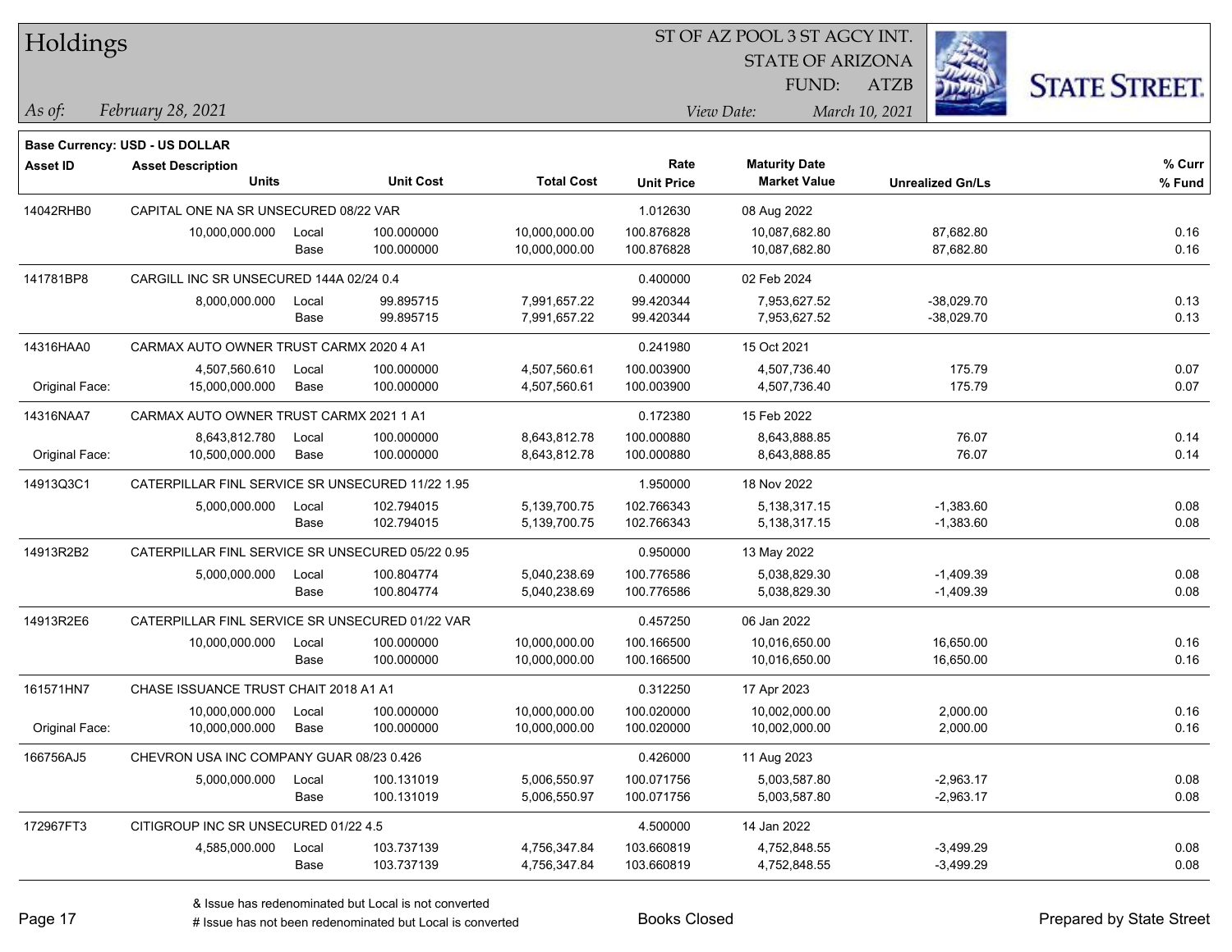# Holdings

ST OF AZ POOL 3 ST AGCY INT.
STATE OF ARIZONA
FUND: ATZB

*As of:* *February 28, 2021*
*View Date:* *March 10, 2021*

**Base Currency: USD - US DOLLAR**

| Asset ID | Asset Description / Units | | Unit Cost | Total Cost | Rate / Unit Price | Maturity Date / Market Value | Unrealized Gn/Ls | % Curr / % Fund |
|---|---|---|---|---|---|---|---|---|
| 14042RHB0 | CAPITAL ONE NA SR UNSECURED 08/22 VAR | | | | 1.012630 | 08 Aug 2022 | | |
| | 10,000,000.000 | Local | 100.000000 | 10,000,000.00 | 100.876828 | 10,087,682.80 | 87,682.80 | 0.16 |
| | | Base | 100.000000 | 10,000,000.00 | 100.876828 | 10,087,682.80 | 87,682.80 | 0.16 |
| 141781BP8 | CARGILL INC SR UNSECURED 144A 02/24 0.4 | | | | 0.400000 | 02 Feb 2024 | | |
| | 8,000,000.000 | Local | 99.895715 | 7,991,657.22 | 99.420344 | 7,953,627.52 | -38,029.70 | 0.13 |
| | | Base | 99.895715 | 7,991,657.22 | 99.420344 | 7,953,627.52 | -38,029.70 | 0.13 |
| 14316HAA0 | CARMAX AUTO OWNER TRUST CARMX 2020 4 A1 | | | | 0.241980 | 15 Oct 2021 | | |
| | 4,507,560.610 | Local | 100.000000 | 4,507,560.61 | 100.003900 | 4,507,736.40 | 175.79 | 0.07 |
| Original Face: | 15,000,000.000 | Base | 100.000000 | 4,507,560.61 | 100.003900 | 4,507,736.40 | 175.79 | 0.07 |
| 14316NAA7 | CARMAX AUTO OWNER TRUST CARMX 2021 1 A1 | | | | 0.172380 | 15 Feb 2022 | | |
| | 8,643,812.780 | Local | 100.000000 | 8,643,812.78 | 100.000880 | 8,643,888.85 | 76.07 | 0.14 |
| Original Face: | 10,500,000.000 | Base | 100.000000 | 8,643,812.78 | 100.000880 | 8,643,888.85 | 76.07 | 0.14 |
| 14913Q3C1 | CATERPILLAR FINL SERVICE SR UNSECURED 11/22 1.95 | | | | 1.950000 | 18 Nov 2022 | | |
| | 5,000,000.000 | Local | 102.794015 | 5,139,700.75 | 102.766343 | 5,138,317.15 | -1,383.60 | 0.08 |
| | | Base | 102.794015 | 5,139,700.75 | 102.766343 | 5,138,317.15 | -1,383.60 | 0.08 |
| 14913R2B2 | CATERPILLAR FINL SERVICE SR UNSECURED 05/22 0.95 | | | | 0.950000 | 13 May 2022 | | |
| | 5,000,000.000 | Local | 100.804774 | 5,040,238.69 | 100.776586 | 5,038,829.30 | -1,409.39 | 0.08 |
| | | Base | 100.804774 | 5,040,238.69 | 100.776586 | 5,038,829.30 | -1,409.39 | 0.08 |
| 14913R2E6 | CATERPILLAR FINL SERVICE SR UNSECURED 01/22 VAR | | | | 0.457250 | 06 Jan 2022 | | |
| | 10,000,000.000 | Local | 100.000000 | 10,000,000.00 | 100.166500 | 10,016,650.00 | 16,650.00 | 0.16 |
| | | Base | 100.000000 | 10,000,000.00 | 100.166500 | 10,016,650.00 | 16,650.00 | 0.16 |
| 161571HN7 | CHASE ISSUANCE TRUST CHAIT 2018 A1 A1 | | | | 0.312250 | 17 Apr 2023 | | |
| | 10,000,000.000 | Local | 100.000000 | 10,000,000.00 | 100.020000 | 10,002,000.00 | 2,000.00 | 0.16 |
| Original Face: | 10,000,000.000 | Base | 100.000000 | 10,000,000.00 | 100.020000 | 10,002,000.00 | 2,000.00 | 0.16 |
| 166756AJ5 | CHEVRON USA INC COMPANY GUAR 08/23 0.426 | | | | 0.426000 | 11 Aug 2023 | | |
| | 5,000,000.000 | Local | 100.131019 | 5,006,550.97 | 100.071756 | 5,003,587.80 | -2,963.17 | 0.08 |
| | | Base | 100.131019 | 5,006,550.97 | 100.071756 | 5,003,587.80 | -2,963.17 | 0.08 |
| 172967FT3 | CITIGROUP INC SR UNSECURED 01/22 4.5 | | | | 4.500000 | 14 Jan 2022 | | |
| | 4,585,000.000 | Local | 103.737139 | 4,756,347.84 | 103.660819 | 4,752,848.55 | -3,499.29 | 0.08 |
| | | Base | 103.737139 | 4,756,347.84 | 103.660819 | 4,752,848.55 | -3,499.29 | 0.08 |

& Issue has redenominated but Local is not converted
# Issue has not been redenominated but Local is converted

Books Closed

Prepared by State Street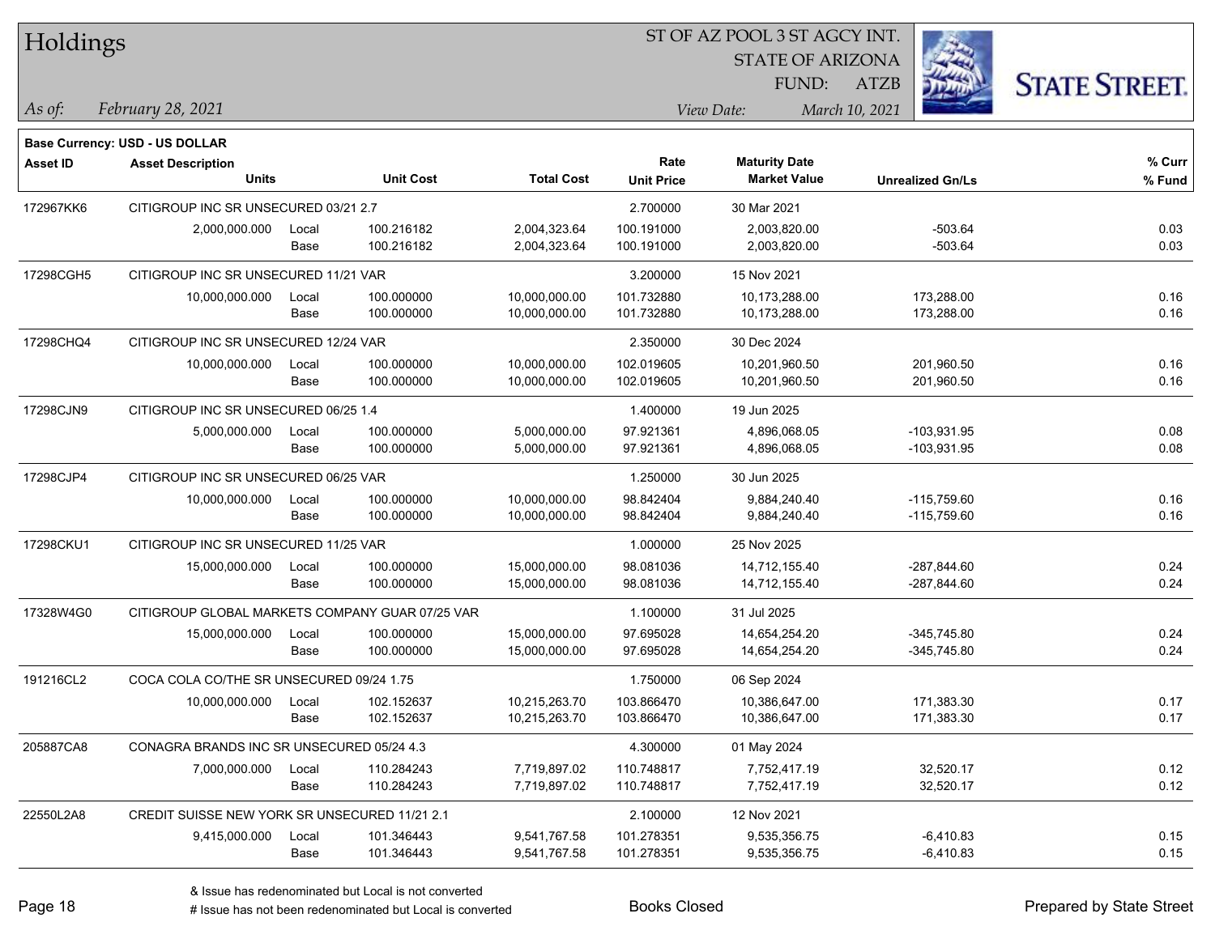# Holdings

ST OF AZ POOL 3 ST AGCY INT.
STATE OF ARIZONA
FUND: ATZB

*As of:* *February 28, 2021*
*View Date:* *March 10, 2021*

**Base Currency: USD - US DOLLAR**

| Asset ID | Asset Description / Units | | Unit Cost | Total Cost | Rate / Unit Price | Maturity Date / Market Value | Unrealized Gn/Ls | % Curr / % Fund |
|---|---|---|---|---|---|---|---|---|
| 172967KK6 | CITIGROUP INC SR UNSECURED 03/21 2.7 | | | | 2.700000 | 30 Mar 2021 | | |
| | 2,000,000.000 | Local | 100.216182 | 2,004,323.64 | 100.191000 | 2,003,820.00 | -503.64 | 0.03 |
| | | Base | 100.216182 | 2,004,323.64 | 100.191000 | 2,003,820.00 | -503.64 | 0.03 |
| 17298CGH5 | CITIGROUP INC SR UNSECURED 11/21 VAR | | | | 3.200000 | 15 Nov 2021 | | |
| | 10,000,000.000 | Local | 100.000000 | 10,000,000.00 | 101.732880 | 10,173,288.00 | 173,288.00 | 0.16 |
| | | Base | 100.000000 | 10,000,000.00 | 101.732880 | 10,173,288.00 | 173,288.00 | 0.16 |
| 17298CHQ4 | CITIGROUP INC SR UNSECURED 12/24 VAR | | | | 2.350000 | 30 Dec 2024 | | |
| | 10,000,000.000 | Local | 100.000000 | 10,000,000.00 | 102.019605 | 10,201,960.50 | 201,960.50 | 0.16 |
| | | Base | 100.000000 | 10,000,000.00 | 102.019605 | 10,201,960.50 | 201,960.50 | 0.16 |
| 17298CJN9 | CITIGROUP INC SR UNSECURED 06/25 1.4 | | | | 1.400000 | 19 Jun 2025 | | |
| | 5,000,000.000 | Local | 100.000000 | 5,000,000.00 | 97.921361 | 4,896,068.05 | -103,931.95 | 0.08 |
| | | Base | 100.000000 | 5,000,000.00 | 97.921361 | 4,896,068.05 | -103,931.95 | 0.08 |
| 17298CJP4 | CITIGROUP INC SR UNSECURED 06/25 VAR | | | | 1.250000 | 30 Jun 2025 | | |
| | 10,000,000.000 | Local | 100.000000 | 10,000,000.00 | 98.842404 | 9,884,240.40 | -115,759.60 | 0.16 |
| | | Base | 100.000000 | 10,000,000.00 | 98.842404 | 9,884,240.40 | -115,759.60 | 0.16 |
| 17298CKU1 | CITIGROUP INC SR UNSECURED 11/25 VAR | | | | 1.000000 | 25 Nov 2025 | | |
| | 15,000,000.000 | Local | 100.000000 | 15,000,000.00 | 98.081036 | 14,712,155.40 | -287,844.60 | 0.24 |
| | | Base | 100.000000 | 15,000,000.00 | 98.081036 | 14,712,155.40 | -287,844.60 | 0.24 |
| 17328W4G0 | CITIGROUP GLOBAL MARKETS COMPANY GUAR 07/25 VAR | | | | 1.100000 | 31 Jul 2025 | | |
| | 15,000,000.000 | Local | 100.000000 | 15,000,000.00 | 97.695028 | 14,654,254.20 | -345,745.80 | 0.24 |
| | | Base | 100.000000 | 15,000,000.00 | 97.695028 | 14,654,254.20 | -345,745.80 | 0.24 |
| 191216CL2 | COCA COLA CO/THE SR UNSECURED 09/24 1.75 | | | | 1.750000 | 06 Sep 2024 | | |
| | 10,000,000.000 | Local | 102.152637 | 10,215,263.70 | 103.866470 | 10,386,647.00 | 171,383.30 | 0.17 |
| | | Base | 102.152637 | 10,215,263.70 | 103.866470 | 10,386,647.00 | 171,383.30 | 0.17 |
| 205887CA8 | CONAGRA BRANDS INC SR UNSECURED 05/24 4.3 | | | | 4.300000 | 01 May 2024 | | |
| | 7,000,000.000 | Local | 110.284243 | 7,719,897.02 | 110.748817 | 7,752,417.19 | 32,520.17 | 0.12 |
| | | Base | 110.284243 | 7,719,897.02 | 110.748817 | 7,752,417.19 | 32,520.17 | 0.12 |
| 22550L2A8 | CREDIT SUISSE NEW YORK SR UNSECURED 11/21 2.1 | | | | 2.100000 | 12 Nov 2021 | | |
| | 9,415,000.000 | Local | 101.346443 | 9,541,767.58 | 101.278351 | 9,535,356.75 | -6,410.83 | 0.15 |
| | | Base | 101.346443 | 9,541,767.58 | 101.278351 | 9,535,356.75 | -6,410.83 | 0.15 |

& Issue has redenominated but Local is not converted
# Issue has not been redenominated but Local is converted

Books Closed

Prepared by State Street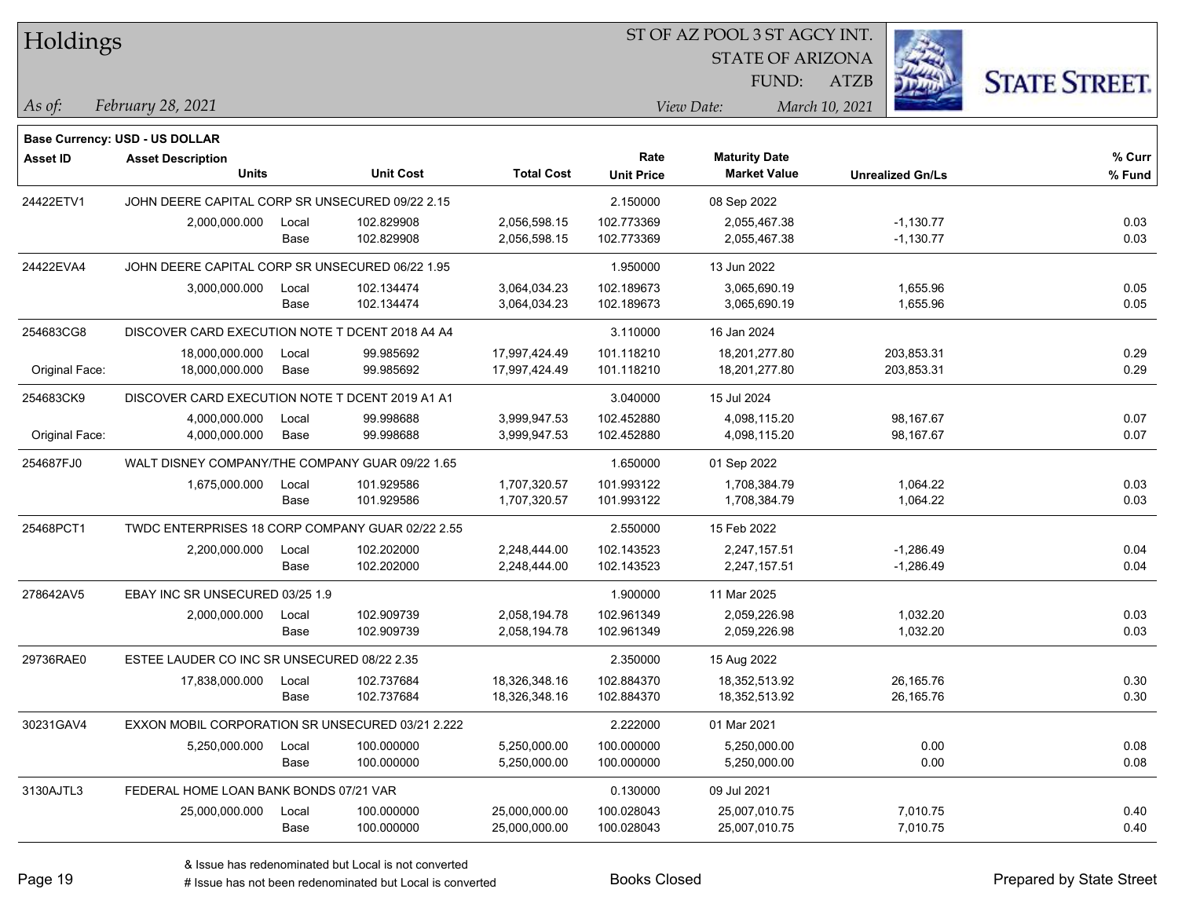# Holdings

ST OF AZ POOL 3 ST AGCY INT.
STATE OF ARIZONA
FUND: ATZB

*As of:* *February 28, 2021*

*View Date:* *March 10, 2021*

**Base Currency: USD - US DOLLAR**

| Asset ID | Asset Description / Units | | Unit Cost | Total Cost | Rate / Unit Price | Maturity Date / Market Value | Unrealized Gn/Ls | % Curr / % Fund |
|---|---|---|---|---|---|---|---|---|
| 24422ETV1 | JOHN DEERE CAPITAL CORP SR UNSECURED 09/22 2.15 | | | | 2.150000 | 08 Sep 2022 | | |
| | 2,000,000.000 | Local | 102.829908 | 2,056,598.15 | 102.773369 | 2,055,467.38 | -1,130.77 | 0.03 |
| | | Base | 102.829908 | 2,056,598.15 | 102.773369 | 2,055,467.38 | -1,130.77 | 0.03 |
| 24422EVA4 | JOHN DEERE CAPITAL CORP SR UNSECURED 06/22 1.95 | | | | 1.950000 | 13 Jun 2022 | | |
| | 3,000,000.000 | Local | 102.134474 | 3,064,034.23 | 102.189673 | 3,065,690.19 | 1,655.96 | 0.05 |
| | | Base | 102.134474 | 3,064,034.23 | 102.189673 | 3,065,690.19 | 1,655.96 | 0.05 |
| 254683CG8 | DISCOVER CARD EXECUTION NOTE T DCENT 2018 A4 A4 | | | | 3.110000 | 16 Jan 2024 | | |
| | 18,000,000.000 | Local | 99.985692 | 17,997,424.49 | 101.118210 | 18,201,277.80 | 203,853.31 | 0.29 |
| Original Face: | 18,000,000.000 | Base | 99.985692 | 17,997,424.49 | 101.118210 | 18,201,277.80 | 203,853.31 | 0.29 |
| 254683CK9 | DISCOVER CARD EXECUTION NOTE T DCENT 2019 A1 A1 | | | | 3.040000 | 15 Jul 2024 | | |
| | 4,000,000.000 | Local | 99.998688 | 3,999,947.53 | 102.452880 | 4,098,115.20 | 98,167.67 | 0.07 |
| Original Face: | 4,000,000.000 | Base | 99.998688 | 3,999,947.53 | 102.452880 | 4,098,115.20 | 98,167.67 | 0.07 |
| 254687FJ0 | WALT DISNEY COMPANY/THE COMPANY GUAR 09/22 1.65 | | | | 1.650000 | 01 Sep 2022 | | |
| | 1,675,000.000 | Local | 101.929586 | 1,707,320.57 | 101.993122 | 1,708,384.79 | 1,064.22 | 0.03 |
| | | Base | 101.929586 | 1,707,320.57 | 101.993122 | 1,708,384.79 | 1,064.22 | 0.03 |
| 25468PCT1 | TWDC ENTERPRISES 18 CORP COMPANY GUAR 02/22 2.55 | | | | 2.550000 | 15 Feb 2022 | | |
| | 2,200,000.000 | Local | 102.202000 | 2,248,444.00 | 102.143523 | 2,247,157.51 | -1,286.49 | 0.04 |
| | | Base | 102.202000 | 2,248,444.00 | 102.143523 | 2,247,157.51 | -1,286.49 | 0.04 |
| 278642AV5 | EBAY INC SR UNSECURED 03/25 1.9 | | | | 1.900000 | 11 Mar 2025 | | |
| | 2,000,000.000 | Local | 102.909739 | 2,058,194.78 | 102.961349 | 2,059,226.98 | 1,032.20 | 0.03 |
| | | Base | 102.909739 | 2,058,194.78 | 102.961349 | 2,059,226.98 | 1,032.20 | 0.03 |
| 29736RAE0 | ESTEE LAUDER CO INC SR UNSECURED 08/22 2.35 | | | | 2.350000 | 15 Aug 2022 | | |
| | 17,838,000.000 | Local | 102.737684 | 18,326,348.16 | 102.884370 | 18,352,513.92 | 26,165.76 | 0.30 |
| | | Base | 102.737684 | 18,326,348.16 | 102.884370 | 18,352,513.92 | 26,165.76 | 0.30 |
| 30231GAV4 | EXXON MOBIL CORPORATION SR UNSECURED 03/21 2.222 | | | | 2.222000 | 01 Mar 2021 | | |
| | 5,250,000.000 | Local | 100.000000 | 5,250,000.00 | 100.000000 | 5,250,000.00 | 0.00 | 0.08 |
| | | Base | 100.000000 | 5,250,000.00 | 100.000000 | 5,250,000.00 | 0.00 | 0.08 |
| 3130AJTL3 | FEDERAL HOME LOAN BANK BONDS 07/21 VAR | | | | 0.130000 | 09 Jul 2021 | | |
| | 25,000,000.000 | Local | 100.000000 | 25,000,000.00 | 100.028043 | 25,007,010.75 | 7,010.75 | 0.40 |
| | | Base | 100.000000 | 25,000,000.00 | 100.028043 | 25,007,010.75 | 7,010.75 | 0.40 |

& Issue has redenominated but Local is not converted
# Issue has not been redenominated but Local is converted

Books Closed

Prepared by State Street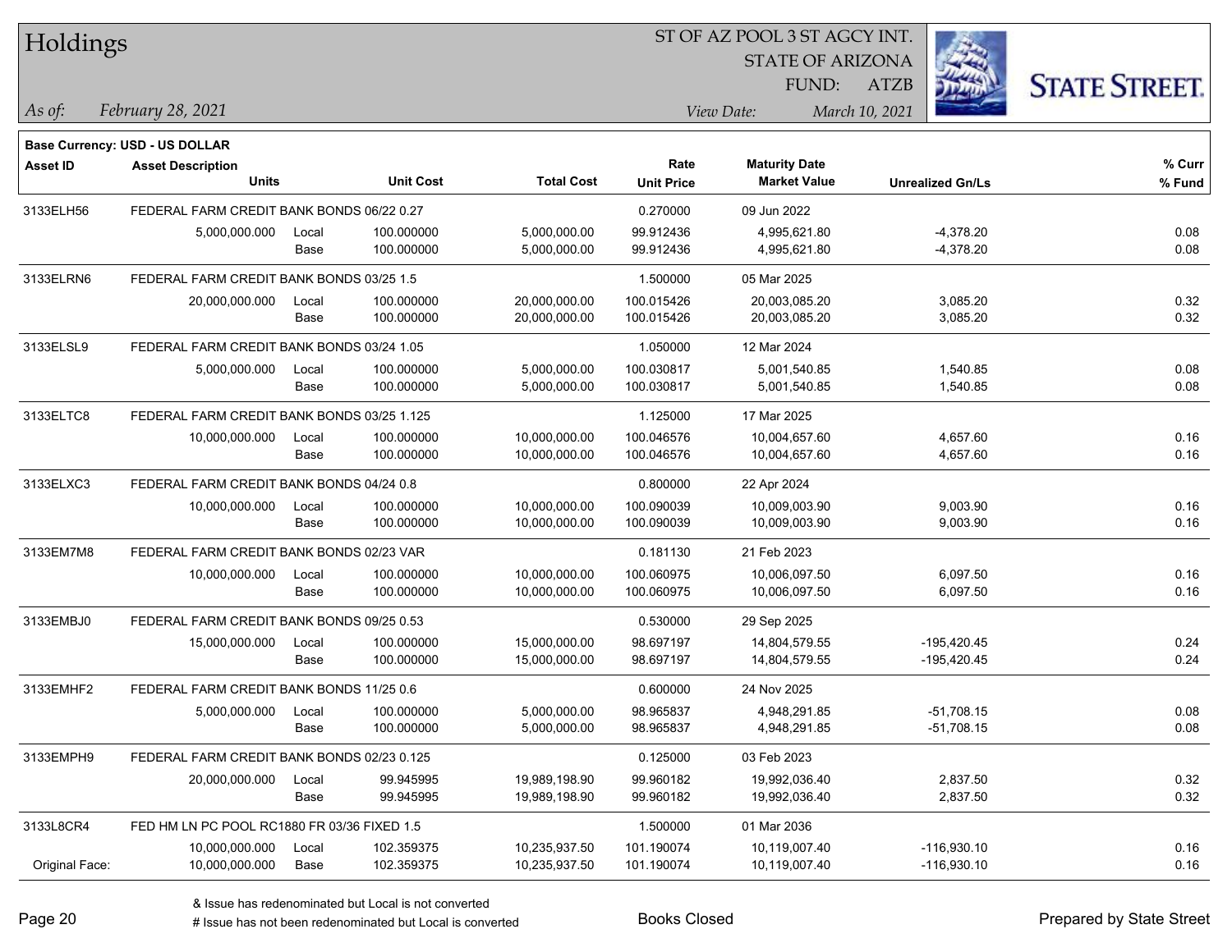**Base Currency: USD - US DOLLAR**

| Asset ID | Asset Description / Units | | Unit Cost | Total Cost | Rate / Unit Price | Maturity Date / Market Value | Unrealized Gn/Ls | % Curr / % Fund |
|---|---|---|---|---|---|---|---|---|
| 3133ELH56 | FEDERAL FARM CREDIT BANK BONDS 06/22 0.27 | | | | 0.270000 | 09 Jun 2022 | | |
| | 5,000,000.000 | Local | 100.000000 | 5,000,000.00 | 99.912436 | 4,995,621.80 | -4,378.20 | 0.08 |
| | | Base | 100.000000 | 5,000,000.00 | 99.912436 | 4,995,621.80 | -4,378.20 | 0.08 |
| 3133ELRN6 | FEDERAL FARM CREDIT BANK BONDS 03/25 1.5 | | | | 1.500000 | 05 Mar 2025 | | |
| | 20,000,000.000 | Local | 100.000000 | 20,000,000.00 | 100.015426 | 20,003,085.20 | 3,085.20 | 0.32 |
| | | Base | 100.000000 | 20,000,000.00 | 100.015426 | 20,003,085.20 | 3,085.20 | 0.32 |
| 3133ELSL9 | FEDERAL FARM CREDIT BANK BONDS 03/24 1.05 | | | | 1.050000 | 12 Mar 2024 | | |
| | 5,000,000.000 | Local | 100.000000 | 5,000,000.00 | 100.030817 | 5,001,540.85 | 1,540.85 | 0.08 |
| | | Base | 100.000000 | 5,000,000.00 | 100.030817 | 5,001,540.85 | 1,540.85 | 0.08 |
| 3133ELTC8 | FEDERAL FARM CREDIT BANK BONDS 03/25 1.125 | | | | 1.125000 | 17 Mar 2025 | | |
| | 10,000,000.000 | Local | 100.000000 | 10,000,000.00 | 100.046576 | 10,004,657.60 | 4,657.60 | 0.16 |
| | | Base | 100.000000 | 10,000,000.00 | 100.046576 | 10,004,657.60 | 4,657.60 | 0.16 |
| 3133ELXC3 | FEDERAL FARM CREDIT BANK BONDS 04/24 0.8 | | | | 0.800000 | 22 Apr 2024 | | |
| | 10,000,000.000 | Local | 100.000000 | 10,000,000.00 | 100.090039 | 10,009,003.90 | 9,003.90 | 0.16 |
| | | Base | 100.000000 | 10,000,000.00 | 100.090039 | 10,009,003.90 | 9,003.90 | 0.16 |
| 3133EM7M8 | FEDERAL FARM CREDIT BANK BONDS 02/23 VAR | | | | 0.181130 | 21 Feb 2023 | | |
| | 10,000,000.000 | Local | 100.000000 | 10,000,000.00 | 100.060975 | 10,006,097.50 | 6,097.50 | 0.16 |
| | | Base | 100.000000 | 10,000,000.00 | 100.060975 | 10,006,097.50 | 6,097.50 | 0.16 |
| 3133EMBJ0 | FEDERAL FARM CREDIT BANK BONDS 09/25 0.53 | | | | 0.530000 | 29 Sep 2025 | | |
| | 15,000,000.000 | Local | 100.000000 | 15,000,000.00 | 98.697197 | 14,804,579.55 | -195,420.45 | 0.24 |
| | | Base | 100.000000 | 15,000,000.00 | 98.697197 | 14,804,579.55 | -195,420.45 | 0.24 |
| 3133EMHF2 | FEDERAL FARM CREDIT BANK BONDS 11/25 0.6 | | | | 0.600000 | 24 Nov 2025 | | |
| | 5,000,000.000 | Local | 100.000000 | 5,000,000.00 | 98.965837 | 4,948,291.85 | -51,708.15 | 0.08 |
| | | Base | 100.000000 | 5,000,000.00 | 98.965837 | 4,948,291.85 | -51,708.15 | 0.08 |
| 3133EMPH9 | FEDERAL FARM CREDIT BANK BONDS 02/23 0.125 | | | | 0.125000 | 03 Feb 2023 | | |
| | 20,000,000.000 | Local | 99.945995 | 19,989,198.90 | 99.960182 | 19,992,036.40 | 2,837.50 | 0.32 |
| | | Base | 99.945995 | 19,989,198.90 | 99.960182 | 19,992,036.40 | 2,837.50 | 0.32 |
| 3133L8CR4 | FED HM LN PC POOL RC1880 FR 03/36 FIXED 1.5 | | | | 1.500000 | 01 Mar 2036 | | |
| | 10,000,000.000 | Local | 102.359375 | 10,235,937.50 | 101.190074 | 10,119,007.40 | -116,930.10 | 0.16 |
| Original Face: | 10,000,000.000 | Base | 102.359375 | 10,235,937.50 | 101.190074 | 10,119,007.40 | -116,930.10 | 0.16 |

& Issue has redenominated but Local is not converted
# Issue has not been redenominated but Local is converted

Books Closed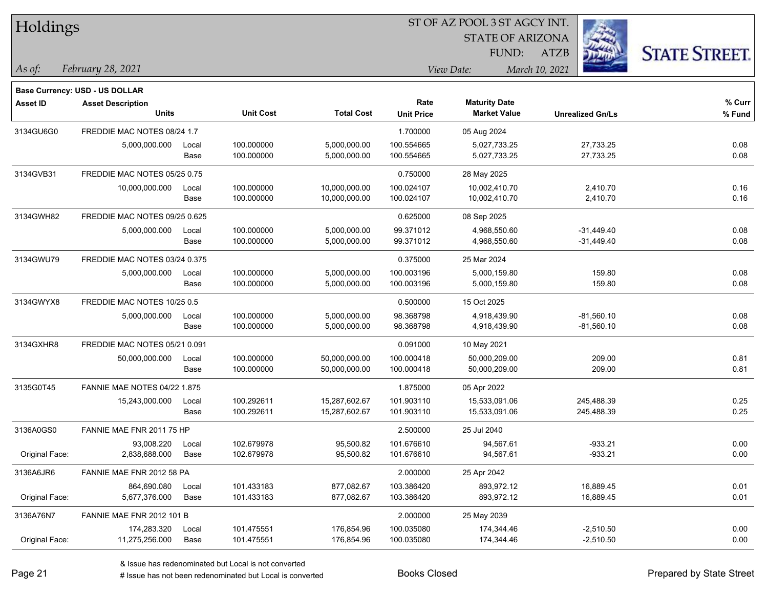# Holdings

ST OF AZ POOL 3 ST AGCY INT.
STATE OF ARIZONA
FUND: ATZB

*As of:* *February 28, 2021*

*View Date:* *March 10, 2021*

STATE STREET.

**Base Currency: USD - US DOLLAR**

| Asset ID | Asset Description / Units | | Unit Cost | Total Cost | Rate / Unit Price | Maturity Date / Market Value | Unrealized Gn/Ls | % Curr / % Fund |
|---|---|---|---|---|---|---|---|---|
| 3134GU6G0 | FREDDIE MAC NOTES 08/24 1.7 | | | | 1.700000 | 05 Aug 2024 | | |
| | 5,000,000.000 | Local | 100.000000 | 5,000,000.00 | 100.554665 | 5,027,733.25 | 27,733.25 | 0.08 |
| | | Base | 100.000000 | 5,000,000.00 | 100.554665 | 5,027,733.25 | 27,733.25 | 0.08 |
| 3134GVB31 | FREDDIE MAC NOTES 05/25 0.75 | | | | 0.750000 | 28 May 2025 | | |
| | 10,000,000.000 | Local | 100.000000 | 10,000,000.00 | 100.024107 | 10,002,410.70 | 2,410.70 | 0.16 |
| | | Base | 100.000000 | 10,000,000.00 | 100.024107 | 10,002,410.70 | 2,410.70 | 0.16 |
| 3134GWH82 | FREDDIE MAC NOTES 09/25 0.625 | | | | 0.625000 | 08 Sep 2025 | | |
| | 5,000,000.000 | Local | 100.000000 | 5,000,000.00 | 99.371012 | 4,968,550.60 | -31,449.40 | 0.08 |
| | | Base | 100.000000 | 5,000,000.00 | 99.371012 | 4,968,550.60 | -31,449.40 | 0.08 |
| 3134GWU79 | FREDDIE MAC NOTES 03/24 0.375 | | | | 0.375000 | 25 Mar 2024 | | |
| | 5,000,000.000 | Local | 100.000000 | 5,000,000.00 | 100.003196 | 5,000,159.80 | 159.80 | 0.08 |
| | | Base | 100.000000 | 5,000,000.00 | 100.003196 | 5,000,159.80 | 159.80 | 0.08 |
| 3134GWYX8 | FREDDIE MAC NOTES 10/25 0.5 | | | | 0.500000 | 15 Oct 2025 | | |
| | 5,000,000.000 | Local | 100.000000 | 5,000,000.00 | 98.368798 | 4,918,439.90 | -81,560.10 | 0.08 |
| | | Base | 100.000000 | 5,000,000.00 | 98.368798 | 4,918,439.90 | -81,560.10 | 0.08 |
| 3134GXHR8 | FREDDIE MAC NOTES 05/21 0.091 | | | | 0.091000 | 10 May 2021 | | |
| | 50,000,000.000 | Local | 100.000000 | 50,000,000.00 | 100.000418 | 50,000,209.00 | 209.00 | 0.81 |
| | | Base | 100.000000 | 50,000,000.00 | 100.000418 | 50,000,209.00 | 209.00 | 0.81 |
| 3135G0T45 | FANNIE MAE NOTES 04/22 1.875 | | | | 1.875000 | 05 Apr 2022 | | |
| | 15,243,000.000 | Local | 100.292611 | 15,287,602.67 | 101.903110 | 15,533,091.06 | 245,488.39 | 0.25 |
| | | Base | 100.292611 | 15,287,602.67 | 101.903110 | 15,533,091.06 | 245,488.39 | 0.25 |
| 3136A0GS0 | FANNIE MAE FNR 2011 75 HP | | | | 2.500000 | 25 Jul 2040 | | |
| | 93,008.220 | Local | 102.679978 | 95,500.82 | 101.676610 | 94,567.61 | -933.21 | 0.00 |
| Original Face: | 2,838,688.000 | Base | 102.679978 | 95,500.82 | 101.676610 | 94,567.61 | -933.21 | 0.00 |
| 3136A6JR6 | FANNIE MAE FNR 2012 58 PA | | | | 2.000000 | 25 Apr 2042 | | |
| | 864,690.080 | Local | 101.433183 | 877,082.67 | 103.386420 | 893,972.12 | 16,889.45 | 0.01 |
| Original Face: | 5,677,376.000 | Base | 101.433183 | 877,082.67 | 103.386420 | 893,972.12 | 16,889.45 | 0.01 |
| 3136A76N7 | FANNIE MAE FNR 2012 101 B | | | | 2.000000 | 25 May 2039 | | |
| | 174,283.320 | Local | 101.475551 | 176,854.96 | 100.035080 | 174,344.46 | -2,510.50 | 0.00 |
| Original Face: | 11,275,256.000 | Base | 101.475551 | 176,854.96 | 100.035080 | 174,344.46 | -2,510.50 | 0.00 |

& Issue has redenominated but Local is not converted
# Issue has not been redenominated but Local is converted

Books Closed

Prepared by State Street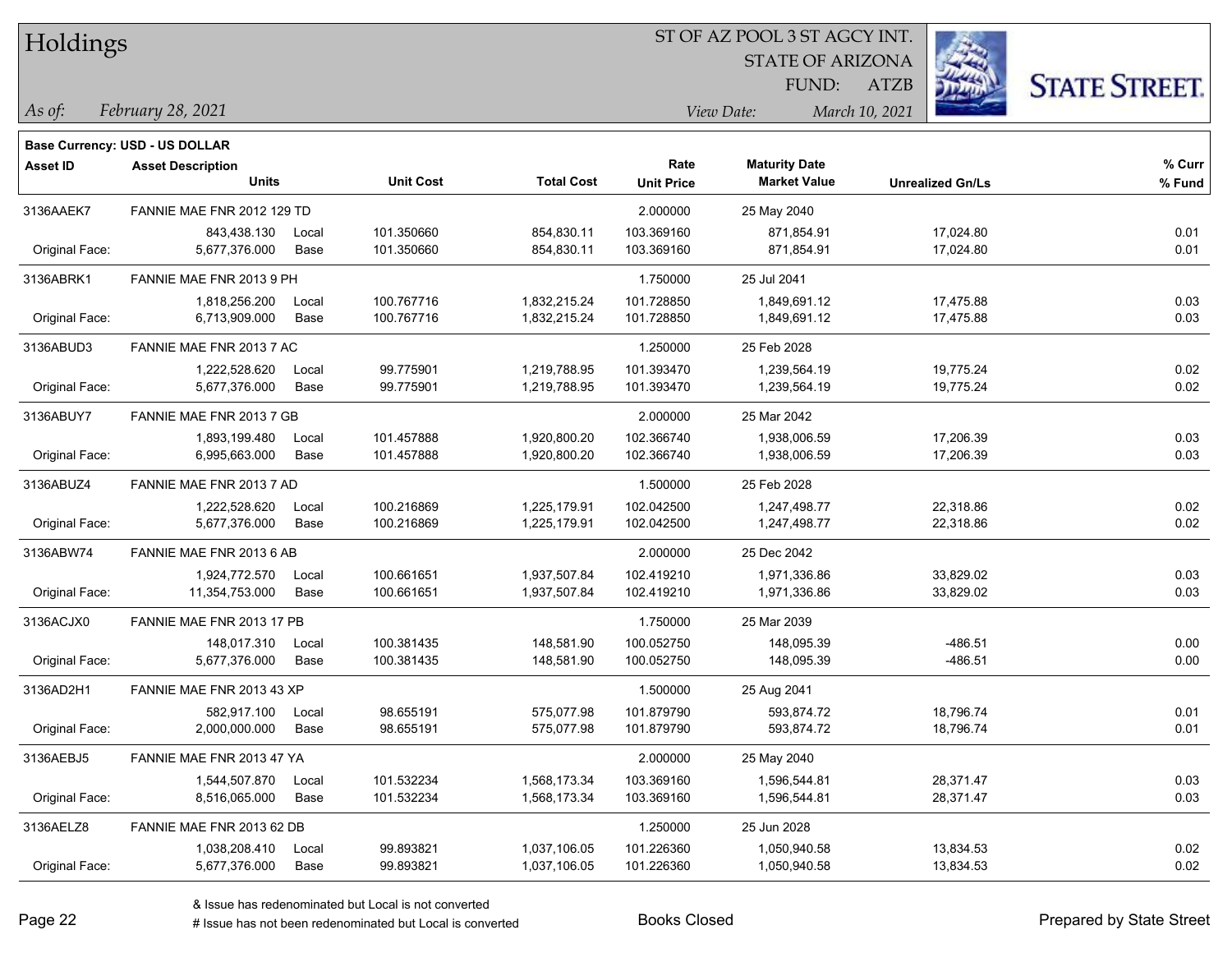# Holdings

ST OF AZ POOL 3 ST AGCY INT.
STATE OF ARIZONA
FUND: ATZB

*As of:* *February 28, 2021*

*View Date:* *March 10, 2021*

**Base Currency: USD - US DOLLAR**

| Asset ID | Asset Description / Units | | Unit Cost | Total Cost | Rate / Unit Price | Maturity Date / Market Value | Unrealized Gn/Ls | % Curr / % Fund |
|---|---|---|---|---|---|---|---|---|
| 3136AAEK7 | FANNIE MAE FNR 2012 129 TD | | | | 2.000000 | 25 May 2040 | | |
| | 843,438.130 | Local | 101.350660 | 854,830.11 | 103.369160 | 871,854.91 | 17,024.80 | 0.01 |
| Original Face: | 5,677,376.000 | Base | 101.350660 | 854,830.11 | 103.369160 | 871,854.91 | 17,024.80 | 0.01 |
| 3136ABRK1 | FANNIE MAE FNR 2013 9 PH | | | | 1.750000 | 25 Jul 2041 | | |
| | 1,818,256.200 | Local | 100.767716 | 1,832,215.24 | 101.728850 | 1,849,691.12 | 17,475.88 | 0.03 |
| Original Face: | 6,713,909.000 | Base | 100.767716 | 1,832,215.24 | 101.728850 | 1,849,691.12 | 17,475.88 | 0.03 |
| 3136ABUD3 | FANNIE MAE FNR 2013 7 AC | | | | 1.250000 | 25 Feb 2028 | | |
| | 1,222,528.620 | Local | 99.775901 | 1,219,788.95 | 101.393470 | 1,239,564.19 | 19,775.24 | 0.02 |
| Original Face: | 5,677,376.000 | Base | 99.775901 | 1,219,788.95 | 101.393470 | 1,239,564.19 | 19,775.24 | 0.02 |
| 3136ABUY7 | FANNIE MAE FNR 2013 7 GB | | | | 2.000000 | 25 Mar 2042 | | |
| | 1,893,199.480 | Local | 101.457888 | 1,920,800.20 | 102.366740 | 1,938,006.59 | 17,206.39 | 0.03 |
| Original Face: | 6,995,663.000 | Base | 101.457888 | 1,920,800.20 | 102.366740 | 1,938,006.59 | 17,206.39 | 0.03 |
| 3136ABUZ4 | FANNIE MAE FNR 2013 7 AD | | | | 1.500000 | 25 Feb 2028 | | |
| | 1,222,528.620 | Local | 100.216869 | 1,225,179.91 | 102.042500 | 1,247,498.77 | 22,318.86 | 0.02 |
| Original Face: | 5,677,376.000 | Base | 100.216869 | 1,225,179.91 | 102.042500 | 1,247,498.77 | 22,318.86 | 0.02 |
| 3136ABW74 | FANNIE MAE FNR 2013 6 AB | | | | 2.000000 | 25 Dec 2042 | | |
| | 1,924,772.570 | Local | 100.661651 | 1,937,507.84 | 102.419210 | 1,971,336.86 | 33,829.02 | 0.03 |
| Original Face: | 11,354,753.000 | Base | 100.661651 | 1,937,507.84 | 102.419210 | 1,971,336.86 | 33,829.02 | 0.03 |
| 3136ACJX0 | FANNIE MAE FNR 2013 17 PB | | | | 1.750000 | 25 Mar 2039 | | |
| | 148,017.310 | Local | 100.381435 | 148,581.90 | 100.052750 | 148,095.39 | -486.51 | 0.00 |
| Original Face: | 5,677,376.000 | Base | 100.381435 | 148,581.90 | 100.052750 | 148,095.39 | -486.51 | 0.00 |
| 3136AD2H1 | FANNIE MAE FNR 2013 43 XP | | | | 1.500000 | 25 Aug 2041 | | |
| | 582,917.100 | Local | 98.655191 | 575,077.98 | 101.879790 | 593,874.72 | 18,796.74 | 0.01 |
| Original Face: | 2,000,000.000 | Base | 98.655191 | 575,077.98 | 101.879790 | 593,874.72 | 18,796.74 | 0.01 |
| 3136AEBJ5 | FANNIE MAE FNR 2013 47 YA | | | | 2.000000 | 25 May 2040 | | |
| | 1,544,507.870 | Local | 101.532234 | 1,568,173.34 | 103.369160 | 1,596,544.81 | 28,371.47 | 0.03 |
| Original Face: | 8,516,065.000 | Base | 101.532234 | 1,568,173.34 | 103.369160 | 1,596,544.81 | 28,371.47 | 0.03 |
| 3136AELZ8 | FANNIE MAE FNR 2013 62 DB | | | | 1.250000 | 25 Jun 2028 | | |
| | 1,038,208.410 | Local | 99.893821 | 1,037,106.05 | 101.226360 | 1,050,940.58 | 13,834.53 | 0.02 |
| Original Face: | 5,677,376.000 | Base | 99.893821 | 1,037,106.05 | 101.226360 | 1,050,940.58 | 13,834.53 | 0.02 |

& Issue has redenominated but Local is not converted
# Issue has not been redenominated but Local is converted

Books Closed

Prepared by State Street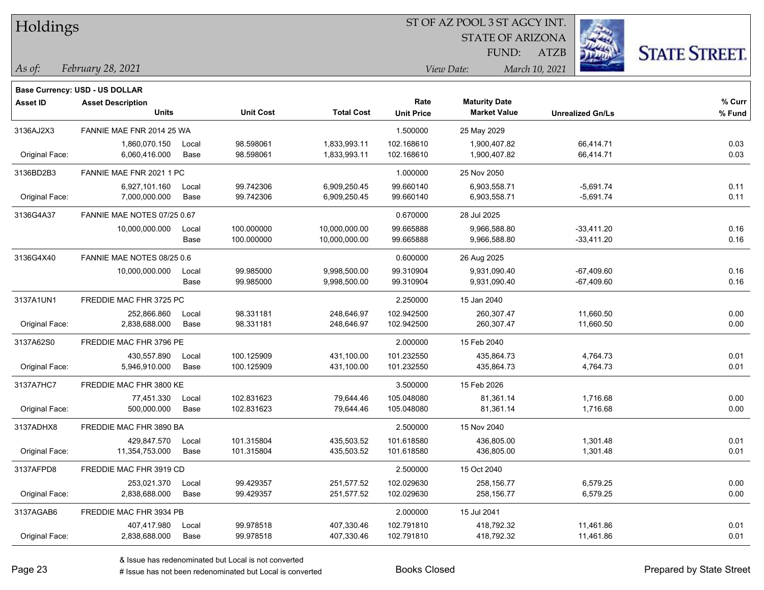# Holdings

ST OF AZ POOL 3 ST AGCY INT.
STATE OF ARIZONA
FUND: ATZB

*As of:* *February 28, 2021*　　*View Date:* *March 10, 2021*

**Base Currency: USD - US DOLLAR**

| Asset ID | Asset Description / Units | | Unit Cost | Total Cost | Rate / Unit Price | Maturity Date / Market Value | Unrealized Gn/Ls | % Curr / % Fund |
|---|---|---|---|---|---|---|---|---|
| 3136AJ2X3 | FANNIE MAE FNR 2014 25 WA | | | | 1.500000 | 25 May 2029 | | |
| | 1,860,070.150 | Local | 98.598061 | 1,833,993.11 | 102.168610 | 1,900,407.82 | 66,414.71 | 0.03 |
| Original Face: | 6,060,416.000 | Base | 98.598061 | 1,833,993.11 | 102.168610 | 1,900,407.82 | 66,414.71 | 0.03 |
| 3136BD2B3 | FANNIE MAE FNR 2021 1 PC | | | | 1.000000 | 25 Nov 2050 | | |
| | 6,927,101.160 | Local | 99.742306 | 6,909,250.45 | 99.660140 | 6,903,558.71 | -5,691.74 | 0.11 |
| Original Face: | 7,000,000.000 | Base | 99.742306 | 6,909,250.45 | 99.660140 | 6,903,558.71 | -5,691.74 | 0.11 |
| 3136G4A37 | FANNIE MAE NOTES 07/25 0.67 | | | | 0.670000 | 28 Jul 2025 | | |
| | 10,000,000.000 | Local | 100.000000 | 10,000,000.00 | 99.665888 | 9,966,588.80 | -33,411.20 | 0.16 |
| | | Base | 100.000000 | 10,000,000.00 | 99.665888 | 9,966,588.80 | -33,411.20 | 0.16 |
| 3136G4X40 | FANNIE MAE NOTES 08/25 0.6 | | | | 0.600000 | 26 Aug 2025 | | |
| | 10,000,000.000 | Local | 99.985000 | 9,998,500.00 | 99.310904 | 9,931,090.40 | -67,409.60 | 0.16 |
| | | Base | 99.985000 | 9,998,500.00 | 99.310904 | 9,931,090.40 | -67,409.60 | 0.16 |
| 3137A1UN1 | FREDDIE MAC FHR 3725 PC | | | | 2.250000 | 15 Jan 2040 | | |
| | 252,866.860 | Local | 98.331181 | 248,646.97 | 102.942500 | 260,307.47 | 11,660.50 | 0.00 |
| Original Face: | 2,838,688.000 | Base | 98.331181 | 248,646.97 | 102.942500 | 260,307.47 | 11,660.50 | 0.00 |
| 3137A62S0 | FREDDIE MAC FHR 3796 PE | | | | 2.000000 | 15 Feb 2040 | | |
| | 430,557.890 | Local | 100.125909 | 431,100.00 | 101.232550 | 435,864.73 | 4,764.73 | 0.01 |
| Original Face: | 5,946,910.000 | Base | 100.125909 | 431,100.00 | 101.232550 | 435,864.73 | 4,764.73 | 0.01 |
| 3137A7HC7 | FREDDIE MAC FHR 3800 KE | | | | 3.500000 | 15 Feb 2026 | | |
| | 77,451.330 | Local | 102.831623 | 79,644.46 | 105.048080 | 81,361.14 | 1,716.68 | 0.00 |
| Original Face: | 500,000.000 | Base | 102.831623 | 79,644.46 | 105.048080 | 81,361.14 | 1,716.68 | 0.00 |
| 3137ADHX8 | FREDDIE MAC FHR 3890 BA | | | | 2.500000 | 15 Nov 2040 | | |
| | 429,847.570 | Local | 101.315804 | 435,503.52 | 101.618580 | 436,805.00 | 1,301.48 | 0.01 |
| Original Face: | 11,354,753.000 | Base | 101.315804 | 435,503.52 | 101.618580 | 436,805.00 | 1,301.48 | 0.01 |
| 3137AFPD8 | FREDDIE MAC FHR 3919 CD | | | | 2.500000 | 15 Oct 2040 | | |
| | 253,021.370 | Local | 99.429357 | 251,577.52 | 102.029630 | 258,156.77 | 6,579.25 | 0.00 |
| Original Face: | 2,838,688.000 | Base | 99.429357 | 251,577.52 | 102.029630 | 258,156.77 | 6,579.25 | 0.00 |
| 3137AGAB6 | FREDDIE MAC FHR 3934 PB | | | | 2.000000 | 15 Jul 2041 | | |
| | 407,417.980 | Local | 99.978518 | 407,330.46 | 102.791810 | 418,792.32 | 11,461.86 | 0.01 |
| Original Face: | 2,838,688.000 | Base | 99.978518 | 407,330.46 | 102.791810 | 418,792.32 | 11,461.86 | 0.01 |

& Issue has redenominated but Local is not converted
# Issue has not been redenominated but Local is converted

Books Closed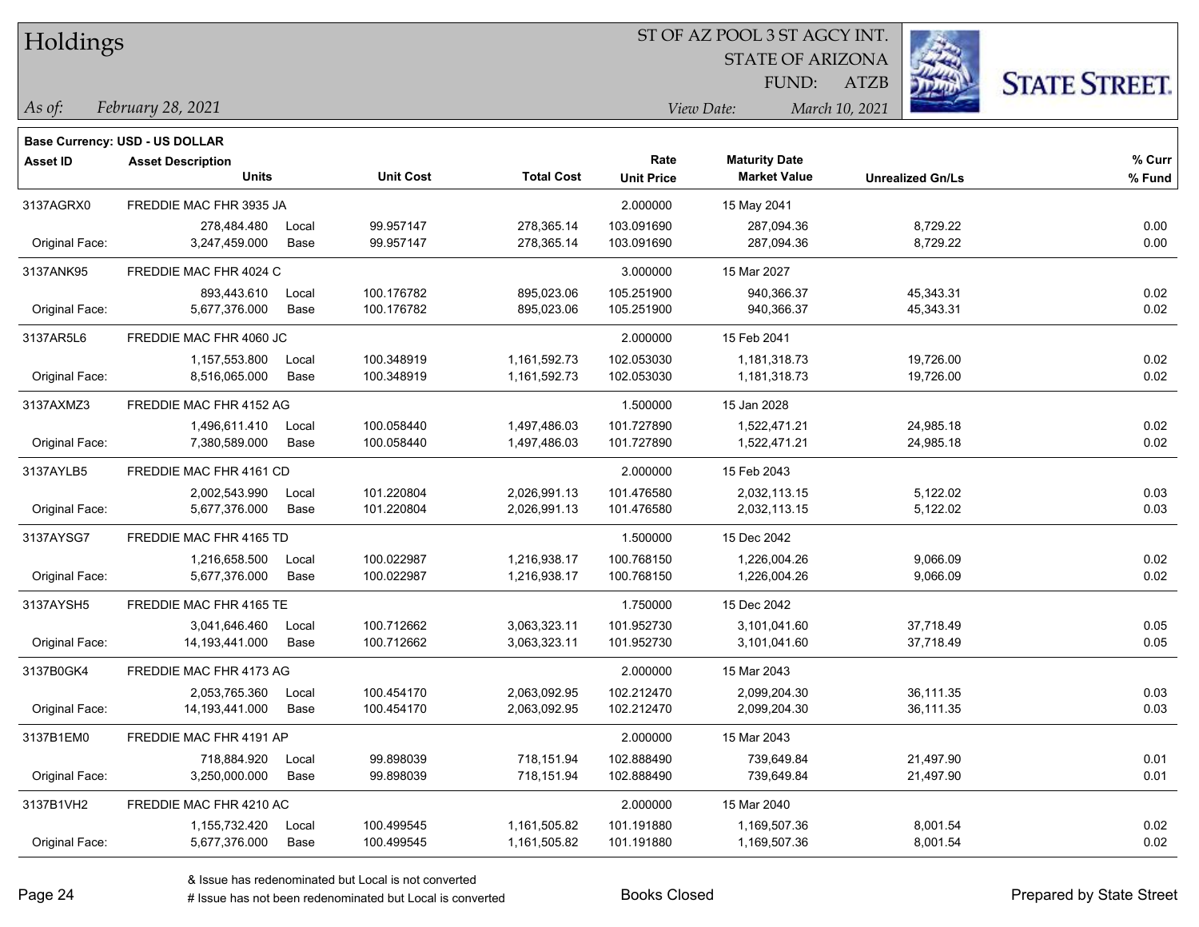**Base Currency: USD - US DOLLAR**

| Asset ID | Asset Description / Units | | Unit Cost | Total Cost | Rate / Unit Price | Maturity Date / Market Value | Unrealized Gn/Ls | % Curr / % Fund |
|---|---|---|---|---|---|---|---|---|
| 3137AGRX0 | FREDDIE MAC FHR 3935 JA | | | | 2.000000 | 15 May 2041 | | |
| | 278,484.480 | Local | 99.957147 | 278,365.14 | 103.091690 | 287,094.36 | 8,729.22 | 0.00 |
| Original Face: | 3,247,459.000 | Base | 99.957147 | 278,365.14 | 103.091690 | 287,094.36 | 8,729.22 | 0.00 |
| 3137ANK95 | FREDDIE MAC FHR 4024 C | | | | 3.000000 | 15 Mar 2027 | | |
| | 893,443.610 | Local | 100.176782 | 895,023.06 | 105.251900 | 940,366.37 | 45,343.31 | 0.02 |
| Original Face: | 5,677,376.000 | Base | 100.176782 | 895,023.06 | 105.251900 | 940,366.37 | 45,343.31 | 0.02 |
| 3137AR5L6 | FREDDIE MAC FHR 4060 JC | | | | 2.000000 | 15 Feb 2041 | | |
| | 1,157,553.800 | Local | 100.348919 | 1,161,592.73 | 102.053030 | 1,181,318.73 | 19,726.00 | 0.02 |
| Original Face: | 8,516,065.000 | Base | 100.348919 | 1,161,592.73 | 102.053030 | 1,181,318.73 | 19,726.00 | 0.02 |
| 3137AXMZ3 | FREDDIE MAC FHR 4152 AG | | | | 1.500000 | 15 Jan 2028 | | |
| | 1,496,611.410 | Local | 100.058440 | 1,497,486.03 | 101.727890 | 1,522,471.21 | 24,985.18 | 0.02 |
| Original Face: | 7,380,589.000 | Base | 100.058440 | 1,497,486.03 | 101.727890 | 1,522,471.21 | 24,985.18 | 0.02 |
| 3137AYLB5 | FREDDIE MAC FHR 4161 CD | | | | 2.000000 | 15 Feb 2043 | | |
| | 2,002,543.990 | Local | 101.220804 | 2,026,991.13 | 101.476580 | 2,032,113.15 | 5,122.02 | 0.03 |
| Original Face: | 5,677,376.000 | Base | 101.220804 | 2,026,991.13 | 101.476580 | 2,032,113.15 | 5,122.02 | 0.03 |
| 3137AYSG7 | FREDDIE MAC FHR 4165 TD | | | | 1.500000 | 15 Dec 2042 | | |
| | 1,216,658.500 | Local | 100.022987 | 1,216,938.17 | 100.768150 | 1,226,004.26 | 9,066.09 | 0.02 |
| Original Face: | 5,677,376.000 | Base | 100.022987 | 1,216,938.17 | 100.768150 | 1,226,004.26 | 9,066.09 | 0.02 |
| 3137AYSH5 | FREDDIE MAC FHR 4165 TE | | | | 1.750000 | 15 Dec 2042 | | |
| | 3,041,646.460 | Local | 100.712662 | 3,063,323.11 | 101.952730 | 3,101,041.60 | 37,718.49 | 0.05 |
| Original Face: | 14,193,441.000 | Base | 100.712662 | 3,063,323.11 | 101.952730 | 3,101,041.60 | 37,718.49 | 0.05 |
| 3137B0GK4 | FREDDIE MAC FHR 4173 AG | | | | 2.000000 | 15 Mar 2043 | | |
| | 2,053,765.360 | Local | 100.454170 | 2,063,092.95 | 102.212470 | 2,099,204.30 | 36,111.35 | 0.03 |
| Original Face: | 14,193,441.000 | Base | 100.454170 | 2,063,092.95 | 102.212470 | 2,099,204.30 | 36,111.35 | 0.03 |
| 3137B1EM0 | FREDDIE MAC FHR 4191 AP | | | | 2.000000 | 15 Mar 2043 | | |
| | 718,884.920 | Local | 99.898039 | 718,151.94 | 102.888490 | 739,649.84 | 21,497.90 | 0.01 |
| Original Face: | 3,250,000.000 | Base | 99.898039 | 718,151.94 | 102.888490 | 739,649.84 | 21,497.90 | 0.01 |
| 3137B1VH2 | FREDDIE MAC FHR 4210 AC | | | | 2.000000 | 15 Mar 2040 | | |
| | 1,155,732.420 | Local | 100.499545 | 1,161,505.82 | 101.191880 | 1,169,507.36 | 8,001.54 | 0.02 |
| Original Face: | 5,677,376.000 | Base | 100.499545 | 1,161,505.82 | 101.191880 | 1,169,507.36 | 8,001.54 | 0.02 |

& Issue has redenominated but Local is not converted

# Issue has not been redenominated but Local is converted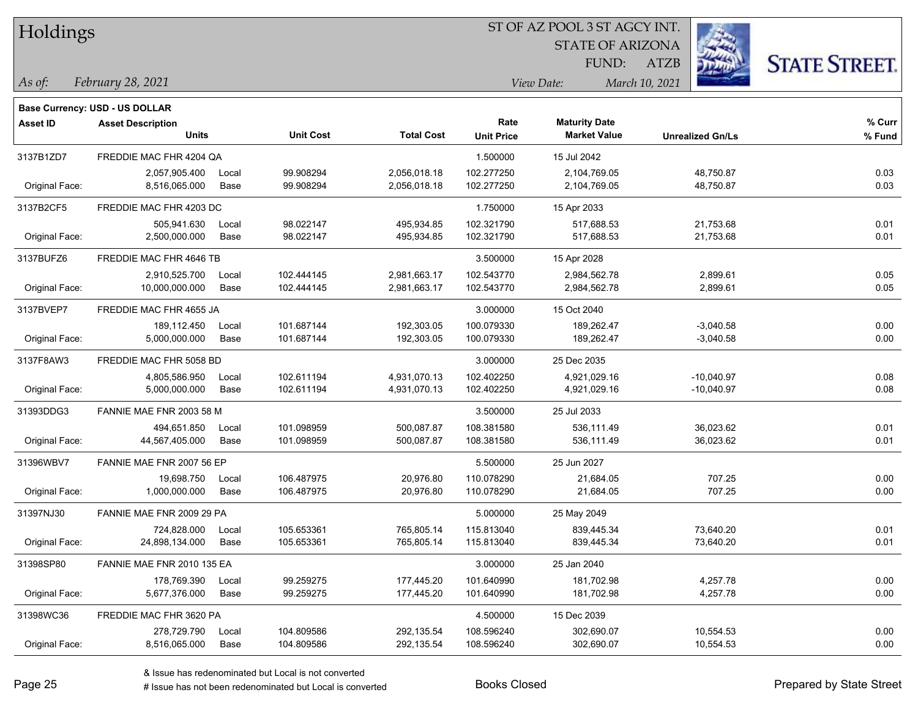# Holdings

ST OF AZ POOL 3 ST AGCY INT.
STATE OF ARIZONA
FUND: ATZB

*As of:* *February 28, 2021*

*View Date:* *March 10, 2021*

**Base Currency: USD - US DOLLAR**

| Asset ID | Asset Description / Units | | Unit Cost | Total Cost | Rate / Unit Price | Maturity Date / Market Value | Unrealized Gn/Ls | % Curr / % Fund |
|---|---|---|---|---|---|---|---|---|
| 3137B1ZD7 | FREDDIE MAC FHR 4204 QA | | | | 1.500000 | 15 Jul 2042 | | |
| | 2,057,905.400 | Local | 99.908294 | 2,056,018.18 | 102.277250 | 2,104,769.05 | 48,750.87 | 0.03 |
| Original Face: | 8,516,065.000 | Base | 99.908294 | 2,056,018.18 | 102.277250 | 2,104,769.05 | 48,750.87 | 0.03 |
| 3137B2CF5 | FREDDIE MAC FHR 4203 DC | | | | 1.750000 | 15 Apr 2033 | | |
| | 505,941.630 | Local | 98.022147 | 495,934.85 | 102.321790 | 517,688.53 | 21,753.68 | 0.01 |
| Original Face: | 2,500,000.000 | Base | 98.022147 | 495,934.85 | 102.321790 | 517,688.53 | 21,753.68 | 0.01 |
| 3137BUFZ6 | FREDDIE MAC FHR 4646 TB | | | | 3.500000 | 15 Apr 2028 | | |
| | 2,910,525.700 | Local | 102.444145 | 2,981,663.17 | 102.543770 | 2,984,562.78 | 2,899.61 | 0.05 |
| Original Face: | 10,000,000.000 | Base | 102.444145 | 2,981,663.17 | 102.543770 | 2,984,562.78 | 2,899.61 | 0.05 |
| 3137BVEP7 | FREDDIE MAC FHR 4655 JA | | | | 3.000000 | 15 Oct 2040 | | |
| | 189,112.450 | Local | 101.687144 | 192,303.05 | 100.079330 | 189,262.47 | -3,040.58 | 0.00 |
| Original Face: | 5,000,000.000 | Base | 101.687144 | 192,303.05 | 100.079330 | 189,262.47 | -3,040.58 | 0.00 |
| 3137F8AW3 | FREDDIE MAC FHR 5058 BD | | | | 3.000000 | 25 Dec 2035 | | |
| | 4,805,586.950 | Local | 102.611194 | 4,931,070.13 | 102.402250 | 4,921,029.16 | -10,040.97 | 0.08 |
| Original Face: | 5,000,000.000 | Base | 102.611194 | 4,931,070.13 | 102.402250 | 4,921,029.16 | -10,040.97 | 0.08 |
| 31393DDG3 | FANNIE MAE FNR 2003 58 M | | | | 3.500000 | 25 Jul 2033 | | |
| | 494,651.850 | Local | 101.098959 | 500,087.87 | 108.381580 | 536,111.49 | 36,023.62 | 0.01 |
| Original Face: | 44,567,405.000 | Base | 101.098959 | 500,087.87 | 108.381580 | 536,111.49 | 36,023.62 | 0.01 |
| 31396WBV7 | FANNIE MAE FNR 2007 56 EP | | | | 5.500000 | 25 Jun 2027 | | |
| | 19,698.750 | Local | 106.487975 | 20,976.80 | 110.078290 | 21,684.05 | 707.25 | 0.00 |
| Original Face: | 1,000,000.000 | Base | 106.487975 | 20,976.80 | 110.078290 | 21,684.05 | 707.25 | 0.00 |
| 31397NJ30 | FANNIE MAE FNR 2009 29 PA | | | | 5.000000 | 25 May 2049 | | |
| | 724,828.000 | Local | 105.653361 | 765,805.14 | 115.813040 | 839,445.34 | 73,640.20 | 0.01 |
| Original Face: | 24,898,134.000 | Base | 105.653361 | 765,805.14 | 115.813040 | 839,445.34 | 73,640.20 | 0.01 |
| 31398SP80 | FANNIE MAE FNR 2010 135 EA | | | | 3.000000 | 25 Jan 2040 | | |
| | 178,769.390 | Local | 99.259275 | 177,445.20 | 101.640990 | 181,702.98 | 4,257.78 | 0.00 |
| Original Face: | 5,677,376.000 | Base | 99.259275 | 177,445.20 | 101.640990 | 181,702.98 | 4,257.78 | 0.00 |
| 31398WC36 | FREDDIE MAC FHR 3620 PA | | | | 4.500000 | 15 Dec 2039 | | |
| | 278,729.790 | Local | 104.809586 | 292,135.54 | 108.596240 | 302,690.07 | 10,554.53 | 0.00 |
| Original Face: | 8,516,065.000 | Base | 104.809586 | 292,135.54 | 108.596240 | 302,690.07 | 10,554.53 | 0.00 |

& Issue has redenominated but Local is not converted
# Issue has not been redenominated but Local is converted

Books Closed

Prepared by State Street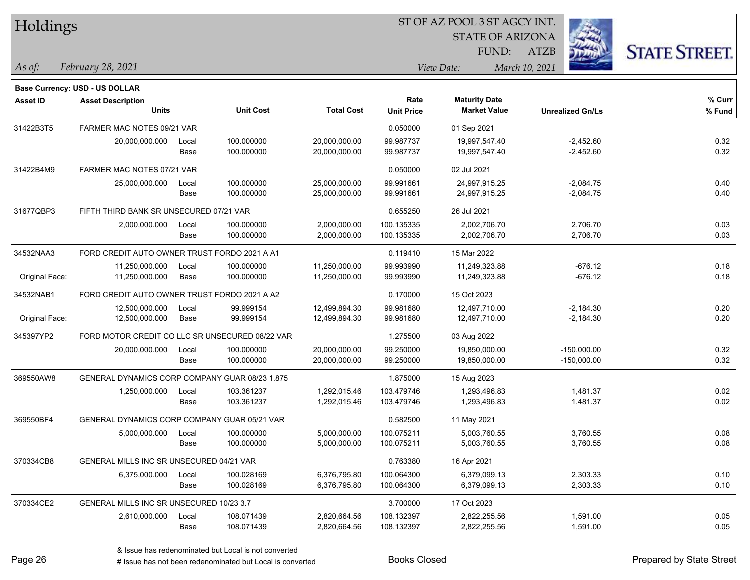# Holdings

ST OF AZ POOL 3 ST AGCY INT.
STATE OF ARIZONA
FUND: ATZB

*As of:* *February 28, 2021*
*View Date:* *March 10, 2021*

**Base Currency: USD - US DOLLAR**

| Asset ID | Asset Description / Units | | Unit Cost | Total Cost | Rate / Unit Price | Maturity Date / Market Value | Unrealized Gn/Ls | % Curr / % Fund |
|---|---|---|---|---|---|---|---|---|
| 31422B3T5 | FARMER MAC NOTES 09/21 VAR | | | | 0.050000 | 01 Sep 2021 | | |
| | 20,000,000.000 | Local | 100.000000 | 20,000,000.00 | 99.987737 | 19,997,547.40 | -2,452.60 | 0.32 |
| | | Base | 100.000000 | 20,000,000.00 | 99.987737 | 19,997,547.40 | -2,452.60 | 0.32 |
| 31422B4M9 | FARMER MAC NOTES 07/21 VAR | | | | 0.050000 | 02 Jul 2021 | | |
| | 25,000,000.000 | Local | 100.000000 | 25,000,000.00 | 99.991661 | 24,997,915.25 | -2,084.75 | 0.40 |
| | | Base | 100.000000 | 25,000,000.00 | 99.991661 | 24,997,915.25 | -2,084.75 | 0.40 |
| 31677QBP3 | FIFTH THIRD BANK SR UNSECURED 07/21 VAR | | | | 0.655250 | 26 Jul 2021 | | |
| | 2,000,000.000 | Local | 100.000000 | 2,000,000.00 | 100.135335 | 2,002,706.70 | 2,706.70 | 0.03 |
| | | Base | 100.000000 | 2,000,000.00 | 100.135335 | 2,002,706.70 | 2,706.70 | 0.03 |
| 34532NAA3 | FORD CREDIT AUTO OWNER TRUST FORDO 2021 A A1 | | | | 0.119410 | 15 Mar 2022 | | |
| | 11,250,000.000 | Local | 100.000000 | 11,250,000.00 | 99.993990 | 11,249,323.88 | -676.12 | 0.18 |
| Original Face: | 11,250,000.000 | Base | 100.000000 | 11,250,000.00 | 99.993990 | 11,249,323.88 | -676.12 | 0.18 |
| 34532NAB1 | FORD CREDIT AUTO OWNER TRUST FORDO 2021 A A2 | | | | 0.170000 | 15 Oct 2023 | | |
| | 12,500,000.000 | Local | 99.999154 | 12,499,894.30 | 99.981680 | 12,497,710.00 | -2,184.30 | 0.20 |
| Original Face: | 12,500,000.000 | Base | 99.999154 | 12,499,894.30 | 99.981680 | 12,497,710.00 | -2,184.30 | 0.20 |
| 345397YP2 | FORD MOTOR CREDIT CO LLC SR UNSECURED 08/22 VAR | | | | 1.275500 | 03 Aug 2022 | | |
| | 20,000,000.000 | Local | 100.000000 | 20,000,000.00 | 99.250000 | 19,850,000.00 | -150,000.00 | 0.32 |
| | | Base | 100.000000 | 20,000,000.00 | 99.250000 | 19,850,000.00 | -150,000.00 | 0.32 |
| 369550AW8 | GENERAL DYNAMICS CORP COMPANY GUAR 08/23 1.875 | | | | 1.875000 | 15 Aug 2023 | | |
| | 1,250,000.000 | Local | 103.361237 | 1,292,015.46 | 103.479746 | 1,293,496.83 | 1,481.37 | 0.02 |
| | | Base | 103.361237 | 1,292,015.46 | 103.479746 | 1,293,496.83 | 1,481.37 | 0.02 |
| 369550BF4 | GENERAL DYNAMICS CORP COMPANY GUAR 05/21 VAR | | | | 0.582500 | 11 May 2021 | | |
| | 5,000,000.000 | Local | 100.000000 | 5,000,000.00 | 100.075211 | 5,003,760.55 | 3,760.55 | 0.08 |
| | | Base | 100.000000 | 5,000,000.00 | 100.075211 | 5,003,760.55 | 3,760.55 | 0.08 |
| 370334CB8 | GENERAL MILLS INC SR UNSECURED 04/21 VAR | | | | 0.763380 | 16 Apr 2021 | | |
| | 6,375,000.000 | Local | 100.028169 | 6,376,795.80 | 100.064300 | 6,379,099.13 | 2,303.33 | 0.10 |
| | | Base | 100.028169 | 6,376,795.80 | 100.064300 | 6,379,099.13 | 2,303.33 | 0.10 |
| 370334CE2 | GENERAL MILLS INC SR UNSECURED 10/23 3.7 | | | | 3.700000 | 17 Oct 2023 | | |
| | 2,610,000.000 | Local | 108.071439 | 2,820,664.56 | 108.132397 | 2,822,255.56 | 1,591.00 | 0.05 |
| | | Base | 108.071439 | 2,820,664.56 | 108.132397 | 2,822,255.56 | 1,591.00 | 0.05 |

& Issue has redenominated but Local is not converted
# Issue has not been redenominated but Local is converted

Books Closed

Prepared by State Street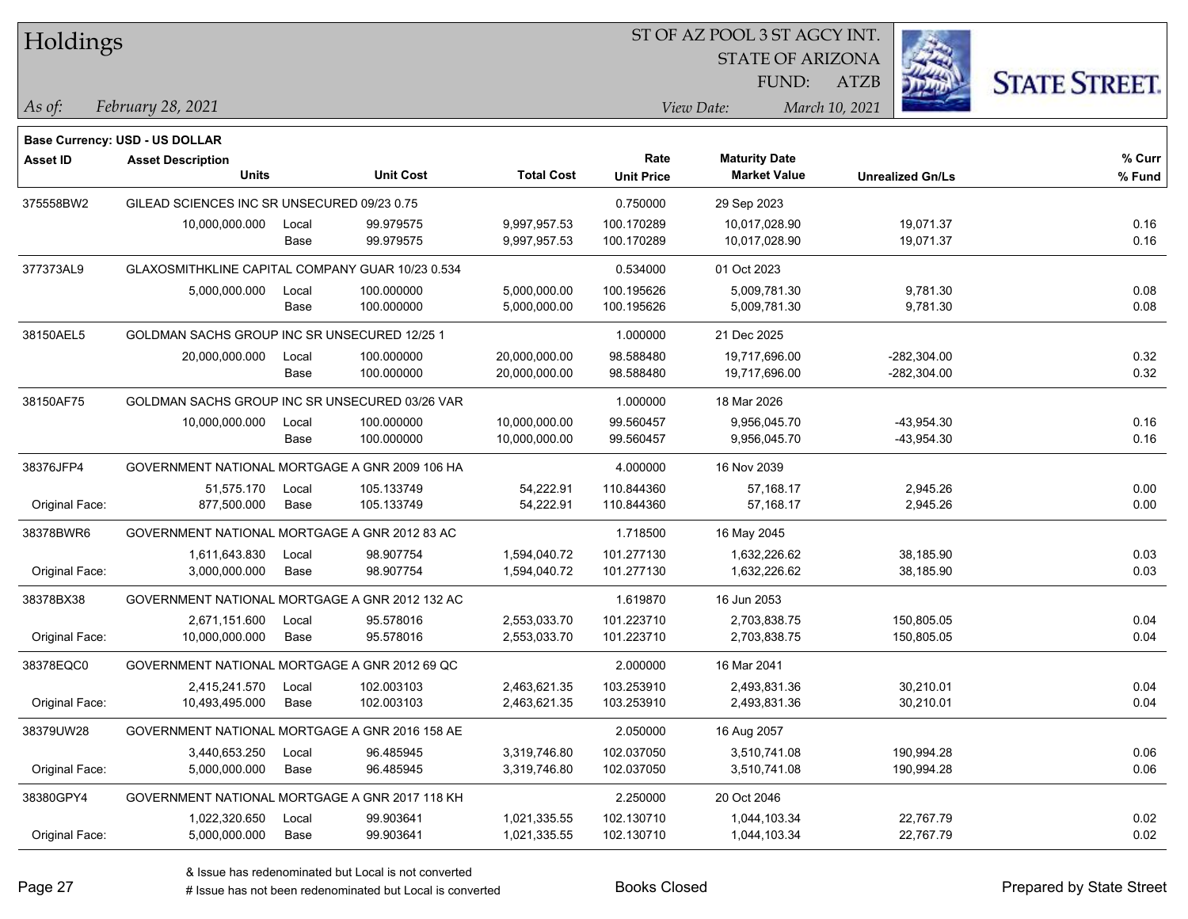# Holdings

ST OF AZ POOL 3 ST AGCY INT.
STATE OF ARIZONA
FUND: ATZB

*As of:* *February 28, 2021*
*View Date:* *March 10, 2021*

**Base Currency: USD - US DOLLAR**

| Asset ID | Asset Description / Units | | Unit Cost | Total Cost | Rate / Unit Price | Maturity Date / Market Value | Unrealized Gn/Ls | % Curr / % Fund |
|---|---|---|---|---|---|---|---|---|
| 375558BW2 | GILEAD SCIENCES INC SR UNSECURED 09/23 0.75 | | | | 0.750000 | 29 Sep 2023 | | |
| | 10,000,000.000 | Local | 99.979575 | 9,997,957.53 | 100.170289 | 10,017,028.90 | 19,071.37 | 0.16 |
| | | Base | 99.979575 | 9,997,957.53 | 100.170289 | 10,017,028.90 | 19,071.37 | 0.16 |
| 377373AL9 | GLAXOSMITHKLINE CAPITAL COMPANY GUAR 10/23 0.534 | | | | 0.534000 | 01 Oct 2023 | | |
| | 5,000,000.000 | Local | 100.000000 | 5,000,000.00 | 100.195626 | 5,009,781.30 | 9,781.30 | 0.08 |
| | | Base | 100.000000 | 5,000,000.00 | 100.195626 | 5,009,781.30 | 9,781.30 | 0.08 |
| 38150AEL5 | GOLDMAN SACHS GROUP INC SR UNSECURED 12/25 1 | | | | 1.000000 | 21 Dec 2025 | | |
| | 20,000,000.000 | Local | 100.000000 | 20,000,000.00 | 98.588480 | 19,717,696.00 | -282,304.00 | 0.32 |
| | | Base | 100.000000 | 20,000,000.00 | 98.588480 | 19,717,696.00 | -282,304.00 | 0.32 |
| 38150AF75 | GOLDMAN SACHS GROUP INC SR UNSECURED 03/26 VAR | | | | 1.000000 | 18 Mar 2026 | | |
| | 10,000,000.000 | Local | 100.000000 | 10,000,000.00 | 99.560457 | 9,956,045.70 | -43,954.30 | 0.16 |
| | | Base | 100.000000 | 10,000,000.00 | 99.560457 | 9,956,045.70 | -43,954.30 | 0.16 |
| 38376JFP4 | GOVERNMENT NATIONAL MORTGAGE A GNR 2009 106 HA | | | | 4.000000 | 16 Nov 2039 | | |
| | 51,575.170 | Local | 105.133749 | 54,222.91 | 110.844360 | 57,168.17 | 2,945.26 | 0.00 |
| Original Face: | 877,500.000 | Base | 105.133749 | 54,222.91 | 110.844360 | 57,168.17 | 2,945.26 | 0.00 |
| 38378BWR6 | GOVERNMENT NATIONAL MORTGAGE A GNR 2012 83 AC | | | | 1.718500 | 16 May 2045 | | |
| | 1,611,643.830 | Local | 98.907754 | 1,594,040.72 | 101.277130 | 1,632,226.62 | 38,185.90 | 0.03 |
| Original Face: | 3,000,000.000 | Base | 98.907754 | 1,594,040.72 | 101.277130 | 1,632,226.62 | 38,185.90 | 0.03 |
| 38378BX38 | GOVERNMENT NATIONAL MORTGAGE A GNR 2012 132 AC | | | | 1.619870 | 16 Jun 2053 | | |
| | 2,671,151.600 | Local | 95.578016 | 2,553,033.70 | 101.223710 | 2,703,838.75 | 150,805.05 | 0.04 |
| Original Face: | 10,000,000.000 | Base | 95.578016 | 2,553,033.70 | 101.223710 | 2,703,838.75 | 150,805.05 | 0.04 |
| 38378EQC0 | GOVERNMENT NATIONAL MORTGAGE A GNR 2012 69 QC | | | | 2.000000 | 16 Mar 2041 | | |
| | 2,415,241.570 | Local | 102.003103 | 2,463,621.35 | 103.253910 | 2,493,831.36 | 30,210.01 | 0.04 |
| Original Face: | 10,493,495.000 | Base | 102.003103 | 2,463,621.35 | 103.253910 | 2,493,831.36 | 30,210.01 | 0.04 |
| 38379UW28 | GOVERNMENT NATIONAL MORTGAGE A GNR 2016 158 AE | | | | 2.050000 | 16 Aug 2057 | | |
| | 3,440,653.250 | Local | 96.485945 | 3,319,746.80 | 102.037050 | 3,510,741.08 | 190,994.28 | 0.06 |
| Original Face: | 5,000,000.000 | Base | 96.485945 | 3,319,746.80 | 102.037050 | 3,510,741.08 | 190,994.28 | 0.06 |
| 38380GPY4 | GOVERNMENT NATIONAL MORTGAGE A GNR 2017 118 KH | | | | 2.250000 | 20 Oct 2046 | | |
| | 1,022,320.650 | Local | 99.903641 | 1,021,335.55 | 102.130710 | 1,044,103.34 | 22,767.79 | 0.02 |
| Original Face: | 5,000,000.000 | Base | 99.903641 | 1,021,335.55 | 102.130710 | 1,044,103.34 | 22,767.79 | 0.02 |

& Issue has redenominated but Local is not converted
# Issue has not been redenominated but Local is converted

Books Closed

Prepared by State Street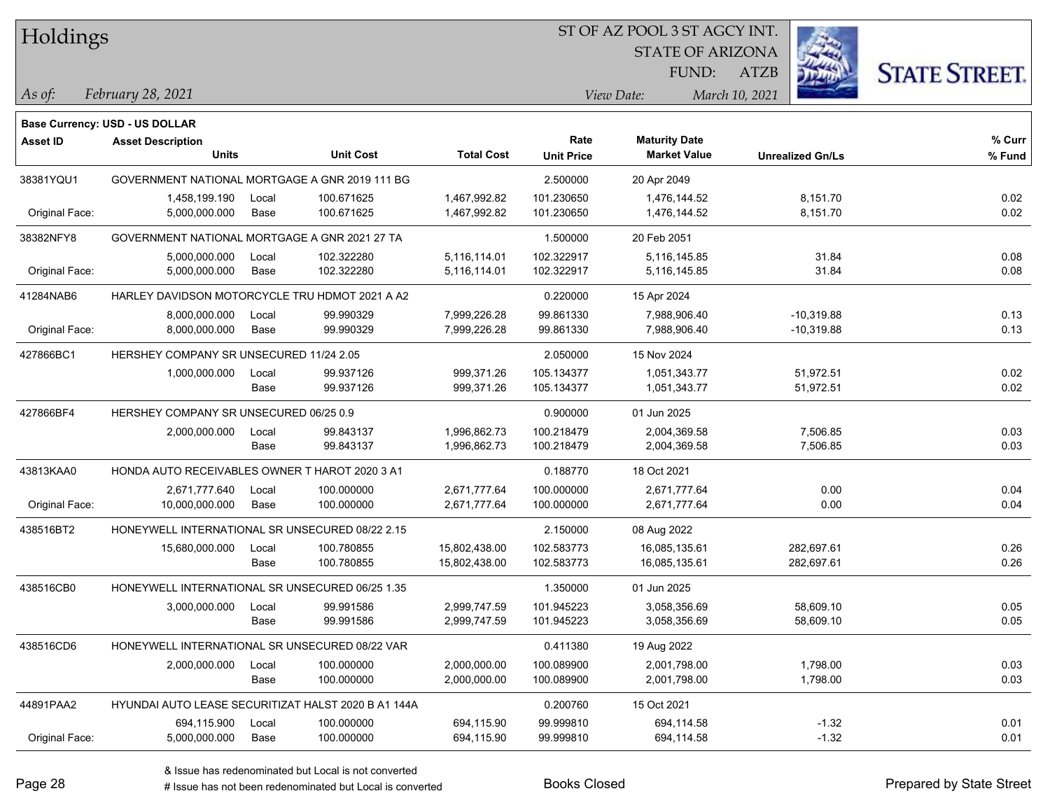# Holdings

ST OF AZ POOL 3 ST AGCY INT.
STATE OF ARIZONA
FUND: ATZB

*As of:* *February 28, 2021*
*View Date:* *March 10, 2021*

**Base Currency: USD - US DOLLAR**

| Asset ID | Asset Description / Units | | Unit Cost | Total Cost | Rate / Unit Price | Maturity Date / Market Value | Unrealized Gn/Ls | % Curr / % Fund |
|---|---|---|---|---|---|---|---|---|
| 38381YQU1 | GOVERNMENT NATIONAL MORTGAGE A GNR 2019 111 BG | | | | 2.500000 | 20 Apr 2049 | | |
| | 1,458,199.190 | Local | 100.671625 | 1,467,992.82 | 101.230650 | 1,476,144.52 | 8,151.70 | 0.02 |
| Original Face: | 5,000,000.000 | Base | 100.671625 | 1,467,992.82 | 101.230650 | 1,476,144.52 | 8,151.70 | 0.02 |
| 38382NFY8 | GOVERNMENT NATIONAL MORTGAGE A GNR 2021 27 TA | | | | 1.500000 | 20 Feb 2051 | | |
| | 5,000,000.000 | Local | 102.322280 | 5,116,114.01 | 102.322917 | 5,116,145.85 | 31.84 | 0.08 |
| Original Face: | 5,000,000.000 | Base | 102.322280 | 5,116,114.01 | 102.322917 | 5,116,145.85 | 31.84 | 0.08 |
| 41284NAB6 | HARLEY DAVIDSON MOTORCYCLE TRU HDMOT 2021 A A2 | | | | 0.220000 | 15 Apr 2024 | | |
| | 8,000,000.000 | Local | 99.990329 | 7,999,226.28 | 99.861330 | 7,988,906.40 | -10,319.88 | 0.13 |
| Original Face: | 8,000,000.000 | Base | 99.990329 | 7,999,226.28 | 99.861330 | 7,988,906.40 | -10,319.88 | 0.13 |
| 427866BC1 | HERSHEY COMPANY SR UNSECURED 11/24 2.05 | | | | 2.050000 | 15 Nov 2024 | | |
| | 1,000,000.000 | Local | 99.937126 | 999,371.26 | 105.134377 | 1,051,343.77 | 51,972.51 | 0.02 |
| | | Base | 99.937126 | 999,371.26 | 105.134377 | 1,051,343.77 | 51,972.51 | 0.02 |
| 427866BF4 | HERSHEY COMPANY SR UNSECURED 06/25 0.9 | | | | 0.900000 | 01 Jun 2025 | | |
| | 2,000,000.000 | Local | 99.843137 | 1,996,862.73 | 100.218479 | 2,004,369.58 | 7,506.85 | 0.03 |
| | | Base | 99.843137 | 1,996,862.73 | 100.218479 | 2,004,369.58 | 7,506.85 | 0.03 |
| 43813KAA0 | HONDA AUTO RECEIVABLES OWNER T HAROT 2020 3 A1 | | | | 0.188770 | 18 Oct 2021 | | |
| | 2,671,777.640 | Local | 100.000000 | 2,671,777.64 | 100.000000 | 2,671,777.64 | 0.00 | 0.04 |
| Original Face: | 10,000,000.000 | Base | 100.000000 | 2,671,777.64 | 100.000000 | 2,671,777.64 | 0.00 | 0.04 |
| 438516BT2 | HONEYWELL INTERNATIONAL SR UNSECURED 08/22 2.15 | | | | 2.150000 | 08 Aug 2022 | | |
| | 15,680,000.000 | Local | 100.780855 | 15,802,438.00 | 102.583773 | 16,085,135.61 | 282,697.61 | 0.26 |
| | | Base | 100.780855 | 15,802,438.00 | 102.583773 | 16,085,135.61 | 282,697.61 | 0.26 |
| 438516CB0 | HONEYWELL INTERNATIONAL SR UNSECURED 06/25 1.35 | | | | 1.350000 | 01 Jun 2025 | | |
| | 3,000,000.000 | Local | 99.991586 | 2,999,747.59 | 101.945223 | 3,058,356.69 | 58,609.10 | 0.05 |
| | | Base | 99.991586 | 2,999,747.59 | 101.945223 | 3,058,356.69 | 58,609.10 | 0.05 |
| 438516CD6 | HONEYWELL INTERNATIONAL SR UNSECURED 08/22 VAR | | | | 0.411380 | 19 Aug 2022 | | |
| | 2,000,000.000 | Local | 100.000000 | 2,000,000.00 | 100.089900 | 2,001,798.00 | 1,798.00 | 0.03 |
| | | Base | 100.000000 | 2,000,000.00 | 100.089900 | 2,001,798.00 | 1,798.00 | 0.03 |
| 44891PAA2 | HYUNDAI AUTO LEASE SECURITIZAT HALST 2020 B A1 144A | | | | 0.200760 | 15 Oct 2021 | | |
| | 694,115.900 | Local | 100.000000 | 694,115.90 | 99.999810 | 694,114.58 | -1.32 | 0.01 |
| Original Face: | 5,000,000.000 | Base | 100.000000 | 694,115.90 | 99.999810 | 694,114.58 | -1.32 | 0.01 |

& Issue has redenominated but Local is not converted
# Issue has not been redenominated but Local is converted

Books Closed

Prepared by State Street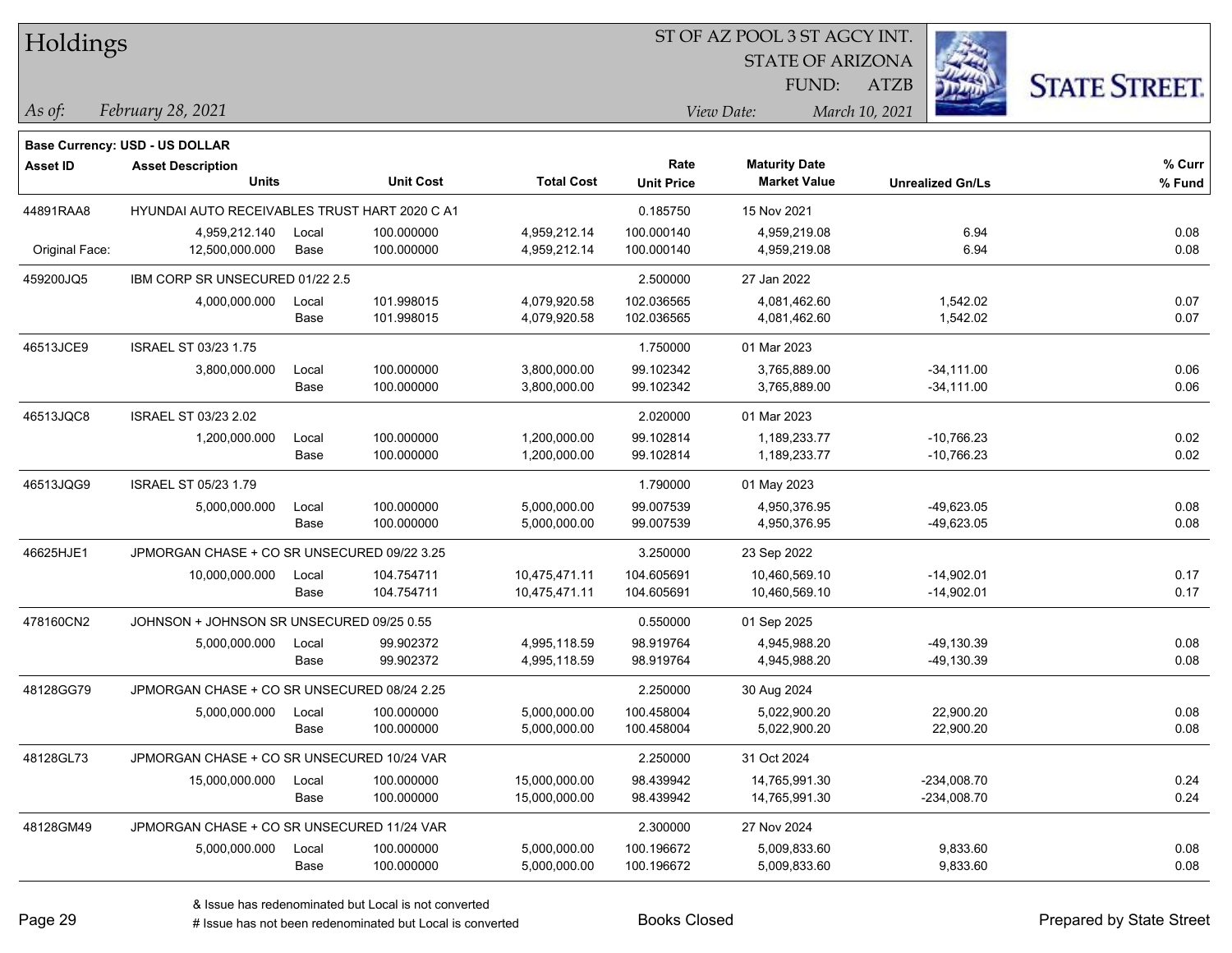# Holdings

ST OF AZ POOL 3 ST AGCY INT.
STATE OF ARIZONA
FUND: ATZB

*As of:* *February 28, 2021*
*View Date:* *March 10, 2021*

**Base Currency: USD - US DOLLAR**

| Asset ID | Asset Description / Units | | Unit Cost | Total Cost | Rate / Unit Price | Maturity Date / Market Value | Unrealized Gn/Ls | % Curr / % Fund |
|---|---|---|---|---|---|---|---|---|
| 44891RAA8 | HYUNDAI AUTO RECEIVABLES TRUST HART 2020 C A1 | | | | 0.185750 | 15 Nov 2021 | | |
| | 4,959,212.140 | Local | 100.000000 | 4,959,212.14 | 100.000140 | 4,959,219.08 | 6.94 | 0.08 |
| Original Face: | 12,500,000.000 | Base | 100.000000 | 4,959,212.14 | 100.000140 | 4,959,219.08 | 6.94 | 0.08 |
| 459200JQ5 | IBM CORP SR UNSECURED 01/22 2.5 | | | | 2.500000 | 27 Jan 2022 | | |
| | 4,000,000.000 | Local | 101.998015 | 4,079,920.58 | 102.036565 | 4,081,462.60 | 1,542.02 | 0.07 |
| | | Base | 101.998015 | 4,079,920.58 | 102.036565 | 4,081,462.60 | 1,542.02 | 0.07 |
| 46513JCE9 | ISRAEL ST 03/23 1.75 | | | | 1.750000 | 01 Mar 2023 | | |
| | 3,800,000.000 | Local | 100.000000 | 3,800,000.00 | 99.102342 | 3,765,889.00 | -34,111.00 | 0.06 |
| | | Base | 100.000000 | 3,800,000.00 | 99.102342 | 3,765,889.00 | -34,111.00 | 0.06 |
| 46513JQC8 | ISRAEL ST 03/23 2.02 | | | | 2.020000 | 01 Mar 2023 | | |
| | 1,200,000.000 | Local | 100.000000 | 1,200,000.00 | 99.102814 | 1,189,233.77 | -10,766.23 | 0.02 |
| | | Base | 100.000000 | 1,200,000.00 | 99.102814 | 1,189,233.77 | -10,766.23 | 0.02 |
| 46513JQG9 | ISRAEL ST 05/23 1.79 | | | | 1.790000 | 01 May 2023 | | |
| | 5,000,000.000 | Local | 100.000000 | 5,000,000.00 | 99.007539 | 4,950,376.95 | -49,623.05 | 0.08 |
| | | Base | 100.000000 | 5,000,000.00 | 99.007539 | 4,950,376.95 | -49,623.05 | 0.08 |
| 46625HJE1 | JPMORGAN CHASE + CO SR UNSECURED 09/22 3.25 | | | | 3.250000 | 23 Sep 2022 | | |
| | 10,000,000.000 | Local | 104.754711 | 10,475,471.11 | 104.605691 | 10,460,569.10 | -14,902.01 | 0.17 |
| | | Base | 104.754711 | 10,475,471.11 | 104.605691 | 10,460,569.10 | -14,902.01 | 0.17 |
| 478160CN2 | JOHNSON + JOHNSON SR UNSECURED 09/25 0.55 | | | | 0.550000 | 01 Sep 2025 | | |
| | 5,000,000.000 | Local | 99.902372 | 4,995,118.59 | 98.919764 | 4,945,988.20 | -49,130.39 | 0.08 |
| | | Base | 99.902372 | 4,995,118.59 | 98.919764 | 4,945,988.20 | -49,130.39 | 0.08 |
| 48128GG79 | JPMORGAN CHASE + CO SR UNSECURED 08/24 2.25 | | | | 2.250000 | 30 Aug 2024 | | |
| | 5,000,000.000 | Local | 100.000000 | 5,000,000.00 | 100.458004 | 5,022,900.20 | 22,900.20 | 0.08 |
| | | Base | 100.000000 | 5,000,000.00 | 100.458004 | 5,022,900.20 | 22,900.20 | 0.08 |
| 48128GL73 | JPMORGAN CHASE + CO SR UNSECURED 10/24 VAR | | | | 2.250000 | 31 Oct 2024 | | |
| | 15,000,000.000 | Local | 100.000000 | 15,000,000.00 | 98.439942 | 14,765,991.30 | -234,008.70 | 0.24 |
| | | Base | 100.000000 | 15,000,000.00 | 98.439942 | 14,765,991.30 | -234,008.70 | 0.24 |
| 48128GM49 | JPMORGAN CHASE + CO SR UNSECURED 11/24 VAR | | | | 2.300000 | 27 Nov 2024 | | |
| | 5,000,000.000 | Local | 100.000000 | 5,000,000.00 | 100.196672 | 5,009,833.60 | 9,833.60 | 0.08 |
| | | Base | 100.000000 | 5,000,000.00 | 100.196672 | 5,009,833.60 | 9,833.60 | 0.08 |

& Issue has redenominated but Local is not converted
# Issue has not been redenominated but Local is converted

Books Closed

Prepared by State Street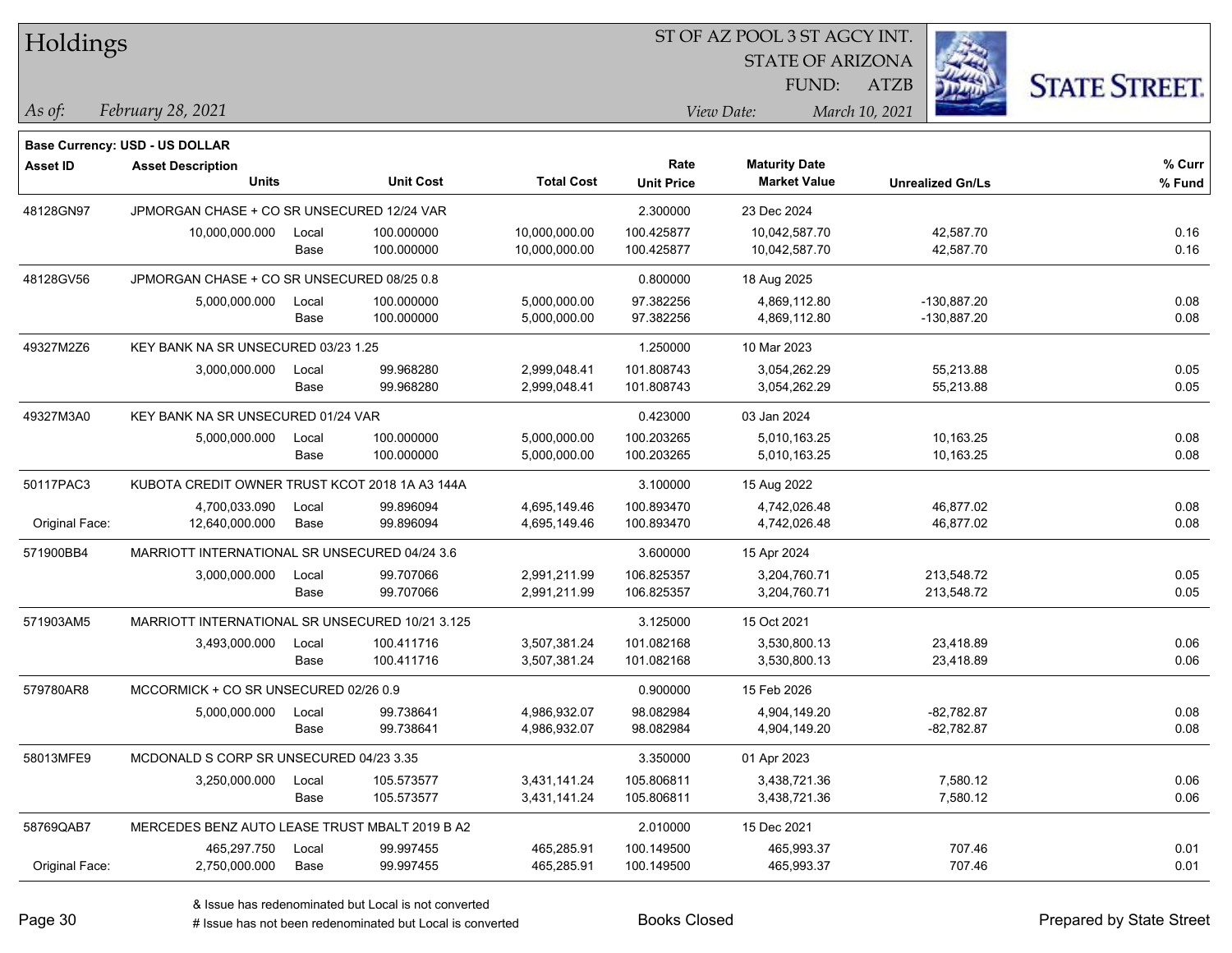# Holdings

ST OF AZ POOL 3 ST AGCY INT.
STATE OF ARIZONA
FUND: ATZB

*As of:* *February 28, 2021*

*View Date:* *March 10, 2021*

**Base Currency: USD - US DOLLAR**

| Asset ID | Asset Description / Units | | Unit Cost | Total Cost | Rate / Unit Price | Maturity Date / Market Value | Unrealized Gn/Ls | % Curr / % Fund |
|---|---|---|---|---|---|---|---|---|
| 48128GN97 | JPMORGAN CHASE + CO SR UNSECURED 12/24 VAR | | | | 2.300000 | 23 Dec 2024 | | |
| | 10,000,000.000 | Local | 100.000000 | 10,000,000.00 | 100.425877 | 10,042,587.70 | 42,587.70 | 0.16 |
| | | Base | 100.000000 | 10,000,000.00 | 100.425877 | 10,042,587.70 | 42,587.70 | 0.16 |
| 48128GV56 | JPMORGAN CHASE + CO SR UNSECURED 08/25 0.8 | | | | 0.800000 | 18 Aug 2025 | | |
| | 5,000,000.000 | Local | 100.000000 | 5,000,000.00 | 97.382256 | 4,869,112.80 | -130,887.20 | 0.08 |
| | | Base | 100.000000 | 5,000,000.00 | 97.382256 | 4,869,112.80 | -130,887.20 | 0.08 |
| 49327M2Z6 | KEY BANK NA SR UNSECURED 03/23 1.25 | | | | 1.250000 | 10 Mar 2023 | | |
| | 3,000,000.000 | Local | 99.968280 | 2,999,048.41 | 101.808743 | 3,054,262.29 | 55,213.88 | 0.05 |
| | | Base | 99.968280 | 2,999,048.41 | 101.808743 | 3,054,262.29 | 55,213.88 | 0.05 |
| 49327M3A0 | KEY BANK NA SR UNSECURED 01/24 VAR | | | | 0.423000 | 03 Jan 2024 | | |
| | 5,000,000.000 | Local | 100.000000 | 5,000,000.00 | 100.203265 | 5,010,163.25 | 10,163.25 | 0.08 |
| | | Base | 100.000000 | 5,000,000.00 | 100.203265 | 5,010,163.25 | 10,163.25 | 0.08 |
| 50117PAC3 | KUBOTA CREDIT OWNER TRUST KCOT 2018 1A A3 144A | | | | 3.100000 | 15 Aug 2022 | | |
| | 4,700,033.090 | Local | 99.896094 | 4,695,149.46 | 100.893470 | 4,742,026.48 | 46,877.02 | 0.08 |
| Original Face: | 12,640,000.000 | Base | 99.896094 | 4,695,149.46 | 100.893470 | 4,742,026.48 | 46,877.02 | 0.08 |
| 571900BB4 | MARRIOTT INTERNATIONAL SR UNSECURED 04/24 3.6 | | | | 3.600000 | 15 Apr 2024 | | |
| | 3,000,000.000 | Local | 99.707066 | 2,991,211.99 | 106.825357 | 3,204,760.71 | 213,548.72 | 0.05 |
| | | Base | 99.707066 | 2,991,211.99 | 106.825357 | 3,204,760.71 | 213,548.72 | 0.05 |
| 571903AM5 | MARRIOTT INTERNATIONAL SR UNSECURED 10/21 3.125 | | | | 3.125000 | 15 Oct 2021 | | |
| | 3,493,000.000 | Local | 100.411716 | 3,507,381.24 | 101.082168 | 3,530,800.13 | 23,418.89 | 0.06 |
| | | Base | 100.411716 | 3,507,381.24 | 101.082168 | 3,530,800.13 | 23,418.89 | 0.06 |
| 579780AR8 | MCCORMICK + CO SR UNSECURED 02/26 0.9 | | | | 0.900000 | 15 Feb 2026 | | |
| | 5,000,000.000 | Local | 99.738641 | 4,986,932.07 | 98.082984 | 4,904,149.20 | -82,782.87 | 0.08 |
| | | Base | 99.738641 | 4,986,932.07 | 98.082984 | 4,904,149.20 | -82,782.87 | 0.08 |
| 58013MFE9 | MCDONALD S CORP SR UNSECURED 04/23 3.35 | | | | 3.350000 | 01 Apr 2023 | | |
| | 3,250,000.000 | Local | 105.573577 | 3,431,141.24 | 105.806811 | 3,438,721.36 | 7,580.12 | 0.06 |
| | | Base | 105.573577 | 3,431,141.24 | 105.806811 | 3,438,721.36 | 7,580.12 | 0.06 |
| 58769QAB7 | MERCEDES BENZ AUTO LEASE TRUST MBALT 2019 B A2 | | | | 2.010000 | 15 Dec 2021 | | |
| | 465,297.750 | Local | 99.997455 | 465,285.91 | 100.149500 | 465,993.37 | 707.46 | 0.01 |
| Original Face: | 2,750,000.000 | Base | 99.997455 | 465,285.91 | 100.149500 | 465,993.37 | 707.46 | 0.01 |

& Issue has redenominated but Local is not converted
# Issue has not been redenominated but Local is converted

Books Closed

Prepared by State Street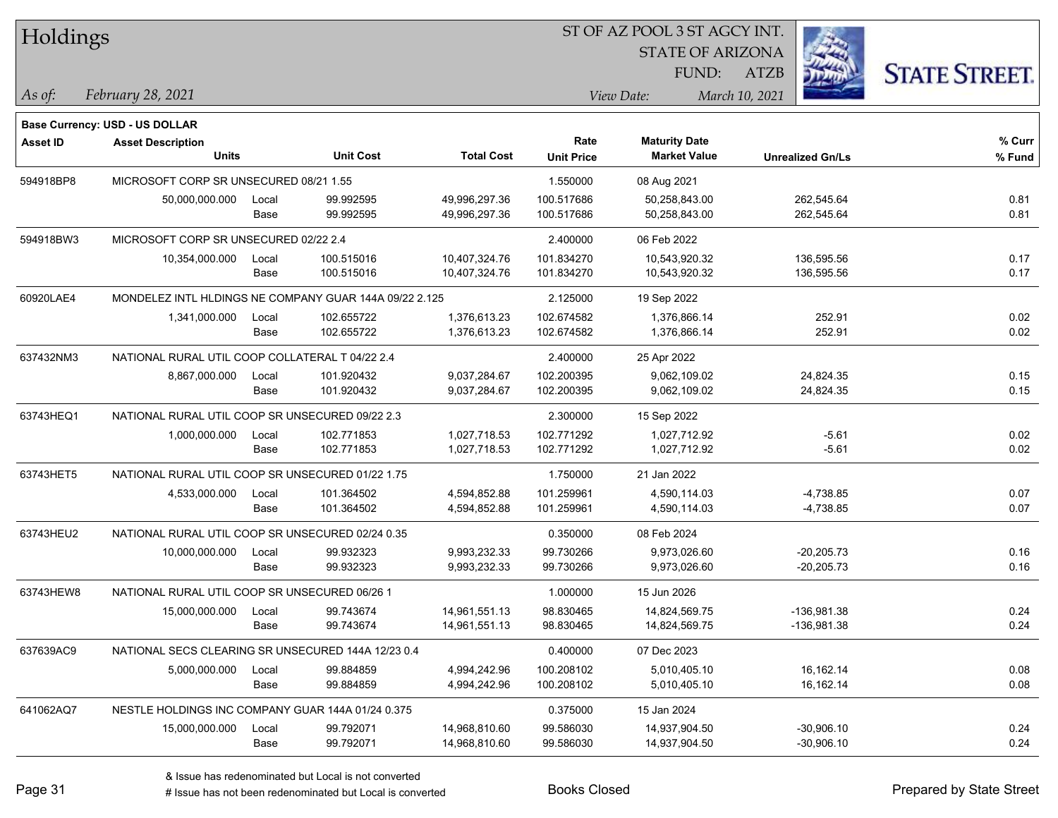# Holdings

ST OF AZ POOL 3 ST AGCY INT.
STATE OF ARIZONA
FUND: ATZB

*As of:* *February 28, 2021*

*View Date:* *March 10, 2021*

**Base Currency: USD - US DOLLAR**

| Asset ID | Asset Description / Units | | Unit Cost | Total Cost | Rate / Unit Price | Maturity Date / Market Value | Unrealized Gn/Ls | % Curr / % Fund |
|---|---|---|---|---|---|---|---|---|
| 594918BP8 | MICROSOFT CORP SR UNSECURED 08/21 1.55 | | | | 1.550000 | 08 Aug 2021 | | |
| | 50,000,000.000 | Local | 99.992595 | 49,996,297.36 | 100.517686 | 50,258,843.00 | 262,545.64 | 0.81 |
| | | Base | 99.992595 | 49,996,297.36 | 100.517686 | 50,258,843.00 | 262,545.64 | 0.81 |
| 594918BW3 | MICROSOFT CORP SR UNSECURED 02/22 2.4 | | | | 2.400000 | 06 Feb 2022 | | |
| | 10,354,000.000 | Local | 100.515016 | 10,407,324.76 | 101.834270 | 10,543,920.32 | 136,595.56 | 0.17 |
| | | Base | 100.515016 | 10,407,324.76 | 101.834270 | 10,543,920.32 | 136,595.56 | 0.17 |
| 60920LAE4 | MONDELEZ INTL HLDINGS NE COMPANY GUAR 144A 09/22 2.125 | | | | 2.125000 | 19 Sep 2022 | | |
| | 1,341,000.000 | Local | 102.655722 | 1,376,613.23 | 102.674582 | 1,376,866.14 | 252.91 | 0.02 |
| | | Base | 102.655722 | 1,376,613.23 | 102.674582 | 1,376,866.14 | 252.91 | 0.02 |
| 637432NM3 | NATIONAL RURAL UTIL COOP COLLATERAL T 04/22 2.4 | | | | 2.400000 | 25 Apr 2022 | | |
| | 8,867,000.000 | Local | 101.920432 | 9,037,284.67 | 102.200395 | 9,062,109.02 | 24,824.35 | 0.15 |
| | | Base | 101.920432 | 9,037,284.67 | 102.200395 | 9,062,109.02 | 24,824.35 | 0.15 |
| 63743HEQ1 | NATIONAL RURAL UTIL COOP SR UNSECURED 09/22 2.3 | | | | 2.300000 | 15 Sep 2022 | | |
| | 1,000,000.000 | Local | 102.771853 | 1,027,718.53 | 102.771292 | 1,027,712.92 | -5.61 | 0.02 |
| | | Base | 102.771853 | 1,027,718.53 | 102.771292 | 1,027,712.92 | -5.61 | 0.02 |
| 63743HET5 | NATIONAL RURAL UTIL COOP SR UNSECURED 01/22 1.75 | | | | 1.750000 | 21 Jan 2022 | | |
| | 4,533,000.000 | Local | 101.364502 | 4,594,852.88 | 101.259961 | 4,590,114.03 | -4,738.85 | 0.07 |
| | | Base | 101.364502 | 4,594,852.88 | 101.259961 | 4,590,114.03 | -4,738.85 | 0.07 |
| 63743HEU2 | NATIONAL RURAL UTIL COOP SR UNSECURED 02/24 0.35 | | | | 0.350000 | 08 Feb 2024 | | |
| | 10,000,000.000 | Local | 99.932323 | 9,993,232.33 | 99.730266 | 9,973,026.60 | -20,205.73 | 0.16 |
| | | Base | 99.932323 | 9,993,232.33 | 99.730266 | 9,973,026.60 | -20,205.73 | 0.16 |
| 63743HEW8 | NATIONAL RURAL UTIL COOP SR UNSECURED 06/26 1 | | | | 1.000000 | 15 Jun 2026 | | |
| | 15,000,000.000 | Local | 99.743674 | 14,961,551.13 | 98.830465 | 14,824,569.75 | -136,981.38 | 0.24 |
| | | Base | 99.743674 | 14,961,551.13 | 98.830465 | 14,824,569.75 | -136,981.38 | 0.24 |
| 637639AC9 | NATIONAL SECS CLEARING SR UNSECURED 144A 12/23 0.4 | | | | 0.400000 | 07 Dec 2023 | | |
| | 5,000,000.000 | Local | 99.884859 | 4,994,242.96 | 100.208102 | 5,010,405.10 | 16,162.14 | 0.08 |
| | | Base | 99.884859 | 4,994,242.96 | 100.208102 | 5,010,405.10 | 16,162.14 | 0.08 |
| 641062AQ7 | NESTLE HOLDINGS INC COMPANY GUAR 144A 01/24 0.375 | | | | 0.375000 | 15 Jan 2024 | | |
| | 15,000,000.000 | Local | 99.792071 | 14,968,810.60 | 99.586030 | 14,937,904.50 | -30,906.10 | 0.24 |
| | | Base | 99.792071 | 14,968,810.60 | 99.586030 | 14,937,904.50 | -30,906.10 | 0.24 |

& Issue has redenominated but Local is not converted
# Issue has not been redenominated but Local is converted

Books Closed

Prepared by State Street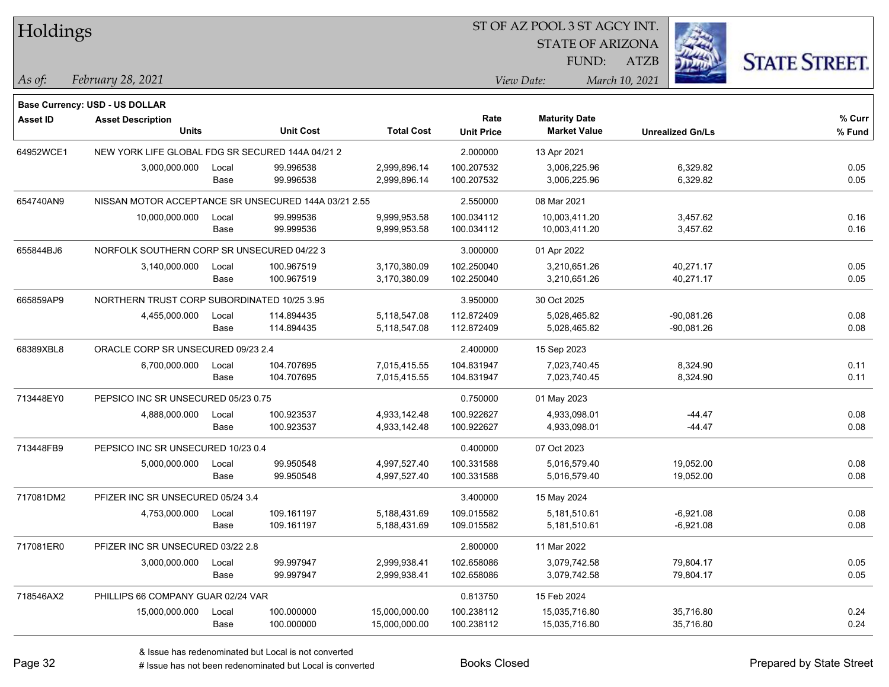# Holdings

ST OF AZ POOL 3 ST AGCY INT.
STATE OF ARIZONA
FUND: ATZB

*As of:* *February 28, 2021*
*View Date:* *March 10, 2021*

**Base Currency: USD - US DOLLAR**

| Asset ID | Asset Description / Units | | Unit Cost | Total Cost | Rate / Unit Price | Maturity Date / Market Value | Unrealized Gn/Ls | % Curr / % Fund |
|---|---|---|---|---|---|---|---|---|
| 64952WCE1 | NEW YORK LIFE GLOBAL FDG SR SECURED 144A 04/21 2 | | | | 2.000000 | 13 Apr 2021 | | |
| | 3,000,000.000 | Local | 99.996538 | 2,999,896.14 | 100.207532 | 3,006,225.96 | 6,329.82 | 0.05 |
| | | Base | 99.996538 | 2,999,896.14 | 100.207532 | 3,006,225.96 | 6,329.82 | 0.05 |
| 654740AN9 | NISSAN MOTOR ACCEPTANCE SR UNSECURED 144A 03/21 2.55 | | | | 2.550000 | 08 Mar 2021 | | |
| | 10,000,000.000 | Local | 99.999536 | 9,999,953.58 | 100.034112 | 10,003,411.20 | 3,457.62 | 0.16 |
| | | Base | 99.999536 | 9,999,953.58 | 100.034112 | 10,003,411.20 | 3,457.62 | 0.16 |
| 655844BJ6 | NORFOLK SOUTHERN CORP SR UNSECURED 04/22 3 | | | | 3.000000 | 01 Apr 2022 | | |
| | 3,140,000.000 | Local | 100.967519 | 3,170,380.09 | 102.250040 | 3,210,651.26 | 40,271.17 | 0.05 |
| | | Base | 100.967519 | 3,170,380.09 | 102.250040 | 3,210,651.26 | 40,271.17 | 0.05 |
| 665859AP9 | NORTHERN TRUST CORP SUBORDINATED 10/25 3.95 | | | | 3.950000 | 30 Oct 2025 | | |
| | 4,455,000.000 | Local | 114.894435 | 5,118,547.08 | 112.872409 | 5,028,465.82 | -90,081.26 | 0.08 |
| | | Base | 114.894435 | 5,118,547.08 | 112.872409 | 5,028,465.82 | -90,081.26 | 0.08 |
| 68389XBL8 | ORACLE CORP SR UNSECURED 09/23 2.4 | | | | 2.400000 | 15 Sep 2023 | | |
| | 6,700,000.000 | Local | 104.707695 | 7,015,415.55 | 104.831947 | 7,023,740.45 | 8,324.90 | 0.11 |
| | | Base | 104.707695 | 7,015,415.55 | 104.831947 | 7,023,740.45 | 8,324.90 | 0.11 |
| 713448EY0 | PEPSICO INC SR UNSECURED 05/23 0.75 | | | | 0.750000 | 01 May 2023 | | |
| | 4,888,000.000 | Local | 100.923537 | 4,933,142.48 | 100.922627 | 4,933,098.01 | -44.47 | 0.08 |
| | | Base | 100.923537 | 4,933,142.48 | 100.922627 | 4,933,098.01 | -44.47 | 0.08 |
| 713448FB9 | PEPSICO INC SR UNSECURED 10/23 0.4 | | | | 0.400000 | 07 Oct 2023 | | |
| | 5,000,000.000 | Local | 99.950548 | 4,997,527.40 | 100.331588 | 5,016,579.40 | 19,052.00 | 0.08 |
| | | Base | 99.950548 | 4,997,527.40 | 100.331588 | 5,016,579.40 | 19,052.00 | 0.08 |
| 717081DM2 | PFIZER INC SR UNSECURED 05/24 3.4 | | | | 3.400000 | 15 May 2024 | | |
| | 4,753,000.000 | Local | 109.161197 | 5,188,431.69 | 109.015582 | 5,181,510.61 | -6,921.08 | 0.08 |
| | | Base | 109.161197 | 5,188,431.69 | 109.015582 | 5,181,510.61 | -6,921.08 | 0.08 |
| 717081ER0 | PFIZER INC SR UNSECURED 03/22 2.8 | | | | 2.800000 | 11 Mar 2022 | | |
| | 3,000,000.000 | Local | 99.997947 | 2,999,938.41 | 102.658086 | 3,079,742.58 | 79,804.17 | 0.05 |
| | | Base | 99.997947 | 2,999,938.41 | 102.658086 | 3,079,742.58 | 79,804.17 | 0.05 |
| 718546AX2 | PHILLIPS 66 COMPANY GUAR 02/24 VAR | | | | 0.813750 | 15 Feb 2024 | | |
| | 15,000,000.000 | Local | 100.000000 | 15,000,000.00 | 100.238112 | 15,035,716.80 | 35,716.80 | 0.24 |
| | | Base | 100.000000 | 15,000,000.00 | 100.238112 | 15,035,716.80 | 35,716.80 | 0.24 |

& Issue has redenominated but Local is not converted
# Issue has not been redenominated but Local is converted

Books Closed

Prepared by State Street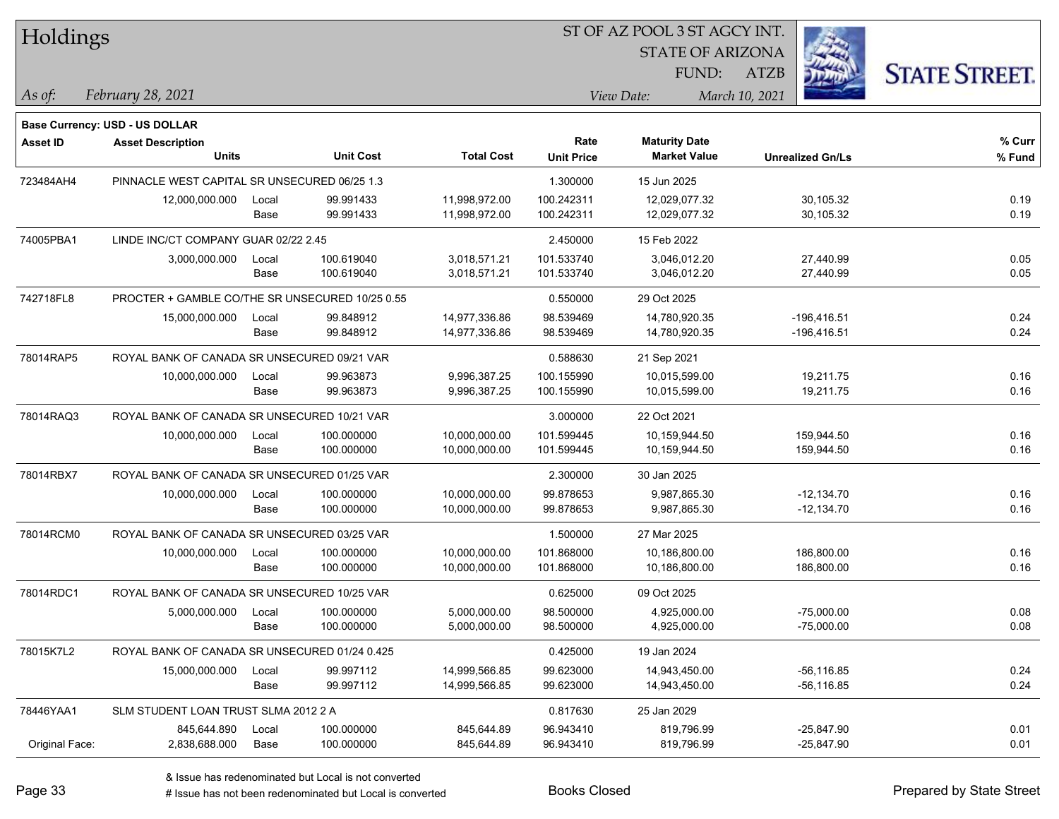# Holdings

ST OF AZ POOL 3 ST AGCY INT.
STATE OF ARIZONA
FUND: ATZB

*As of:* *February 28, 2021* *View Date:* *March 10, 2021*

**Base Currency: USD - US DOLLAR**

| Asset ID | Asset Description / Units | | Unit Cost | Total Cost | Rate / Unit Price | Maturity Date / Market Value | Unrealized Gn/Ls | % Curr / % Fund |
|---|---|---|---|---|---|---|---|---|
| 723484AH4 | PINNACLE WEST CAPITAL SR UNSECURED 06/25 1.3 | | | | 1.300000 | 15 Jun 2025 | | |
| | 12,000,000.000 | Local | 99.991433 | 11,998,972.00 | 100.242311 | 12,029,077.32 | 30,105.32 | 0.19 |
| | | Base | 99.991433 | 11,998,972.00 | 100.242311 | 12,029,077.32 | 30,105.32 | 0.19 |
| 74005PBA1 | LINDE INC/CT COMPANY GUAR 02/22 2.45 | | | | 2.450000 | 15 Feb 2022 | | |
| | 3,000,000.000 | Local | 100.619040 | 3,018,571.21 | 101.533740 | 3,046,012.20 | 27,440.99 | 0.05 |
| | | Base | 100.619040 | 3,018,571.21 | 101.533740 | 3,046,012.20 | 27,440.99 | 0.05 |
| 742718FL8 | PROCTER + GAMBLE CO/THE SR UNSECURED 10/25 0.55 | | | | 0.550000 | 29 Oct 2025 | | |
| | 15,000,000.000 | Local | 99.848912 | 14,977,336.86 | 98.539469 | 14,780,920.35 | -196,416.51 | 0.24 |
| | | Base | 99.848912 | 14,977,336.86 | 98.539469 | 14,780,920.35 | -196,416.51 | 0.24 |
| 78014RAP5 | ROYAL BANK OF CANADA SR UNSECURED 09/21 VAR | | | | 0.588630 | 21 Sep 2021 | | |
| | 10,000,000.000 | Local | 99.963873 | 9,996,387.25 | 100.155990 | 10,015,599.00 | 19,211.75 | 0.16 |
| | | Base | 99.963873 | 9,996,387.25 | 100.155990 | 10,015,599.00 | 19,211.75 | 0.16 |
| 78014RAQ3 | ROYAL BANK OF CANADA SR UNSECURED 10/21 VAR | | | | 3.000000 | 22 Oct 2021 | | |
| | 10,000,000.000 | Local | 100.000000 | 10,000,000.00 | 101.599445 | 10,159,944.50 | 159,944.50 | 0.16 |
| | | Base | 100.000000 | 10,000,000.00 | 101.599445 | 10,159,944.50 | 159,944.50 | 0.16 |
| 78014RBX7 | ROYAL BANK OF CANADA SR UNSECURED 01/25 VAR | | | | 2.300000 | 30 Jan 2025 | | |
| | 10,000,000.000 | Local | 100.000000 | 10,000,000.00 | 99.878653 | 9,987,865.30 | -12,134.70 | 0.16 |
| | | Base | 100.000000 | 10,000,000.00 | 99.878653 | 9,987,865.30 | -12,134.70 | 0.16 |
| 78014RCM0 | ROYAL BANK OF CANADA SR UNSECURED 03/25 VAR | | | | 1.500000 | 27 Mar 2025 | | |
| | 10,000,000.000 | Local | 100.000000 | 10,000,000.00 | 101.868000 | 10,186,800.00 | 186,800.00 | 0.16 |
| | | Base | 100.000000 | 10,000,000.00 | 101.868000 | 10,186,800.00 | 186,800.00 | 0.16 |
| 78014RDC1 | ROYAL BANK OF CANADA SR UNSECURED 10/25 VAR | | | | 0.625000 | 09 Oct 2025 | | |
| | 5,000,000.000 | Local | 100.000000 | 5,000,000.00 | 98.500000 | 4,925,000.00 | -75,000.00 | 0.08 |
| | | Base | 100.000000 | 5,000,000.00 | 98.500000 | 4,925,000.00 | -75,000.00 | 0.08 |
| 78015K7L2 | ROYAL BANK OF CANADA SR UNSECURED 01/24 0.425 | | | | 0.425000 | 19 Jan 2024 | | |
| | 15,000,000.000 | Local | 99.997112 | 14,999,566.85 | 99.623000 | 14,943,450.00 | -56,116.85 | 0.24 |
| | | Base | 99.997112 | 14,999,566.85 | 99.623000 | 14,943,450.00 | -56,116.85 | 0.24 |
| 78446YAA1 | SLM STUDENT LOAN TRUST SLMA 2012 2 A | | | | 0.817630 | 25 Jan 2029 | | |
| | 845,644.890 | Local | 100.000000 | 845,644.89 | 96.943410 | 819,796.99 | -25,847.90 | 0.01 |
| Original Face: | 2,838,688.000 | Base | 100.000000 | 845,644.89 | 96.943410 | 819,796.99 | -25,847.90 | 0.01 |

& Issue has redenominated but Local is not converted
# Issue has not been redenominated but Local is converted

Books Closed

Prepared by State Street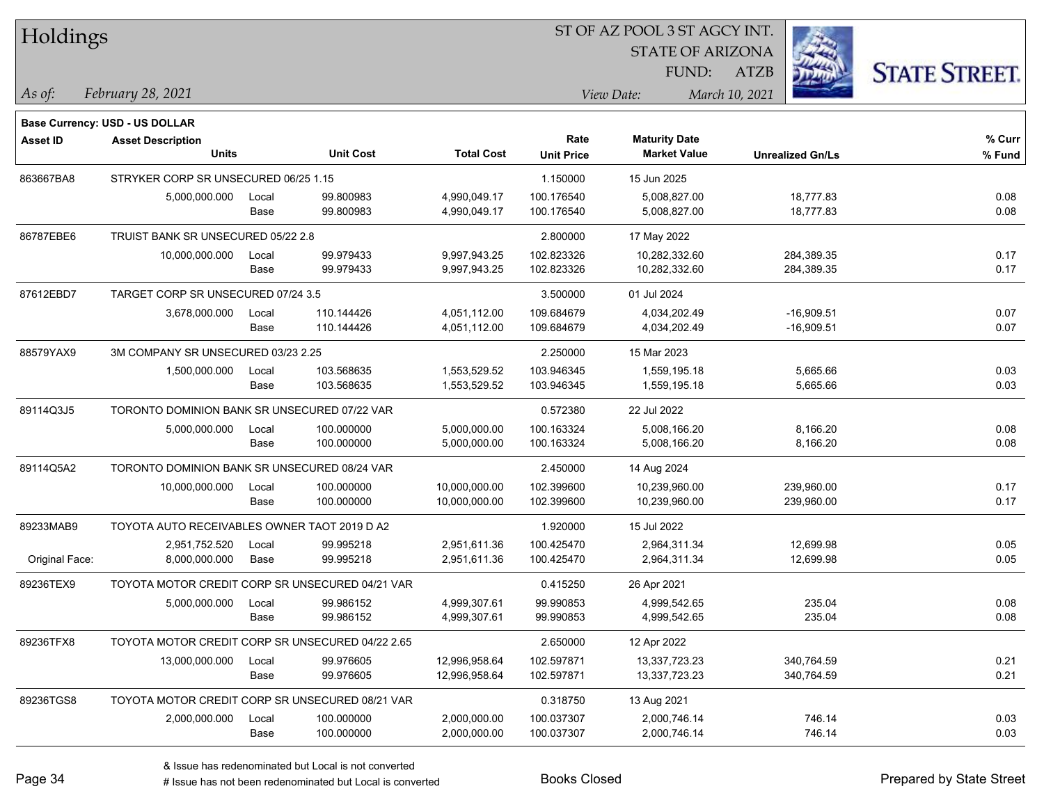# Holdings

ST OF AZ POOL 3 ST AGCY INT.
STATE OF ARIZONA
FUND: ATZB

*As of:* *February 28, 2021*
*View Date:* *March 10, 2021*

**Base Currency: USD - US DOLLAR**

| Asset ID | Asset Description / Units | | Unit Cost | Total Cost | Rate / Unit Price | Maturity Date / Market Value | Unrealized Gn/Ls | % Curr / % Fund |
|---|---|---|---|---|---|---|---|---|
| 863667BA8 | STRYKER CORP SR UNSECURED 06/25 1.15 | | | | 1.150000 | 15 Jun 2025 | | |
| | 5,000,000.000 | Local | 99.800983 | 4,990,049.17 | 100.176540 | 5,008,827.00 | 18,777.83 | 0.08 |
| | | Base | 99.800983 | 4,990,049.17 | 100.176540 | 5,008,827.00 | 18,777.83 | 0.08 |
| 86787EBE6 | TRUIST BANK SR UNSECURED 05/22 2.8 | | | | 2.800000 | 17 May 2022 | | |
| | 10,000,000.000 | Local | 99.979433 | 9,997,943.25 | 102.823326 | 10,282,332.60 | 284,389.35 | 0.17 |
| | | Base | 99.979433 | 9,997,943.25 | 102.823326 | 10,282,332.60 | 284,389.35 | 0.17 |
| 87612EBD7 | TARGET CORP SR UNSECURED 07/24 3.5 | | | | 3.500000 | 01 Jul 2024 | | |
| | 3,678,000.000 | Local | 110.144426 | 4,051,112.00 | 109.684679 | 4,034,202.49 | -16,909.51 | 0.07 |
| | | Base | 110.144426 | 4,051,112.00 | 109.684679 | 4,034,202.49 | -16,909.51 | 0.07 |
| 88579YAX9 | 3M COMPANY SR UNSECURED 03/23 2.25 | | | | 2.250000 | 15 Mar 2023 | | |
| | 1,500,000.000 | Local | 103.568635 | 1,553,529.52 | 103.946345 | 1,559,195.18 | 5,665.66 | 0.03 |
| | | Base | 103.568635 | 1,553,529.52 | 103.946345 | 1,559,195.18 | 5,665.66 | 0.03 |
| 89114Q3J5 | TORONTO DOMINION BANK SR UNSECURED 07/22 VAR | | | | 0.572380 | 22 Jul 2022 | | |
| | 5,000,000.000 | Local | 100.000000 | 5,000,000.00 | 100.163324 | 5,008,166.20 | 8,166.20 | 0.08 |
| | | Base | 100.000000 | 5,000,000.00 | 100.163324 | 5,008,166.20 | 8,166.20 | 0.08 |
| 89114Q5A2 | TORONTO DOMINION BANK SR UNSECURED 08/24 VAR | | | | 2.450000 | 14 Aug 2024 | | |
| | 10,000,000.000 | Local | 100.000000 | 10,000,000.00 | 102.399600 | 10,239,960.00 | 239,960.00 | 0.17 |
| | | Base | 100.000000 | 10,000,000.00 | 102.399600 | 10,239,960.00 | 239,960.00 | 0.17 |
| 89233MAB9 | TOYOTA AUTO RECEIVABLES OWNER TAOT 2019 D A2 | | | | 1.920000 | 15 Jul 2022 | | |
| | 2,951,752.520 | Local | 99.995218 | 2,951,611.36 | 100.425470 | 2,964,311.34 | 12,699.98 | 0.05 |
| Original Face: | 8,000,000.000 | Base | 99.995218 | 2,951,611.36 | 100.425470 | 2,964,311.34 | 12,699.98 | 0.05 |
| 89236TEX9 | TOYOTA MOTOR CREDIT CORP SR UNSECURED 04/21 VAR | | | | 0.415250 | 26 Apr 2021 | | |
| | 5,000,000.000 | Local | 99.986152 | 4,999,307.61 | 99.990853 | 4,999,542.65 | 235.04 | 0.08 |
| | | Base | 99.986152 | 4,999,307.61 | 99.990853 | 4,999,542.65 | 235.04 | 0.08 |
| 89236TFX8 | TOYOTA MOTOR CREDIT CORP SR UNSECURED 04/22 2.65 | | | | 2.650000 | 12 Apr 2022 | | |
| | 13,000,000.000 | Local | 99.976605 | 12,996,958.64 | 102.597871 | 13,337,723.23 | 340,764.59 | 0.21 |
| | | Base | 99.976605 | 12,996,958.64 | 102.597871 | 13,337,723.23 | 340,764.59 | 0.21 |
| 89236TGS8 | TOYOTA MOTOR CREDIT CORP SR UNSECURED 08/21 VAR | | | | 0.318750 | 13 Aug 2021 | | |
| | 2,000,000.000 | Local | 100.000000 | 2,000,000.00 | 100.037307 | 2,000,746.14 | 746.14 | 0.03 |
| | | Base | 100.000000 | 2,000,000.00 | 100.037307 | 2,000,746.14 | 746.14 | 0.03 |

& Issue has redenominated but Local is not converted
# Issue has not been redenominated but Local is converted

Books Closed

Prepared by State Street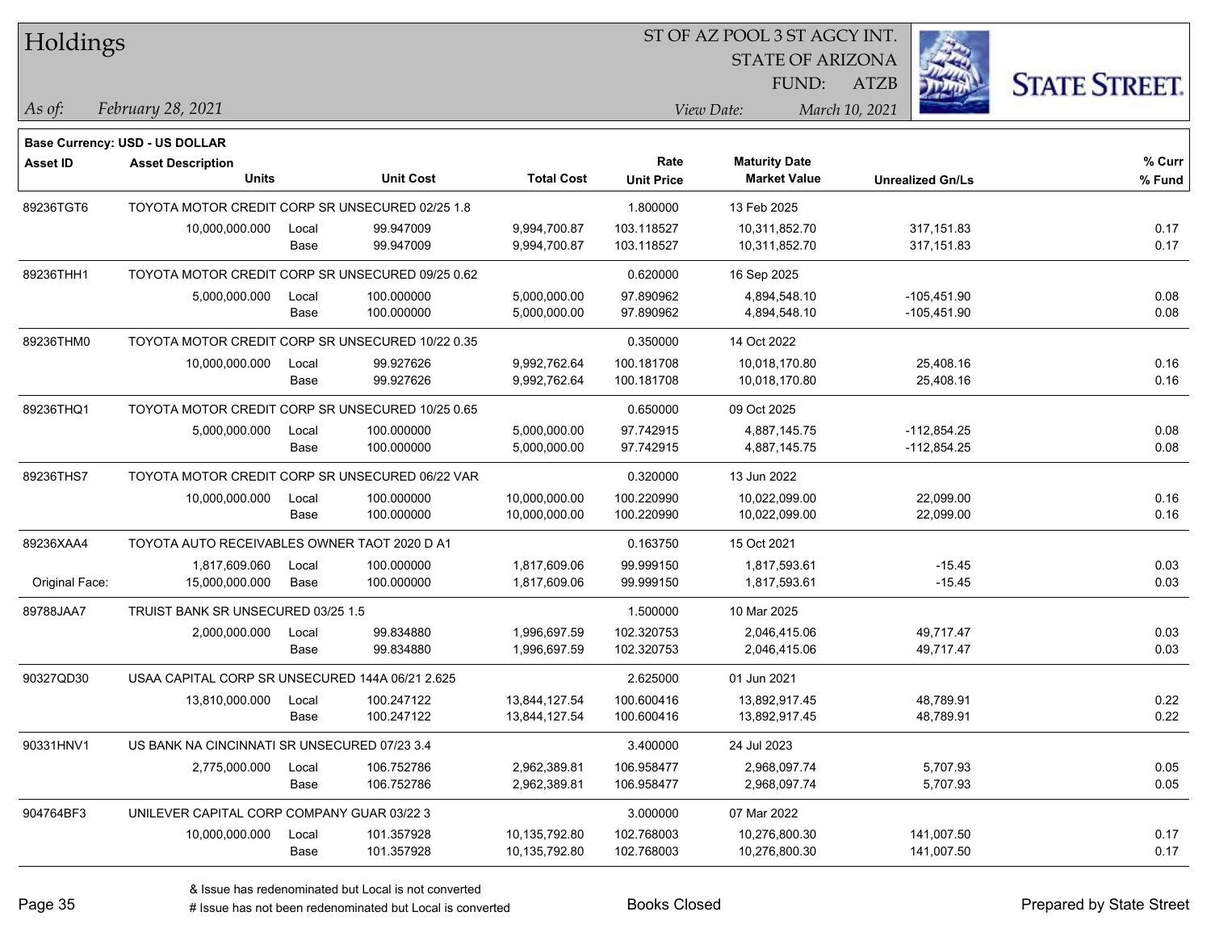# Holdings

ST OF AZ POOL 3 ST AGCY INT.
STATE OF ARIZONA
FUND: ATZB

*As of:* *February 28, 2021*

*View Date:* *March 10, 2021*

**Base Currency: USD - US DOLLAR**

| Asset ID | Asset Description / Units | | Unit Cost | Total Cost | Rate / Unit Price | Maturity Date / Market Value | Unrealized Gn/Ls | % Curr / % Fund |
|---|---|---|---|---|---|---|---|---|
| 89236TGT6 | TOYOTA MOTOR CREDIT CORP SR UNSECURED 02/25 1.8 | | | | 1.800000 | 13 Feb 2025 | | |
| | 10,000,000.000 | Local | 99.947009 | 9,994,700.87 | 103.118527 | 10,311,852.70 | 317,151.83 | 0.17 |
| | | Base | 99.947009 | 9,994,700.87 | 103.118527 | 10,311,852.70 | 317,151.83 | 0.17 |
| 89236THH1 | TOYOTA MOTOR CREDIT CORP SR UNSECURED 09/25 0.62 | | | | 0.620000 | 16 Sep 2025 | | |
| | 5,000,000.000 | Local | 100.000000 | 5,000,000.00 | 97.890962 | 4,894,548.10 | -105,451.90 | 0.08 |
| | | Base | 100.000000 | 5,000,000.00 | 97.890962 | 4,894,548.10 | -105,451.90 | 0.08 |
| 89236THM0 | TOYOTA MOTOR CREDIT CORP SR UNSECURED 10/22 0.35 | | | | 0.350000 | 14 Oct 2022 | | |
| | 10,000,000.000 | Local | 99.927626 | 9,992,762.64 | 100.181708 | 10,018,170.80 | 25,408.16 | 0.16 |
| | | Base | 99.927626 | 9,992,762.64 | 100.181708 | 10,018,170.80 | 25,408.16 | 0.16 |
| 89236THQ1 | TOYOTA MOTOR CREDIT CORP SR UNSECURED 10/25 0.65 | | | | 0.650000 | 09 Oct 2025 | | |
| | 5,000,000.000 | Local | 100.000000 | 5,000,000.00 | 97.742915 | 4,887,145.75 | -112,854.25 | 0.08 |
| | | Base | 100.000000 | 5,000,000.00 | 97.742915 | 4,887,145.75 | -112,854.25 | 0.08 |
| 89236THS7 | TOYOTA MOTOR CREDIT CORP SR UNSECURED 06/22 VAR | | | | 0.320000 | 13 Jun 2022 | | |
| | 10,000,000.000 | Local | 100.000000 | 10,000,000.00 | 100.220990 | 10,022,099.00 | 22,099.00 | 0.16 |
| | | Base | 100.000000 | 10,000,000.00 | 100.220990 | 10,022,099.00 | 22,099.00 | 0.16 |
| 89236XAA4 | TOYOTA AUTO RECEIVABLES OWNER TAOT 2020 D A1 | | | | 0.163750 | 15 Oct 2021 | | |
| | 1,817,609.060 | Local | 100.000000 | 1,817,609.06 | 99.999150 | 1,817,593.61 | -15.45 | 0.03 |
| Original Face: | 15,000,000.000 | Base | 100.000000 | 1,817,609.06 | 99.999150 | 1,817,593.61 | -15.45 | 0.03 |
| 89788JAA7 | TRUIST BANK SR UNSECURED 03/25 1.5 | | | | 1.500000 | 10 Mar 2025 | | |
| | 2,000,000.000 | Local | 99.834880 | 1,996,697.59 | 102.320753 | 2,046,415.06 | 49,717.47 | 0.03 |
| | | Base | 99.834880 | 1,996,697.59 | 102.320753 | 2,046,415.06 | 49,717.47 | 0.03 |
| 90327QD30 | USAA CAPITAL CORP SR UNSECURED 144A 06/21 2.625 | | | | 2.625000 | 01 Jun 2021 | | |
| | 13,810,000.000 | Local | 100.247122 | 13,844,127.54 | 100.600416 | 13,892,917.45 | 48,789.91 | 0.22 |
| | | Base | 100.247122 | 13,844,127.54 | 100.600416 | 13,892,917.45 | 48,789.91 | 0.22 |
| 90331HNV1 | US BANK NA CINCINNATI SR UNSECURED 07/23 3.4 | | | | 3.400000 | 24 Jul 2023 | | |
| | 2,775,000.000 | Local | 106.752786 | 2,962,389.81 | 106.958477 | 2,968,097.74 | 5,707.93 | 0.05 |
| | | Base | 106.752786 | 2,962,389.81 | 106.958477 | 2,968,097.74 | 5,707.93 | 0.05 |
| 904764BF3 | UNILEVER CAPITAL CORP COMPANY GUAR 03/22 3 | | | | 3.000000 | 07 Mar 2022 | | |
| | 10,000,000.000 | Local | 101.357928 | 10,135,792.80 | 102.768003 | 10,276,800.30 | 141,007.50 | 0.17 |
| | | Base | 101.357928 | 10,135,792.80 | 102.768003 | 10,276,800.30 | 141,007.50 | 0.17 |

& Issue has redenominated but Local is not converted
# Issue has not been redenominated but Local is converted

Books Closed

Prepared by State Street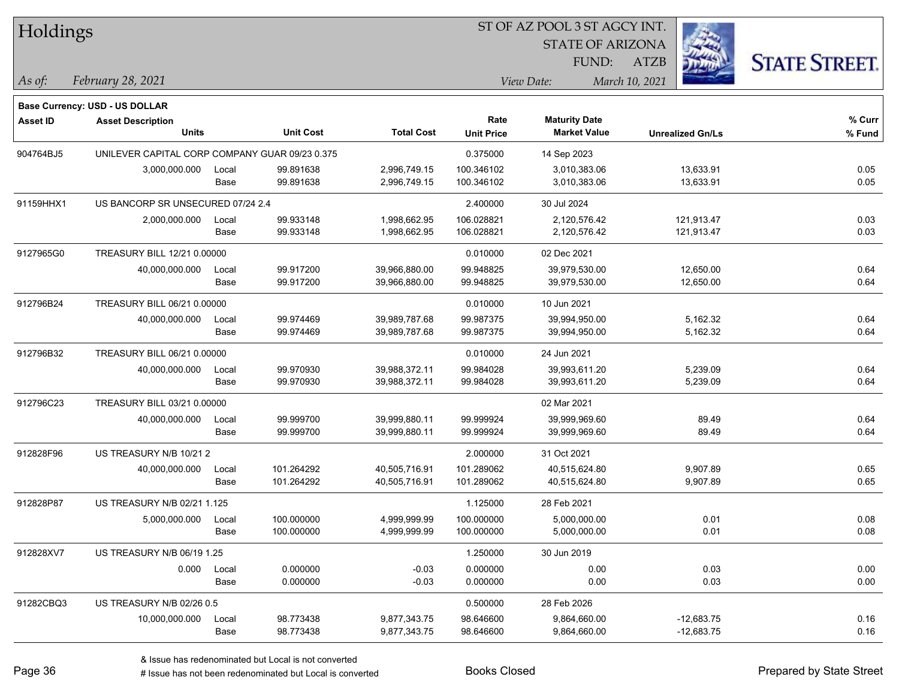# Holdings

ST OF AZ POOL 3 ST AGCY INT.
STATE OF ARIZONA
FUND: ATZB

*As of:* *February 28, 2021*
*View Date:* *March 10, 2021*

**Base Currency: USD - US DOLLAR**

| Asset ID | Asset Description / Units | | Unit Cost | Total Cost | Rate / Unit Price | Maturity Date / Market Value | Unrealized Gn/Ls | % Curr / % Fund |
|---|---|---|---|---|---|---|---|---|
| 904764BJ5 | UNILEVER CAPITAL CORP COMPANY GUAR 09/23 0.375 | | | | 0.375000 | 14 Sep 2023 | | |
| | 3,000,000.000 | Local | 99.891638 | 2,996,749.15 | 100.346102 | 3,010,383.06 | 13,633.91 | 0.05 |
| | | Base | 99.891638 | 2,996,749.15 | 100.346102 | 3,010,383.06 | 13,633.91 | 0.05 |
| 91159HHX1 | US BANCORP SR UNSECURED 07/24 2.4 | | | | 2.400000 | 30 Jul 2024 | | |
| | 2,000,000.000 | Local | 99.933148 | 1,998,662.95 | 106.028821 | 2,120,576.42 | 121,913.47 | 0.03 |
| | | Base | 99.933148 | 1,998,662.95 | 106.028821 | 2,120,576.42 | 121,913.47 | 0.03 |
| 9127965G0 | TREASURY BILL 12/21 0.00000 | | | | 0.010000 | 02 Dec 2021 | | |
| | 40,000,000.000 | Local | 99.917200 | 39,966,880.00 | 99.948825 | 39,979,530.00 | 12,650.00 | 0.64 |
| | | Base | 99.917200 | 39,966,880.00 | 99.948825 | 39,979,530.00 | 12,650.00 | 0.64 |
| 912796B24 | TREASURY BILL 06/21 0.00000 | | | | 0.010000 | 10 Jun 2021 | | |
| | 40,000,000.000 | Local | 99.974469 | 39,989,787.68 | 99.987375 | 39,994,950.00 | 5,162.32 | 0.64 |
| | | Base | 99.974469 | 39,989,787.68 | 99.987375 | 39,994,950.00 | 5,162.32 | 0.64 |
| 912796B32 | TREASURY BILL 06/21 0.00000 | | | | 0.010000 | 24 Jun 2021 | | |
| | 40,000,000.000 | Local | 99.970930 | 39,988,372.11 | 99.984028 | 39,993,611.20 | 5,239.09 | 0.64 |
| | | Base | 99.970930 | 39,988,372.11 | 99.984028 | 39,993,611.20 | 5,239.09 | 0.64 |
| 912796C23 | TREASURY BILL 03/21 0.00000 | | | | | 02 Mar 2021 | | |
| | 40,000,000.000 | Local | 99.999700 | 39,999,880.11 | 99.999924 | 39,999,969.60 | 89.49 | 0.64 |
| | | Base | 99.999700 | 39,999,880.11 | 99.999924 | 39,999,969.60 | 89.49 | 0.64 |
| 912828F96 | US TREASURY N/B 10/21 2 | | | | 2.000000 | 31 Oct 2021 | | |
| | 40,000,000.000 | Local | 101.264292 | 40,505,716.91 | 101.289062 | 40,515,624.80 | 9,907.89 | 0.65 |
| | | Base | 101.264292 | 40,505,716.91 | 101.289062 | 40,515,624.80 | 9,907.89 | 0.65 |
| 912828P87 | US TREASURY N/B 02/21 1.125 | | | | 1.125000 | 28 Feb 2021 | | |
| | 5,000,000.000 | Local | 100.000000 | 4,999,999.99 | 100.000000 | 5,000,000.00 | 0.01 | 0.08 |
| | | Base | 100.000000 | 4,999,999.99 | 100.000000 | 5,000,000.00 | 0.01 | 0.08 |
| 912828XV7 | US TREASURY N/B 06/19 1.25 | | | | 1.250000 | 30 Jun 2019 | | |
| | 0.000 | Local | 0.000000 | -0.03 | 0.000000 | 0.00 | 0.03 | 0.00 |
| | | Base | 0.000000 | -0.03 | 0.000000 | 0.00 | 0.03 | 0.00 |
| 91282CBQ3 | US TREASURY N/B 02/26 0.5 | | | | 0.500000 | 28 Feb 2026 | | |
| | 10,000,000.000 | Local | 98.773438 | 9,877,343.75 | 98.646600 | 9,864,660.00 | -12,683.75 | 0.16 |
| | | Base | 98.773438 | 9,877,343.75 | 98.646600 | 9,864,660.00 | -12,683.75 | 0.16 |

& Issue has redenominated but Local is not converted
# Issue has not been redenominated but Local is converted

Books Closed

Prepared by State Street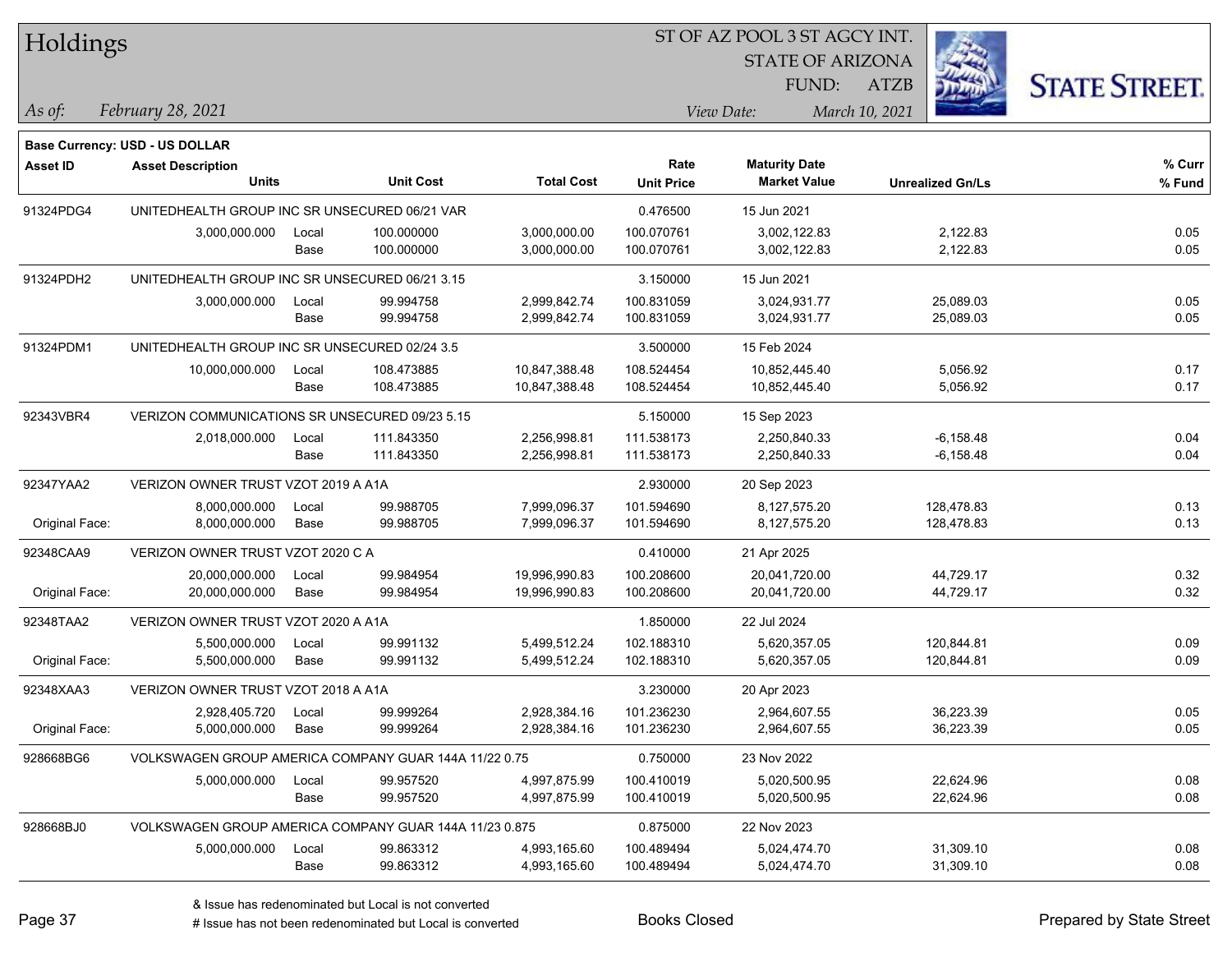# Holdings

ST OF AZ POOL 3 ST AGCY INT.
STATE OF ARIZONA
FUND: ATZB

*As of: February 28, 2021*
*View Date: March 10, 2021*

**Base Currency: USD - US DOLLAR**

| Asset ID | Asset Description / Units | | Unit Cost | Total Cost | Rate / Unit Price | Maturity Date / Market Value | Unrealized Gn/Ls | % Curr / % Fund |
|---|---|---|---|---|---|---|---|---|
| 91324PDG4 | UNITEDHEALTH GROUP INC SR UNSECURED 06/21 VAR | | | | 0.476500 | 15 Jun 2021 | | |
| | 3,000,000.000 | Local | 100.000000 | 3,000,000.00 | 100.070761 | 3,002,122.83 | 2,122.83 | 0.05 |
| | | Base | 100.000000 | 3,000,000.00 | 100.070761 | 3,002,122.83 | 2,122.83 | 0.05 |
| 91324PDH2 | UNITEDHEALTH GROUP INC SR UNSECURED 06/21 3.15 | | | | 3.150000 | 15 Jun 2021 | | |
| | 3,000,000.000 | Local | 99.994758 | 2,999,842.74 | 100.831059 | 3,024,931.77 | 25,089.03 | 0.05 |
| | | Base | 99.994758 | 2,999,842.74 | 100.831059 | 3,024,931.77 | 25,089.03 | 0.05 |
| 91324PDM1 | UNITEDHEALTH GROUP INC SR UNSECURED 02/24 3.5 | | | | 3.500000 | 15 Feb 2024 | | |
| | 10,000,000.000 | Local | 108.473885 | 10,847,388.48 | 108.524454 | 10,852,445.40 | 5,056.92 | 0.17 |
| | | Base | 108.473885 | 10,847,388.48 | 108.524454 | 10,852,445.40 | 5,056.92 | 0.17 |
| 92343VBR4 | VERIZON COMMUNICATIONS SR UNSECURED 09/23 5.15 | | | | 5.150000 | 15 Sep 2023 | | |
| | 2,018,000.000 | Local | 111.843350 | 2,256,998.81 | 111.538173 | 2,250,840.33 | -6,158.48 | 0.04 |
| | | Base | 111.843350 | 2,256,998.81 | 111.538173 | 2,250,840.33 | -6,158.48 | 0.04 |
| 92347YAA2 | VERIZON OWNER TRUST VZOT 2019 A A1A | | | | 2.930000 | 20 Sep 2023 | | |
| | 8,000,000.000 | Local | 99.988705 | 7,999,096.37 | 101.594690 | 8,127,575.20 | 128,478.83 | 0.13 |
| Original Face: | 8,000,000.000 | Base | 99.988705 | 7,999,096.37 | 101.594690 | 8,127,575.20 | 128,478.83 | 0.13 |
| 92348CAA9 | VERIZON OWNER TRUST VZOT 2020 C A | | | | 0.410000 | 21 Apr 2025 | | |
| | 20,000,000.000 | Local | 99.984954 | 19,996,990.83 | 100.208600 | 20,041,720.00 | 44,729.17 | 0.32 |
| Original Face: | 20,000,000.000 | Base | 99.984954 | 19,996,990.83 | 100.208600 | 20,041,720.00 | 44,729.17 | 0.32 |
| 92348TAA2 | VERIZON OWNER TRUST VZOT 2020 A A1A | | | | 1.850000 | 22 Jul 2024 | | |
| | 5,500,000.000 | Local | 99.991132 | 5,499,512.24 | 102.188310 | 5,620,357.05 | 120,844.81 | 0.09 |
| Original Face: | 5,500,000.000 | Base | 99.991132 | 5,499,512.24 | 102.188310 | 5,620,357.05 | 120,844.81 | 0.09 |
| 92348XAA3 | VERIZON OWNER TRUST VZOT 2018 A A1A | | | | 3.230000 | 20 Apr 2023 | | |
| | 2,928,405.720 | Local | 99.999264 | 2,928,384.16 | 101.236230 | 2,964,607.55 | 36,223.39 | 0.05 |
| Original Face: | 5,000,000.000 | Base | 99.999264 | 2,928,384.16 | 101.236230 | 2,964,607.55 | 36,223.39 | 0.05 |
| 928668BG6 | VOLKSWAGEN GROUP AMERICA COMPANY GUAR 144A 11/22 0.75 | | | | 0.750000 | 23 Nov 2022 | | |
| | 5,000,000.000 | Local | 99.957520 | 4,997,875.99 | 100.410019 | 5,020,500.95 | 22,624.96 | 0.08 |
| | | Base | 99.957520 | 4,997,875.99 | 100.410019 | 5,020,500.95 | 22,624.96 | 0.08 |
| 928668BJ0 | VOLKSWAGEN GROUP AMERICA COMPANY GUAR 144A 11/23 0.875 | | | | 0.875000 | 22 Nov 2023 | | |
| | 5,000,000.000 | Local | 99.863312 | 4,993,165.60 | 100.489494 | 5,024,474.70 | 31,309.10 | 0.08 |
| | | Base | 99.863312 | 4,993,165.60 | 100.489494 | 5,024,474.70 | 31,309.10 | 0.08 |

& Issue has redenominated but Local is not converted
# Issue has not been redenominated but Local is converted

Books Closed

Prepared by State Street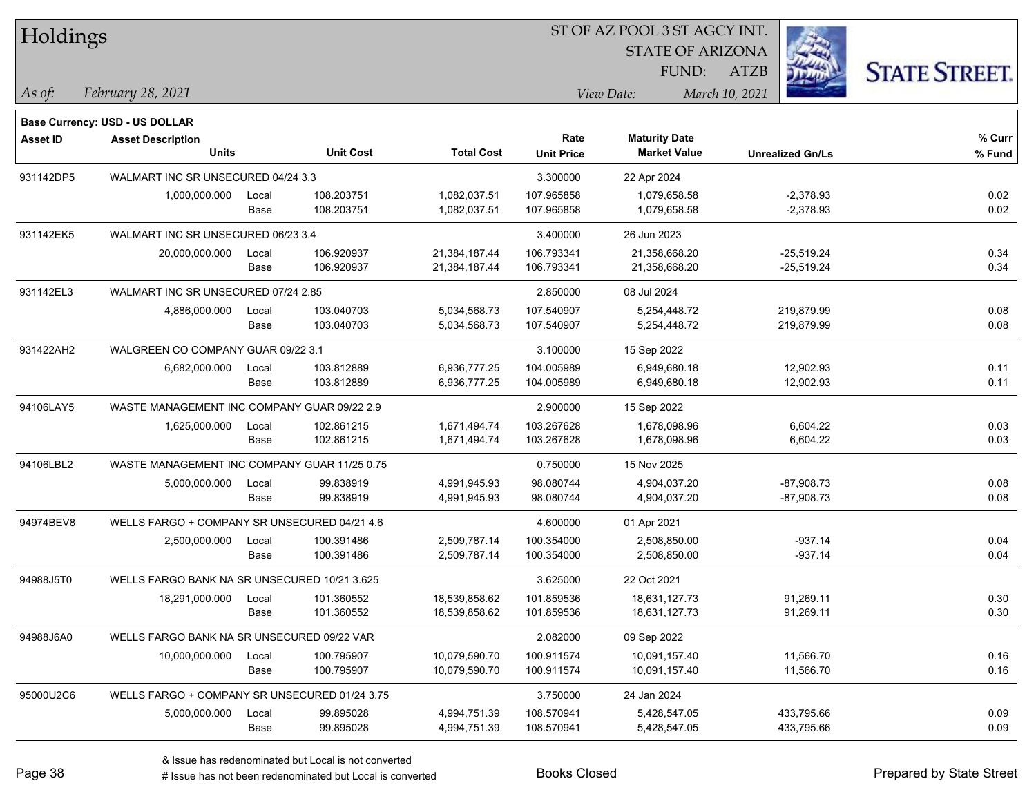# Holdings

ST OF AZ POOL 3 ST AGCY INT.
STATE OF ARIZONA
FUND: ATZB

*As of:* *February 28, 2021*
*View Date:* *March 10, 2021*

**Base Currency: USD - US DOLLAR**

| Asset ID | Asset Description / Units | | Unit Cost | Total Cost | Rate / Unit Price | Maturity Date / Market Value | Unrealized Gn/Ls | % Curr / % Fund |
|---|---|---|---|---|---|---|---|---|
| 931142DP5 | WALMART INC SR UNSECURED 04/24 3.3 | | | | 3.300000 | 22 Apr 2024 | | |
| | 1,000,000.000 | Local | 108.203751 | 1,082,037.51 | 107.965858 | 1,079,658.58 | -2,378.93 | 0.02 |
| | | Base | 108.203751 | 1,082,037.51 | 107.965858 | 1,079,658.58 | -2,378.93 | 0.02 |
| 931142EK5 | WALMART INC SR UNSECURED 06/23 3.4 | | | | 3.400000 | 26 Jun 2023 | | |
| | 20,000,000.000 | Local | 106.920937 | 21,384,187.44 | 106.793341 | 21,358,668.20 | -25,519.24 | 0.34 |
| | | Base | 106.920937 | 21,384,187.44 | 106.793341 | 21,358,668.20 | -25,519.24 | 0.34 |
| 931142EL3 | WALMART INC SR UNSECURED 07/24 2.85 | | | | 2.850000 | 08 Jul 2024 | | |
| | 4,886,000.000 | Local | 103.040703 | 5,034,568.73 | 107.540907 | 5,254,448.72 | 219,879.99 | 0.08 |
| | | Base | 103.040703 | 5,034,568.73 | 107.540907 | 5,254,448.72 | 219,879.99 | 0.08 |
| 931422AH2 | WALGREEN CO COMPANY GUAR 09/22 3.1 | | | | 3.100000 | 15 Sep 2022 | | |
| | 6,682,000.000 | Local | 103.812889 | 6,936,777.25 | 104.005989 | 6,949,680.18 | 12,902.93 | 0.11 |
| | | Base | 103.812889 | 6,936,777.25 | 104.005989 | 6,949,680.18 | 12,902.93 | 0.11 |
| 94106LAY5 | WASTE MANAGEMENT INC COMPANY GUAR 09/22 2.9 | | | | 2.900000 | 15 Sep 2022 | | |
| | 1,625,000.000 | Local | 102.861215 | 1,671,494.74 | 103.267628 | 1,678,098.96 | 6,604.22 | 0.03 |
| | | Base | 102.861215 | 1,671,494.74 | 103.267628 | 1,678,098.96 | 6,604.22 | 0.03 |
| 94106LBL2 | WASTE MANAGEMENT INC COMPANY GUAR 11/25 0.75 | | | | 0.750000 | 15 Nov 2025 | | |
| | 5,000,000.000 | Local | 99.838919 | 4,991,945.93 | 98.080744 | 4,904,037.20 | -87,908.73 | 0.08 |
| | | Base | 99.838919 | 4,991,945.93 | 98.080744 | 4,904,037.20 | -87,908.73 | 0.08 |
| 94974BEV8 | WELLS FARGO + COMPANY SR UNSECURED 04/21 4.6 | | | | 4.600000 | 01 Apr 2021 | | |
| | 2,500,000.000 | Local | 100.391486 | 2,509,787.14 | 100.354000 | 2,508,850.00 | -937.14 | 0.04 |
| | | Base | 100.391486 | 2,509,787.14 | 100.354000 | 2,508,850.00 | -937.14 | 0.04 |
| 94988J5T0 | WELLS FARGO BANK NA SR UNSECURED 10/21 3.625 | | | | 3.625000 | 22 Oct 2021 | | |
| | 18,291,000.000 | Local | 101.360552 | 18,539,858.62 | 101.859536 | 18,631,127.73 | 91,269.11 | 0.30 |
| | | Base | 101.360552 | 18,539,858.62 | 101.859536 | 18,631,127.73 | 91,269.11 | 0.30 |
| 94988J6A0 | WELLS FARGO BANK NA SR UNSECURED 09/22 VAR | | | | 2.082000 | 09 Sep 2022 | | |
| | 10,000,000.000 | Local | 100.795907 | 10,079,590.70 | 100.911574 | 10,091,157.40 | 11,566.70 | 0.16 |
| | | Base | 100.795907 | 10,079,590.70 | 100.911574 | 10,091,157.40 | 11,566.70 | 0.16 |
| 95000U2C6 | WELLS FARGO + COMPANY SR UNSECURED 01/24 3.75 | | | | 3.750000 | 24 Jan 2024 | | |
| | 5,000,000.000 | Local | 99.895028 | 4,994,751.39 | 108.570941 | 5,428,547.05 | 433,795.66 | 0.09 |
| | | Base | 99.895028 | 4,994,751.39 | 108.570941 | 5,428,547.05 | 433,795.66 | 0.09 |

& Issue has redenominated but Local is not converted
# Issue has not been redenominated but Local is converted

Books Closed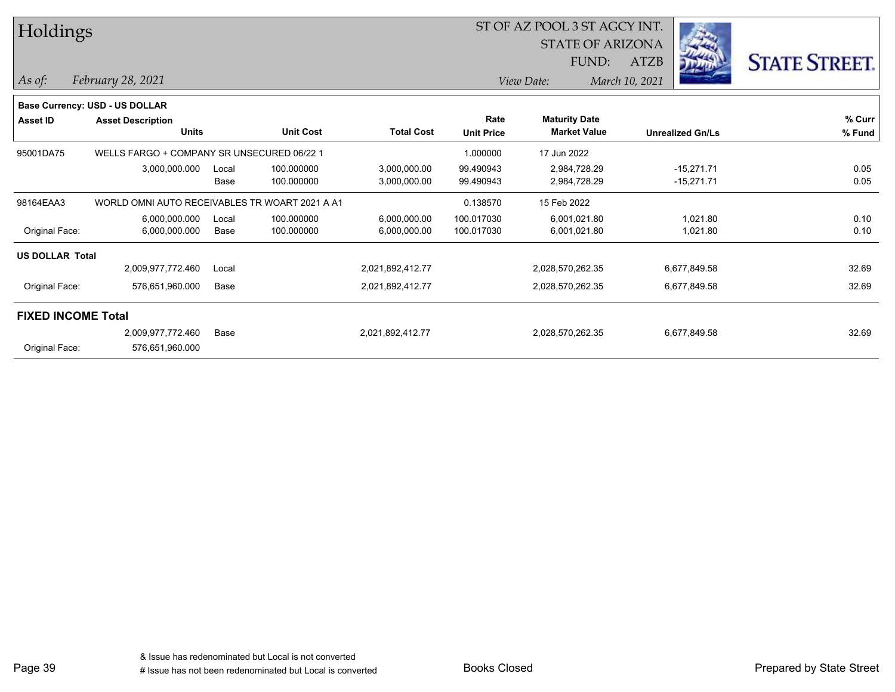# Holdings

ST OF AZ POOL 3 ST AGCY INT.
STATE OF ARIZONA
FUND: ATZB

*As of:* *February 28, 2021*

*View Date:* *March 10, 2021*

**Base Currency: USD - US DOLLAR**

| Asset ID | Asset Description / Units | | Unit Cost | Total Cost | Rate / Unit Price | Maturity Date / Market Value | Unrealized Gn/Ls | % Curr / % Fund |
|---|---|---|---|---|---|---|---|---|
| 95001DA75 | WELLS FARGO + COMPANY SR UNSECURED 06/22 1 | | | | 1.000000 | 17 Jun 2022 | | |
| | 3,000,000.000 | Local | 100.000000 | 3,000,000.00 | 99.490943 | 2,984,728.29 | -15,271.71 | 0.05 |
| | | Base | 100.000000 | 3,000,000.00 | 99.490943 | 2,984,728.29 | -15,271.71 | 0.05 |
| 98164EAA3 | WORLD OMNI AUTO RECEIVABLES TR WOART 2021 A A1 | | | | 0.138570 | 15 Feb 2022 | | |
| | 6,000,000.000 | Local | 100.000000 | 6,000,000.00 | 100.017030 | 6,001,021.80 | 1,021.80 | 0.10 |
| Original Face: | 6,000,000.000 | Base | 100.000000 | 6,000,000.00 | 100.017030 | 6,001,021.80 | 1,021.80 | 0.10 |
| **US DOLLAR Total** | | | | | | | | |
| | 2,009,977,772.460 | Local | | 2,021,892,412.77 | | 2,028,570,262.35 | 6,677,849.58 | 32.69 |
| Original Face: | 576,651,960.000 | Base | | 2,021,892,412.77 | | 2,028,570,262.35 | 6,677,849.58 | 32.69 |
| **FIXED INCOME Total** | | | | | | | | |
| | 2,009,977,772.460 | Base | | 2,021,892,412.77 | | 2,028,570,262.35 | 6,677,849.58 | 32.69 |
| Original Face: | 576,651,960.000 | | | | | | | |

& Issue has redenominated but Local is not converted
# Issue has not been redenominated but Local is converted

Books Closed

Prepared by State Street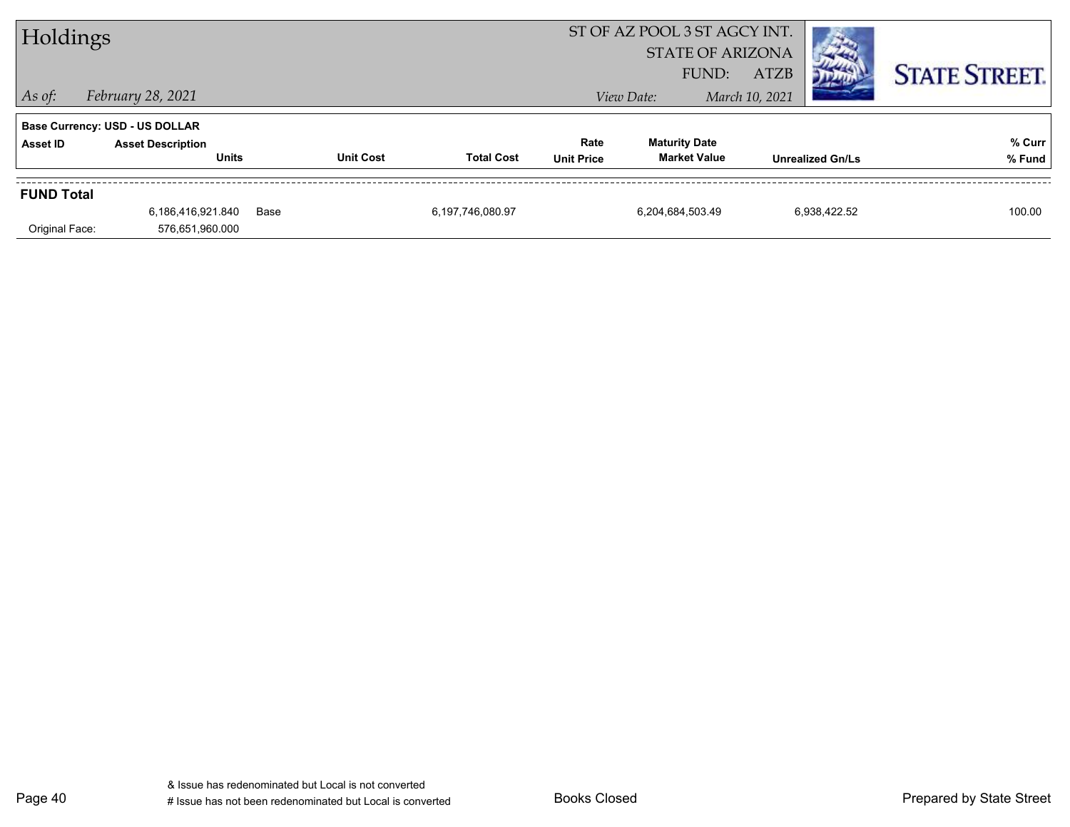# Holdings

ST OF AZ POOL 3 ST AGCY INT.
STATE OF ARIZONA
FUND: ATZB

*As of:* *February 28, 2021*

*View Date:* *March 10, 2021*

STATE STREET.

**Base Currency: USD - US DOLLAR**

| Asset ID | Asset Description / Units | | Unit Cost | Total Cost | Rate / Unit Price | Maturity Date / Market Value | Unrealized Gn/Ls | % Curr / % Fund |
|---|---|---|---|---|---|---|---|---|
| **FUND Total** | | | | | | | | |
| | 6,186,416,921.840 | Base | | 6,197,746,080.97 | | 6,204,684,503.49 | 6,938,422.52 | 100.00 |
| Original Face: | 576,651,960.000 | | | | | | | |

& Issue has redenominated but Local is not converted
# Issue has not been redenominated but Local is converted

Books Closed

Prepared by State Street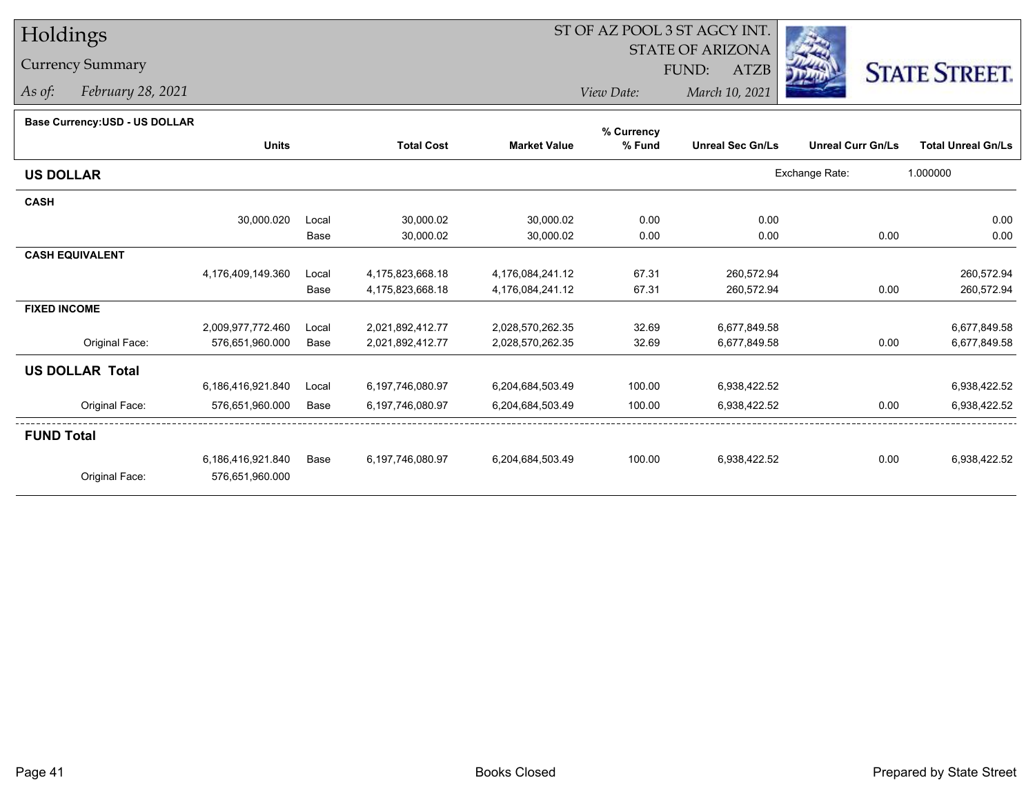# Holdings

## Currency Summary

*As of:* *February 28, 2021*

ST OF AZ POOL 3 ST AGCY INT.
STATE OF ARIZONA
FUND: ATZB
*View Date:* *March 10, 2021*

STATE STREET.

**Base Currency:USD - US DOLLAR**

| | Units | | Total Cost | Market Value | % Currency % Fund | Unreal Sec Gn/Ls | Unreal Curr Gn/Ls | Total Unreal Gn/Ls |
|---|---|---|---|---|---|---|---|---|
| **US DOLLAR** | | | | | | Exchange Rate: | 1.000000 | |
| **CASH** | | | | | | | | |
| | 30,000.020 | Local | 30,000.02 | 30,000.02 | 0.00 | 0.00 | | 0.00 |
| | | Base | 30,000.02 | 30,000.02 | 0.00 | 0.00 | 0.00 | 0.00 |
| **CASH EQUIVALENT** | | | | | | | | |
| | 4,176,409,149.360 | Local | 4,175,823,668.18 | 4,176,084,241.12 | 67.31 | 260,572.94 | | 260,572.94 |
| | | Base | 4,175,823,668.18 | 4,176,084,241.12 | 67.31 | 260,572.94 | 0.00 | 260,572.94 |
| **FIXED INCOME** | | | | | | | | |
| | 2,009,977,772.460 | Local | 2,021,892,412.77 | 2,028,570,262.35 | 32.69 | 6,677,849.58 | | 6,677,849.58 |
| Original Face: | 576,651,960.000 | Base | 2,021,892,412.77 | 2,028,570,262.35 | 32.69 | 6,677,849.58 | 0.00 | 6,677,849.58 |
| **US DOLLAR Total** | | | | | | | | |
| | 6,186,416,921.840 | Local | 6,197,746,080.97 | 6,204,684,503.49 | 100.00 | 6,938,422.52 | | 6,938,422.52 |
| Original Face: | 576,651,960.000 | Base | 6,197,746,080.97 | 6,204,684,503.49 | 100.00 | 6,938,422.52 | 0.00 | 6,938,422.52 |
| **FUND Total** | | | | | | | | |
| | 6,186,416,921.840 | Base | 6,197,746,080.97 | 6,204,684,503.49 | 100.00 | 6,938,422.52 | 0.00 | 6,938,422.52 |
| Original Face: | 576,651,960.000 | | | | | | | |

Books Closed

Prepared by State Street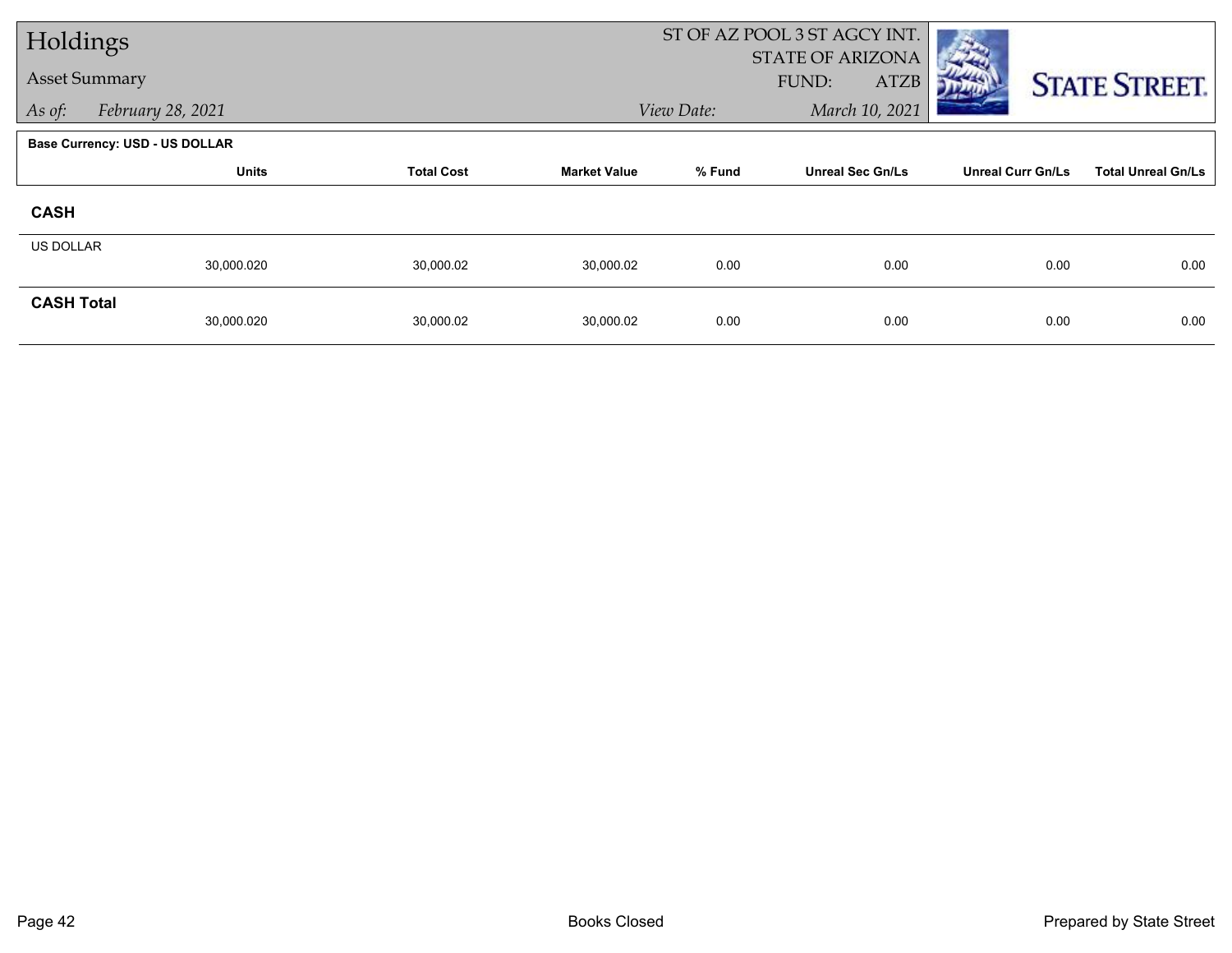# Holdings

Asset Summary

*As of:* *February 28, 2021*

ST OF AZ POOL 3 ST AGCY INT.
STATE OF ARIZONA
FUND: ATZB

*View Date:* *March 10, 2021*

**Base Currency: USD - US DOLLAR**

| | Units | Total Cost | Market Value | % Fund | Unreal Sec Gn/Ls | Unreal Curr Gn/Ls | Total Unreal Gn/Ls |
|---|---|---|---|---|---|---|---|
| **CASH** | | | | | | | |
| US DOLLAR | 30,000.020 | 30,000.02 | 30,000.02 | 0.00 | 0.00 | 0.00 | 0.00 |
| **CASH Total** | 30,000.020 | 30,000.02 | 30,000.02 | 0.00 | 0.00 | 0.00 | 0.00 |

Books Closed

Prepared by State Street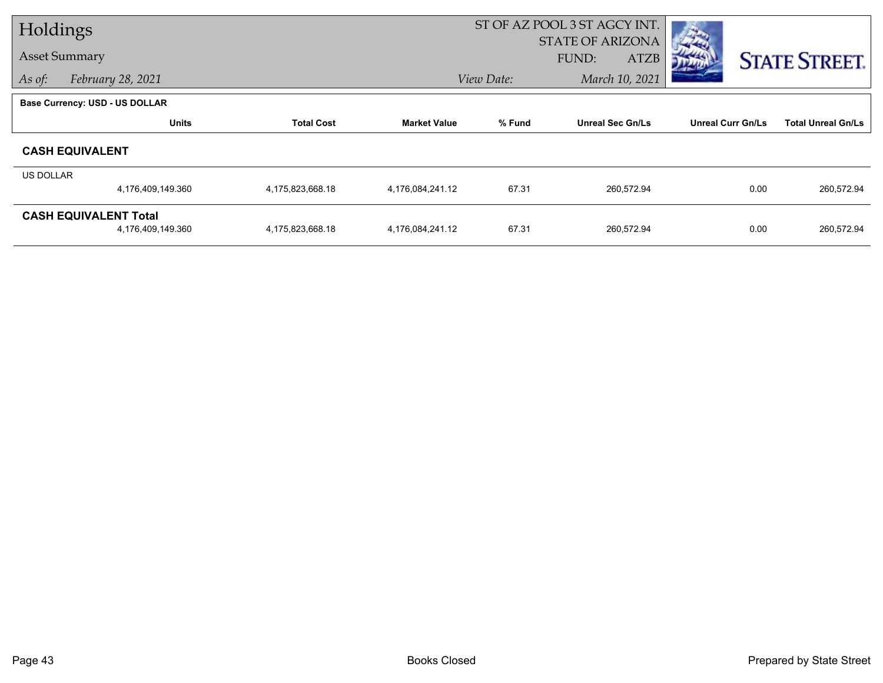# Holdings

## Asset Summary

*As of:* *February 28, 2021*

ST OF AZ POOL 3 ST AGCY INT.
STATE OF ARIZONA
FUND: ATZB
*View Date:* *March 10, 2021*

STATE STREET.

**Base Currency: USD - US DOLLAR**

| | Units | Total Cost | Market Value | % Fund | Unreal Sec Gn/Ls | Unreal Curr Gn/Ls | Total Unreal Gn/Ls |
|---|---|---|---|---|---|---|---|
| **CASH EQUIVALENT** | | | | | | | |
| US DOLLAR | 4,176,409,149.360 | 4,175,823,668.18 | 4,176,084,241.12 | 67.31 | 260,572.94 | 0.00 | 260,572.94 |
| **CASH EQUIVALENT Total** | 4,176,409,149.360 | 4,175,823,668.18 | 4,176,084,241.12 | 67.31 | 260,572.94 | 0.00 | 260,572.94 |

Books Closed

Prepared by State Street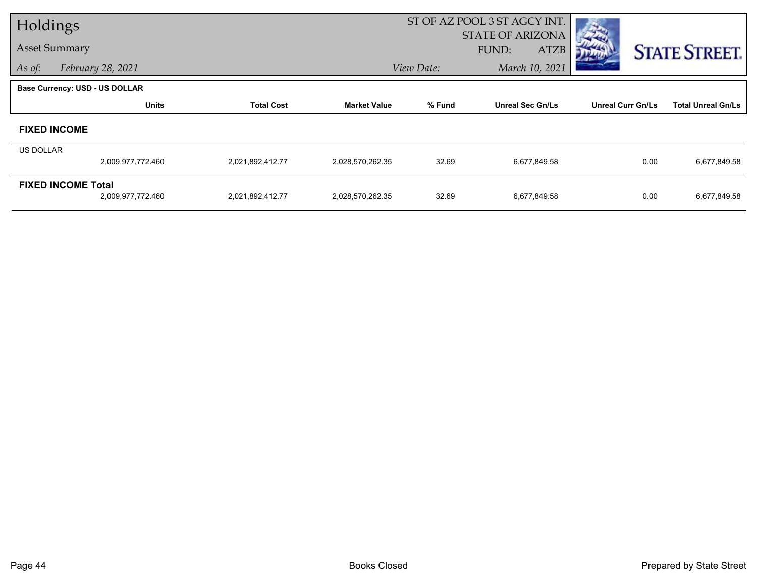# Holdings

**Asset Summary**

*As of:* *February 28, 2021*

ST OF AZ POOL 3 ST AGCY INT.
STATE OF ARIZONA
FUND: ATZB

*View Date:* *March 10, 2021*

STATE STREET.

**Base Currency: USD - US DOLLAR**

| | Units | Total Cost | Market Value | % Fund | Unreal Sec Gn/Ls | Unreal Curr Gn/Ls | Total Unreal Gn/Ls |
|---|---|---|---|---|---|---|---|
| **FIXED INCOME** | | | | | | | |
| US DOLLAR | 2,009,977,772.460 | 2,021,892,412.77 | 2,028,570,262.35 | 32.69 | 6,677,849.58 | 0.00 | 6,677,849.58 |
| **FIXED INCOME Total** | 2,009,977,772.460 | 2,021,892,412.77 | 2,028,570,262.35 | 32.69 | 6,677,849.58 | 0.00 | 6,677,849.58 |

Books Closed

Prepared by State Street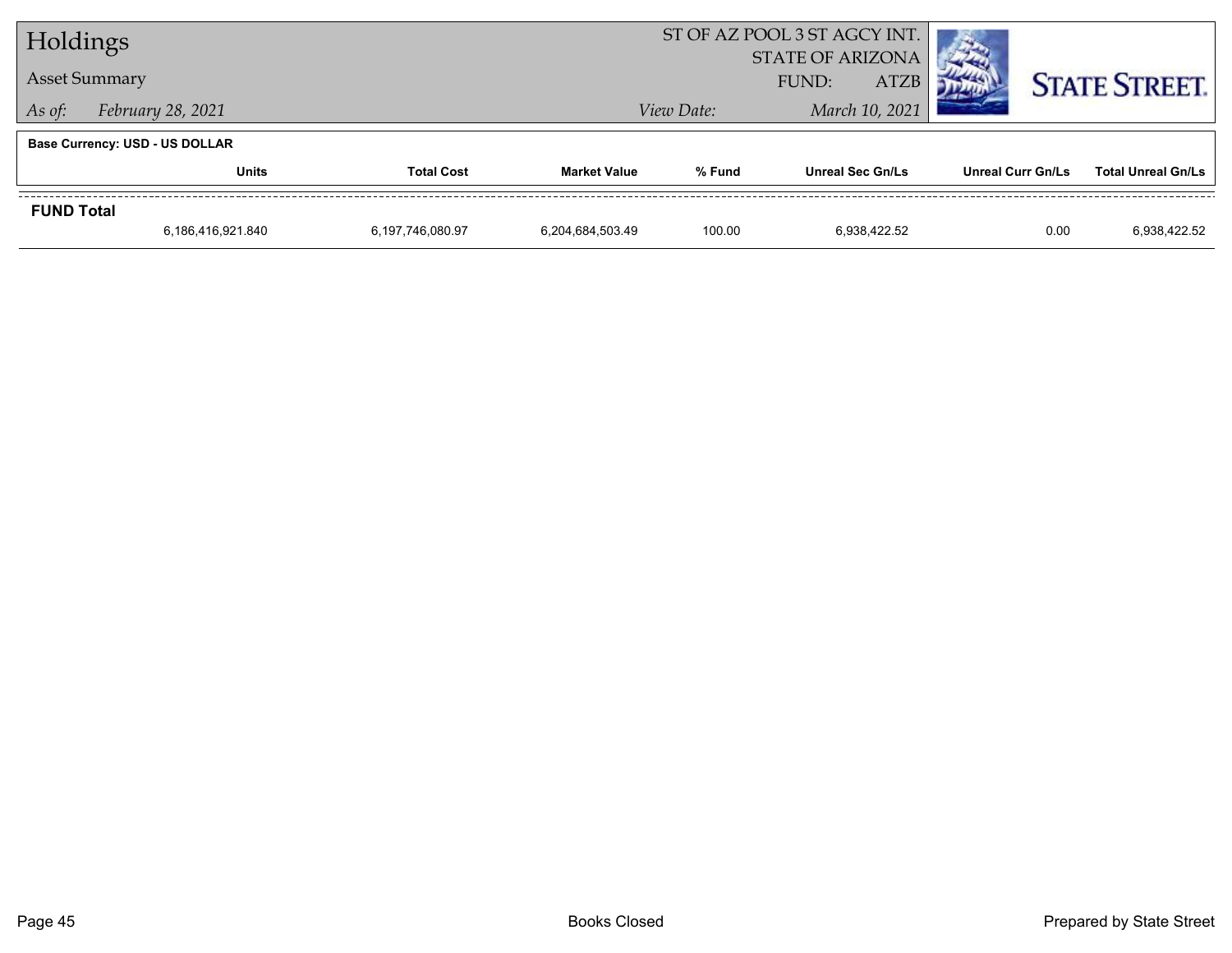# Holdings

## Asset Summary

*As of:* *February 28, 2021*

ST OF AZ POOL 3 ST AGCY INT.
STATE OF ARIZONA
FUND: ATZB
*View Date:* *March 10, 2021*

STATE STREET.

**Base Currency: USD - US DOLLAR**

| | Units | Total Cost | Market Value | % Fund | Unreal Sec Gn/Ls | Unreal Curr Gn/Ls | Total Unreal Gn/Ls |
|---|---|---|---|---|---|---|---|
| **FUND Total** | 6,186,416,921.840 | 6,197,746,080.97 | 6,204,684,503.49 | 100.00 | 6,938,422.52 | 0.00 | 6,938,422.52 |

Books Closed

Prepared by State Street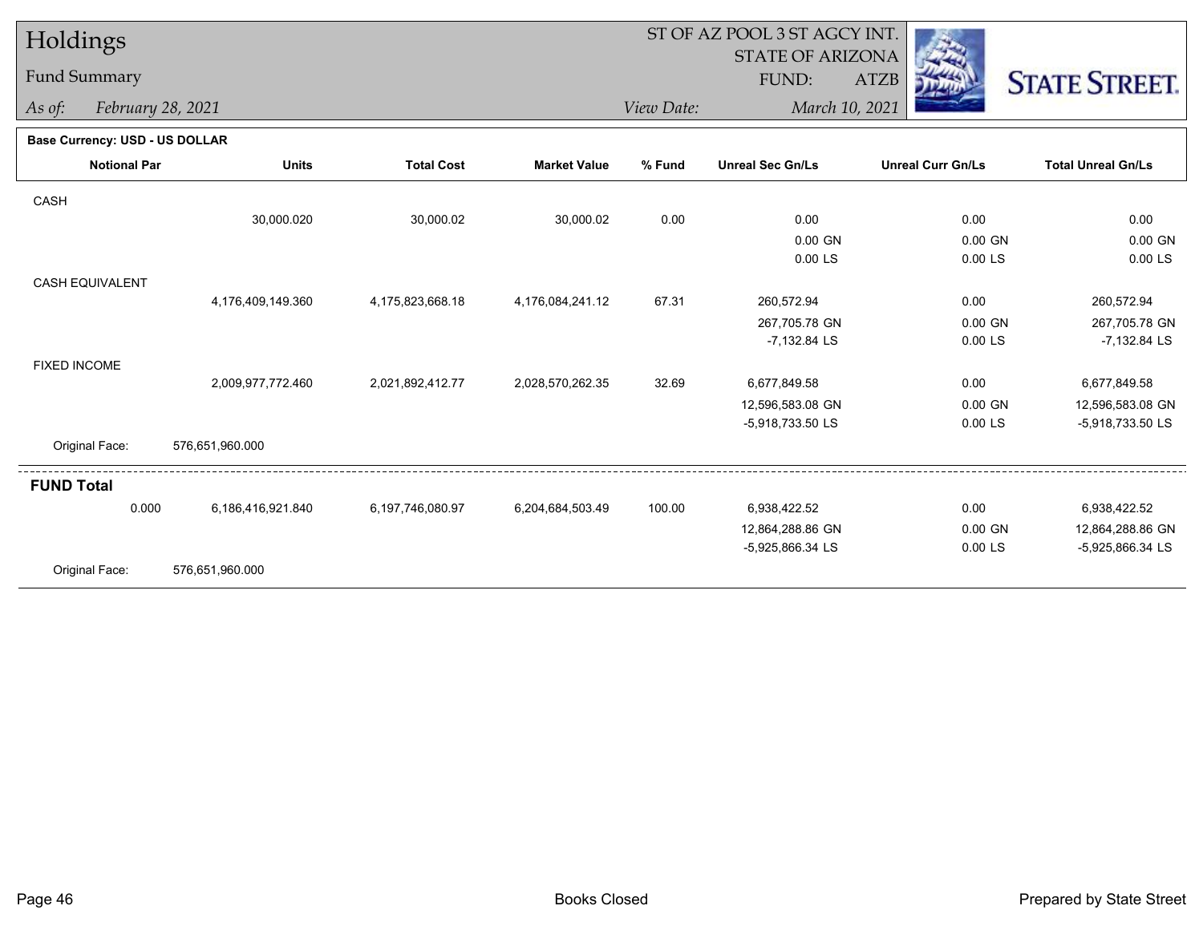# Holdings

Fund Summary

*As of:* *February 28, 2021*

ST OF AZ POOL 3 ST AGCY INT.
STATE OF ARIZONA
FUND: ATZB

*View Date:* *March 10, 2021*

**Base Currency: USD - US DOLLAR**

| Notional Par | Units | Total Cost | Market Value | % Fund | Unreal Sec Gn/Ls | Unreal Curr Gn/Ls | Total Unreal Gn/Ls |
|---|---|---|---|---|---|---|---|
| CASH | | | | | | | |
| | 30,000.020 | 30,000.02 | 30,000.02 | 0.00 | 0.00 | 0.00 | 0.00 |
| | | | | | 0.00 GN | 0.00 GN | 0.00 GN |
| | | | | | 0.00 LS | 0.00 LS | 0.00 LS |
| CASH EQUIVALENT | | | | | | | |
| | 4,176,409,149.360 | 4,175,823,668.18 | 4,176,084,241.12 | 67.31 | 260,572.94 | 0.00 | 260,572.94 |
| | | | | | 267,705.78 GN | 0.00 GN | 267,705.78 GN |
| | | | | | -7,132.84 LS | 0.00 LS | -7,132.84 LS |
| FIXED INCOME | | | | | | | |
| | 2,009,977,772.460 | 2,021,892,412.77 | 2,028,570,262.35 | 32.69 | 6,677,849.58 | 0.00 | 6,677,849.58 |
| | | | | | 12,596,583.08 GN | 0.00 GN | 12,596,583.08 GN |
| | | | | | -5,918,733.50 LS | 0.00 LS | -5,918,733.50 LS |
| Original Face: | 576,651,960.000 | | | | | | |
| **FUND Total** | | | | | | | |
| 0.000 | 6,186,416,921.840 | 6,197,746,080.97 | 6,204,684,503.49 | 100.00 | 6,938,422.52 | 0.00 | 6,938,422.52 |
| | | | | | 12,864,288.86 GN | 0.00 GN | 12,864,288.86 GN |
| | | | | | -5,925,866.34 LS | 0.00 LS | -5,925,866.34 LS |
| Original Face: | 576,651,960.000 | | | | | | |

Books Closed

Prepared by State Street